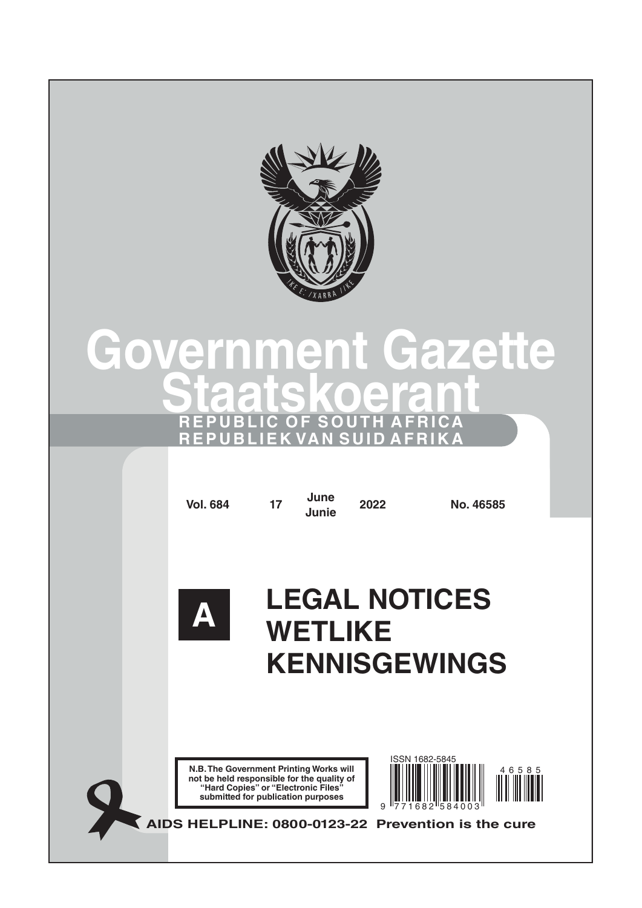# Government Gazette
# Staatskoerant

**REPUBLIC OF SOUTH AFRICA**
**REPUBLIEK VAN SUID AFRIKA**

| Vol. 684 | 17 | June / Junie | 2022 | No. 46585 |
|---|---|---|---|---|

# A LEGAL NOTICES
# WETLIKE KENNISGEWINGS

**N.B. The Government Printing Works will not be held responsible for the quality of "Hard Copies" or "Electronic Files" submitted for publication purposes**

ISSN 1682-5845

9 771682 584003

46585

**AIDS HELPLINE: 0800-0123-22 Prevention is the cure**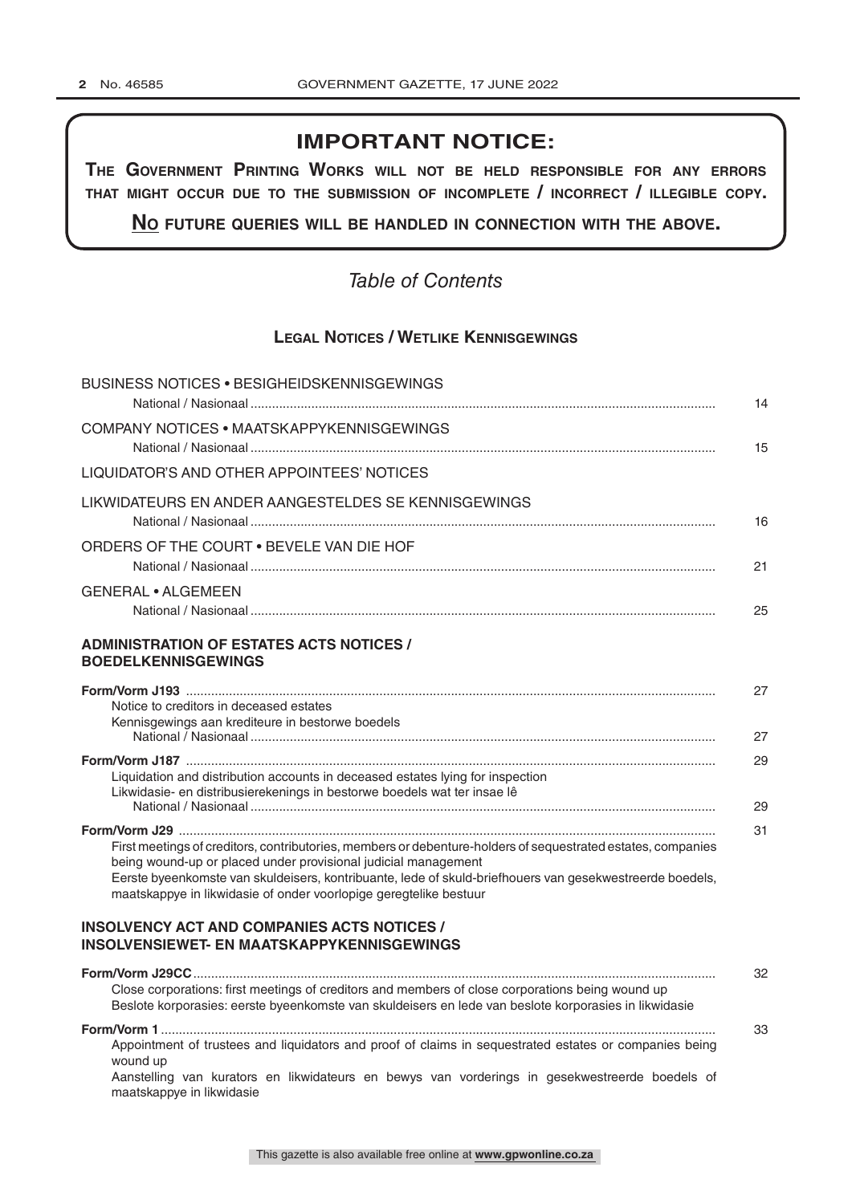## IMPORTANT NOTICE:

**THE GOVERNMENT PRINTING WORKS WILL NOT BE HELD RESPONSIBLE FOR ANY ERRORS THAT MIGHT OCCUR DUE TO THE SUBMISSION OF INCOMPLETE / INCORRECT / ILLEGIBLE COPY.**

**NO FUTURE QUERIES WILL BE HANDLED IN CONNECTION WITH THE ABOVE.**

*Table of Contents*

### LEGAL NOTICES / WETLIKE KENNISGEWINGS

BUSINESS NOTICES • BESIGHEIDSKENNISGEWINGS
National / Nasionaal ..... 14

COMPANY NOTICES • MAATSKAPPYKENNISGEWINGS
National / Nasionaal ..... 15

LIQUIDATOR'S AND OTHER APPOINTEES' NOTICES

LIKWIDATEURS EN ANDER AANGESTELDES SE KENNISGEWINGS
National / Nasionaal ..... 16

ORDERS OF THE COURT • BEVELE VAN DIE HOF
National / Nasionaal ..... 21

GENERAL • ALGEMEEN
National / Nasionaal ..... 25

**ADMINISTRATION OF ESTATES ACTS NOTICES / BOEDELKENNISGEWINGS**

**Form/Vorm J193** ..... 27
Notice to creditors in deceased estates
Kennisgewings aan krediteure in bestorwe boedels
National / Nasionaal ..... 27

**Form/Vorm J187** ..... 29
Liquidation and distribution accounts in deceased estates lying for inspection
Likwidasie- en distribusierekenings in bestorwe boedels wat ter insae lê
National / Nasionaal ..... 29

**Form/Vorm J29** ..... 31
First meetings of creditors, contributories, members or debenture-holders of sequestrated estates, companies being wound-up or placed under provisional judicial management
Eerste byeenkomste van skuldeisers, kontribuante, lede of skuld-briefhouers van gesekwestreerde boedels, maatskappye in likwidasie of onder voorlopige geregtelike bestuur

**INSOLVENCY ACT AND COMPANIES ACTS NOTICES / INSOLVENSIEWET- EN MAATSKAPPYKENNISGEWINGS**

**Form/Vorm J29CC** ..... 32
Close corporations: first meetings of creditors and members of close corporations being wound up
Beslote korporasies: eerste byeenkomste van skuldeisers en lede van beslote korporasies in likwidasie

**Form/Vorm 1** ..... 33
Appointment of trustees and liquidators and proof of claims in sequestrated estates or companies being wound up
Aanstelling van kurators en likwidateurs en bewys van vorderings in gesekwestreerde boedels of maatskappye in likwidasie

This gazette is also available free online at **www.gpwonline.co.za**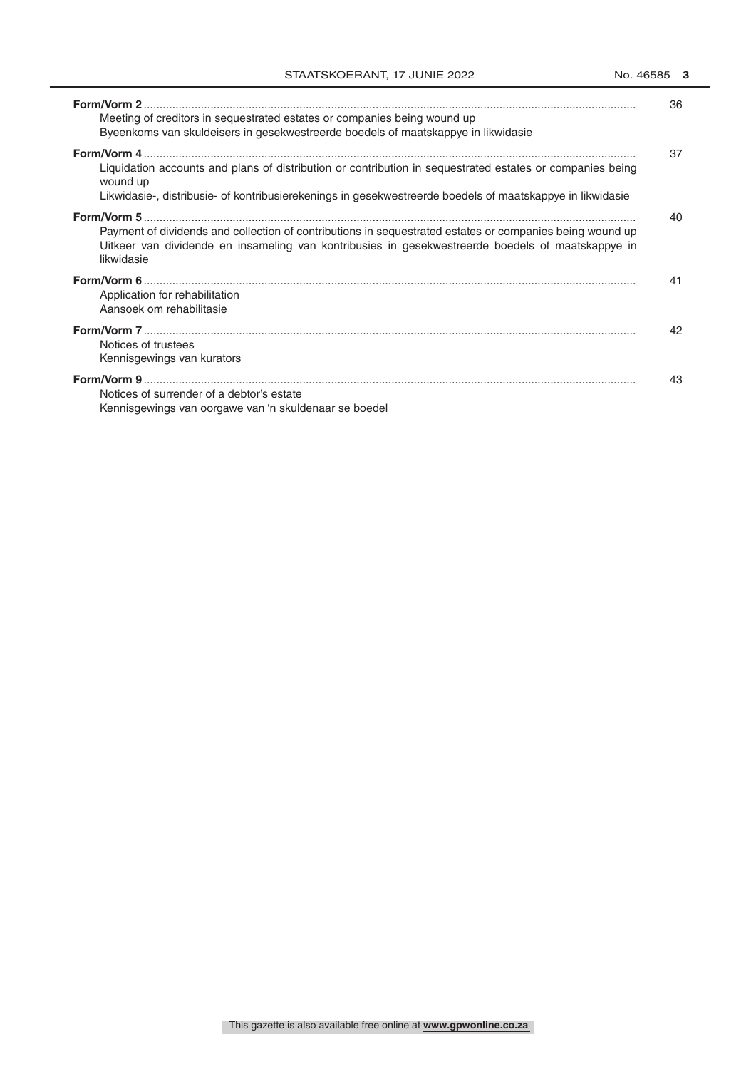| | |
|---|---|
| **Form/Vorm 2**<br>Meeting of creditors in sequestrated estates or companies being wound up<br>Byeenkoms van skuldeisers in gesekwestreerde boedels of maatskappye in likwidasie | 36 |
| **Form/Vorm 4**<br>Liquidation accounts and plans of distribution or contribution in sequestrated estates or companies being wound up<br>Likwidasie-, distribusie- of kontribusierekenings in gesekwestreerde boedels of maatskappye in likwidasie | 37 |
| **Form/Vorm 5**<br>Payment of dividends and collection of contributions in sequestrated estates or companies being wound up<br>Uitkeer van dividende en insameling van kontribusies in gesekwestreerde boedels of maatskappye in likwidasie | 40 |
| **Form/Vorm 6**<br>Application for rehabilitation<br>Aansoek om rehabilitasie | 41 |
| **Form/Vorm 7**<br>Notices of trustees<br>Kennisgewings van kurators | 42 |
| **Form/Vorm 9**<br>Notices of surrender of a debtor's estate<br>Kennisgewings van oorgawe van 'n skuldenaar se boedel | 43 |

This gazette is also available free online at **www.gpwonline.co.za**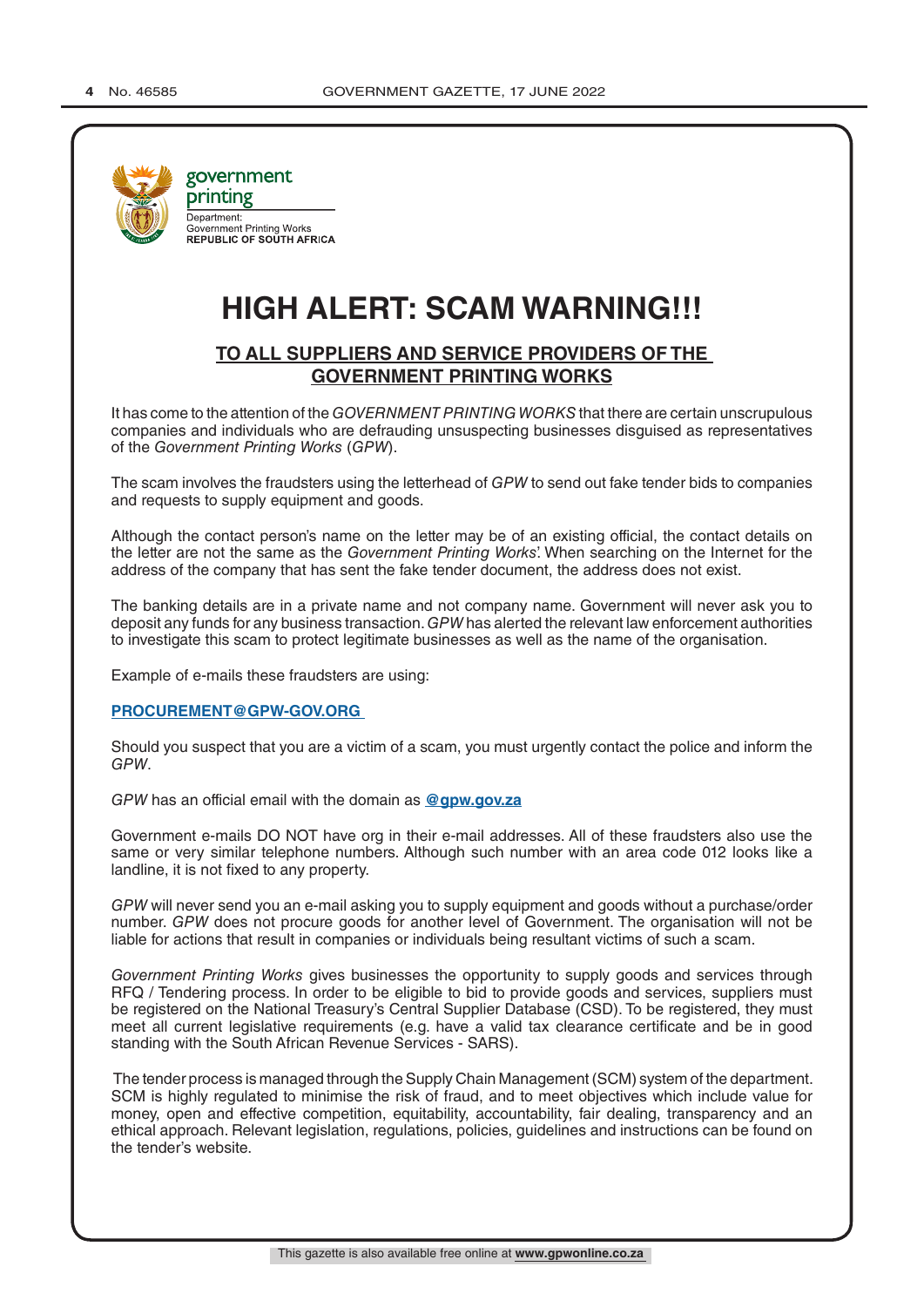government printing

Department:
Government Printing Works
**REPUBLIC OF SOUTH AFRICA**

# HIGH ALERT: SCAM WARNING!!!

## TO ALL SUPPLIERS AND SERVICE PROVIDERS OF THE GOVERNMENT PRINTING WORKS

It has come to the attention of the *GOVERNMENT PRINTING WORKS* that there are certain unscrupulous companies and individuals who are defrauding unsuspecting businesses disguised as representatives of the *Government Printing Works* (*GPW*).

The scam involves the fraudsters using the letterhead of *GPW* to send out fake tender bids to companies and requests to supply equipment and goods.

Although the contact person's name on the letter may be of an existing official, the contact details on the letter are not the same as the *Government Printing Works*'. When searching on the Internet for the address of the company that has sent the fake tender document, the address does not exist.

The banking details are in a private name and not company name. Government will never ask you to deposit any funds for any business transaction. *GPW* has alerted the relevant law enforcement authorities to investigate this scam to protect legitimate businesses as well as the name of the organisation.

Example of e-mails these fraudsters are using:

**PROCUREMENT@GPW-GOV.ORG**

Should you suspect that you are a victim of a scam, you must urgently contact the police and inform the *GPW*.

*GPW* has an official email with the domain as **@gpw.gov.za**

Government e-mails DO NOT have org in their e-mail addresses. All of these fraudsters also use the same or very similar telephone numbers. Although such number with an area code 012 looks like a landline, it is not fixed to any property.

*GPW* will never send you an e-mail asking you to supply equipment and goods without a purchase/order number. *GPW* does not procure goods for another level of Government. The organisation will not be liable for actions that result in companies or individuals being resultant victims of such a scam.

*Government Printing Works* gives businesses the opportunity to supply goods and services through RFQ / Tendering process. In order to be eligible to bid to provide goods and services, suppliers must be registered on the National Treasury's Central Supplier Database (CSD). To be registered, they must meet all current legislative requirements (e.g. have a valid tax clearance certificate and be in good standing with the South African Revenue Services - SARS).

The tender process is managed through the Supply Chain Management (SCM) system of the department. SCM is highly regulated to minimise the risk of fraud, and to meet objectives which include value for money, open and effective competition, equitability, accountability, fair dealing, transparency and an ethical approach. Relevant legislation, regulations, policies, guidelines and instructions can be found on the tender's website.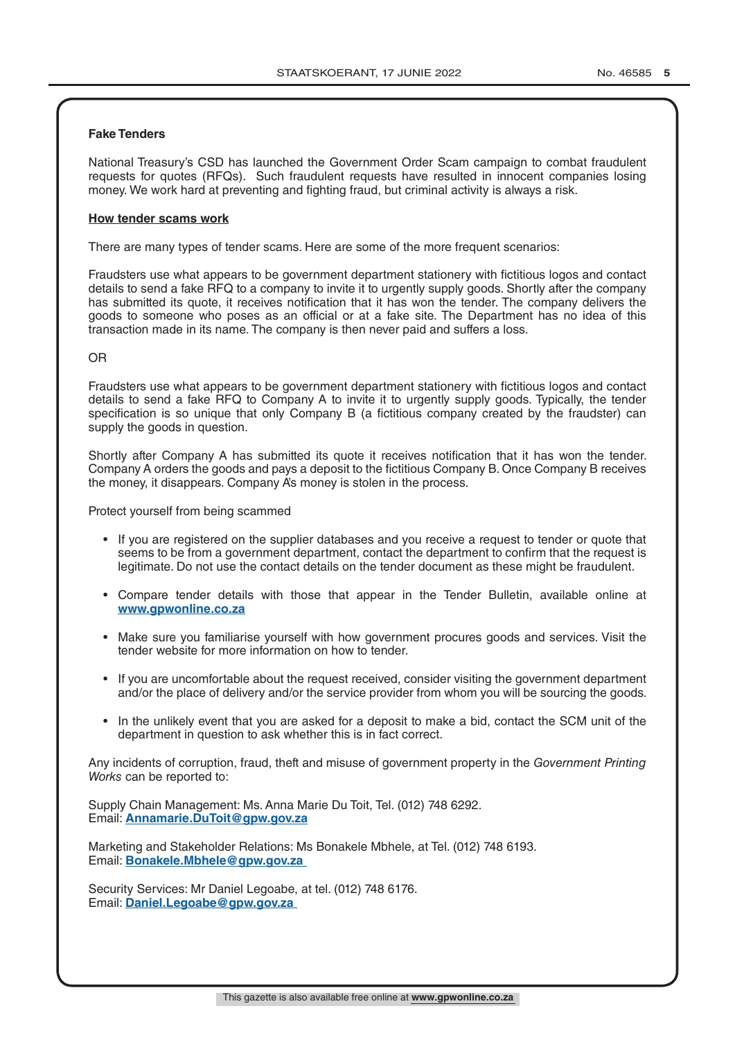**Fake Tenders**

National Treasury's CSD has launched the Government Order Scam campaign to combat fraudulent requests for quotes (RFQs). Such fraudulent requests have resulted in innocent companies losing money. We work hard at preventing and fighting fraud, but criminal activity is always a risk.

**How tender scams work**

There are many types of tender scams. Here are some of the more frequent scenarios:

Fraudsters use what appears to be government department stationery with fictitious logos and contact details to send a fake RFQ to a company to invite it to urgently supply goods. Shortly after the company has submitted its quote, it receives notification that it has won the tender. The company delivers the goods to someone who poses as an official or at a fake site. The Department has no idea of this transaction made in its name. The company is then never paid and suffers a loss.

OR

Fraudsters use what appears to be government department stationery with fictitious logos and contact details to send a fake RFQ to Company A to invite it to urgently supply goods. Typically, the tender specification is so unique that only Company B (a fictitious company created by the fraudster) can supply the goods in question.

Shortly after Company A has submitted its quote it receives notification that it has won the tender. Company A orders the goods and pays a deposit to the fictitious Company B. Once Company B receives the money, it disappears. Company A's money is stolen in the process.

Protect yourself from being scammed

- If you are registered on the supplier databases and you receive a request to tender or quote that seems to be from a government department, contact the department to confirm that the request is legitimate. Do not use the contact details on the tender document as these might be fraudulent.
- Compare tender details with those that appear in the Tender Bulletin, available online at **www.gpwonline.co.za**
- Make sure you familiarise yourself with how government procures goods and services. Visit the tender website for more information on how to tender.
- If you are uncomfortable about the request received, consider visiting the government department and/or the place of delivery and/or the service provider from whom you will be sourcing the goods.
- In the unlikely event that you are asked for a deposit to make a bid, contact the SCM unit of the department in question to ask whether this is in fact correct.

Any incidents of corruption, fraud, theft and misuse of government property in the *Government Printing Works* can be reported to:

Supply Chain Management: Ms. Anna Marie Du Toit, Tel. (012) 748 6292.
Email: **Annamarie.DuToit@gpw.gov.za**

Marketing and Stakeholder Relations: Ms Bonakele Mbhele, at Tel. (012) 748 6193.
Email: **Bonakele.Mbhele@gpw.gov.za**

Security Services: Mr Daniel Legoabe, at tel. (012) 748 6176.
Email: **Daniel.Legoabe@gpw.gov.za**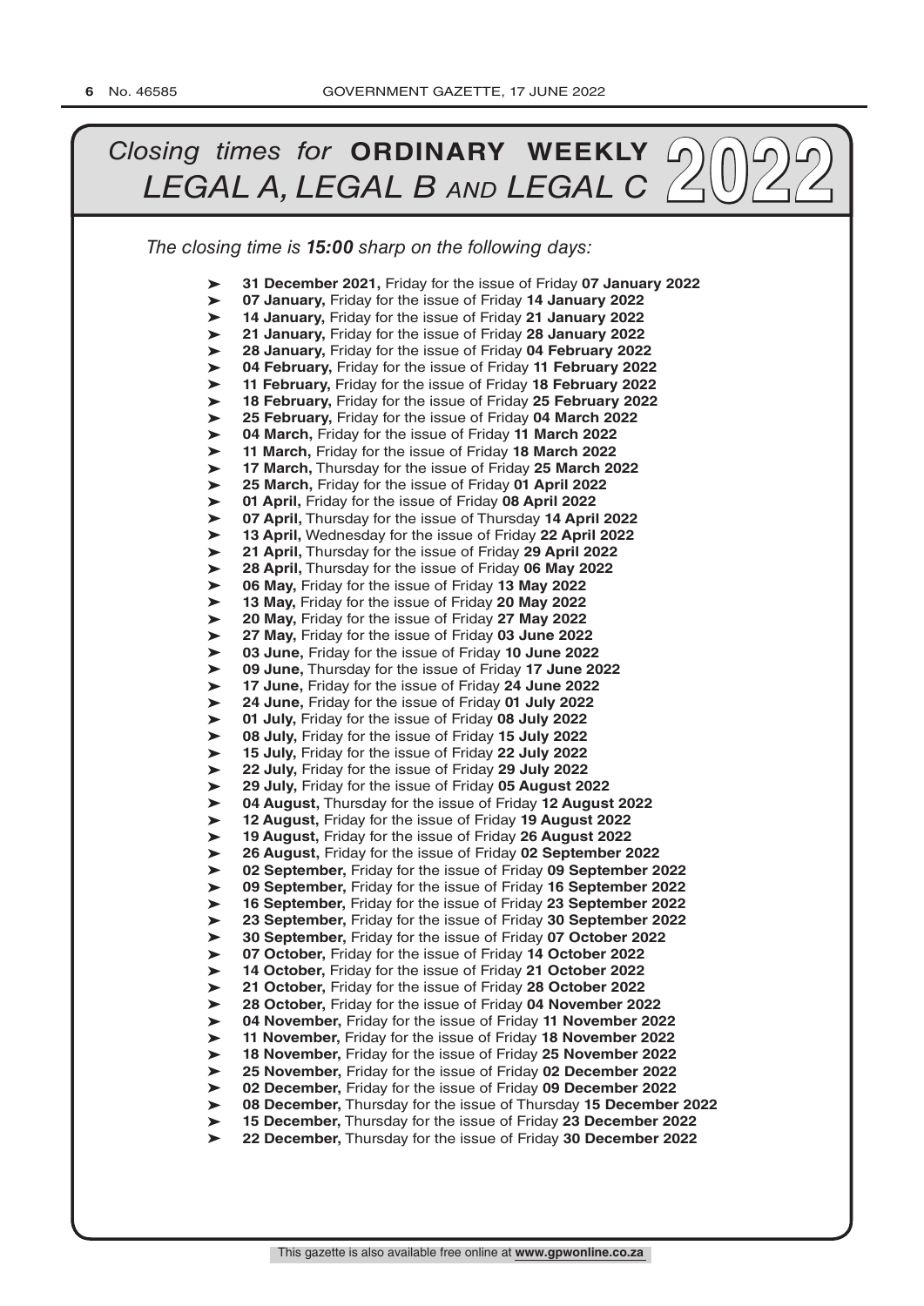# *Closing times for* **ORDINARY WEEKLY** *LEGAL A, LEGAL B AND LEGAL C* 2022

*The closing time is **15:00** sharp on the following days:*

- **31 December 2021,** Friday for the issue of Friday **07 January 2022**
- **07 January,** Friday for the issue of Friday **14 January 2022**
- **14 January,** Friday for the issue of Friday **21 January 2022**
- **21 January,** Friday for the issue of Friday **28 January 2022**
- **28 January,** Friday for the issue of Friday **04 February 2022**
- **04 February,** Friday for the issue of Friday **11 February 2022**
- **11 February,** Friday for the issue of Friday **18 February 2022**
- **18 February,** Friday for the issue of Friday **25 February 2022**
- **25 February,** Friday for the issue of Friday **04 March 2022**
- **04 March,** Friday for the issue of Friday **11 March 2022**
- **11 March,** Friday for the issue of Friday **18 March 2022**
- **17 March,** Thursday for the issue of Friday **25 March 2022**
- **25 March,** Friday for the issue of Friday **01 April 2022**
- **01 April,** Friday for the issue of Friday **08 April 2022**
- **07 April,** Thursday for the issue of Thursday **14 April 2022**
- **13 April,** Wednesday for the issue of Friday **22 April 2022**
- **21 April,** Thursday for the issue of Friday **29 April 2022**
- **28 April,** Thursday for the issue of Friday **06 May 2022**
- **06 May,** Friday for the issue of Friday **13 May 2022**
- **13 May,** Friday for the issue of Friday **20 May 2022**
- **20 May,** Friday for the issue of Friday **27 May 2022**
- **27 May,** Friday for the issue of Friday **03 June 2022**
- **03 June,** Friday for the issue of Friday **10 June 2022**
- **09 June,** Thursday for the issue of Friday **17 June 2022**
- **17 June,** Friday for the issue of Friday **24 June 2022**
- **24 June,** Friday for the issue of Friday **01 July 2022**
- **01 July,** Friday for the issue of Friday **08 July 2022**
- **08 July,** Friday for the issue of Friday **15 July 2022**
- **15 July,** Friday for the issue of Friday **22 July 2022**
- **22 July,** Friday for the issue of Friday **29 July 2022**
- **29 July,** Friday for the issue of Friday **05 August 2022**
- **04 August,** Thursday for the issue of Friday **12 August 2022**
- **12 August,** Friday for the issue of Friday **19 August 2022**
- **19 August,** Friday for the issue of Friday **26 August 2022**
- **26 August,** Friday for the issue of Friday **02 September 2022**
- **02 September,** Friday for the issue of Friday **09 September 2022**
- **09 September,** Friday for the issue of Friday **16 September 2022**
- **16 September,** Friday for the issue of Friday **23 September 2022**
- **23 September,** Friday for the issue of Friday **30 September 2022**
- **30 September,** Friday for the issue of Friday **07 October 2022**
- **07 October,** Friday for the issue of Friday **14 October 2022**
- **14 October,** Friday for the issue of Friday **21 October 2022**
- **21 October,** Friday for the issue of Friday **28 October 2022**
- **28 October,** Friday for the issue of Friday **04 November 2022**
- **04 November,** Friday for the issue of Friday **11 November 2022**
- **11 November,** Friday for the issue of Friday **18 November 2022**
- **18 November,** Friday for the issue of Friday **25 November 2022**
- **25 November,** Friday for the issue of Friday **02 December 2022**
- **02 December,** Friday for the issue of Friday **09 December 2022**
- **08 December,** Thursday for the issue of Thursday **15 December 2022**
- **15 December,** Thursday for the issue of Friday **23 December 2022**
- **22 December,** Thursday for the issue of Friday **30 December 2022**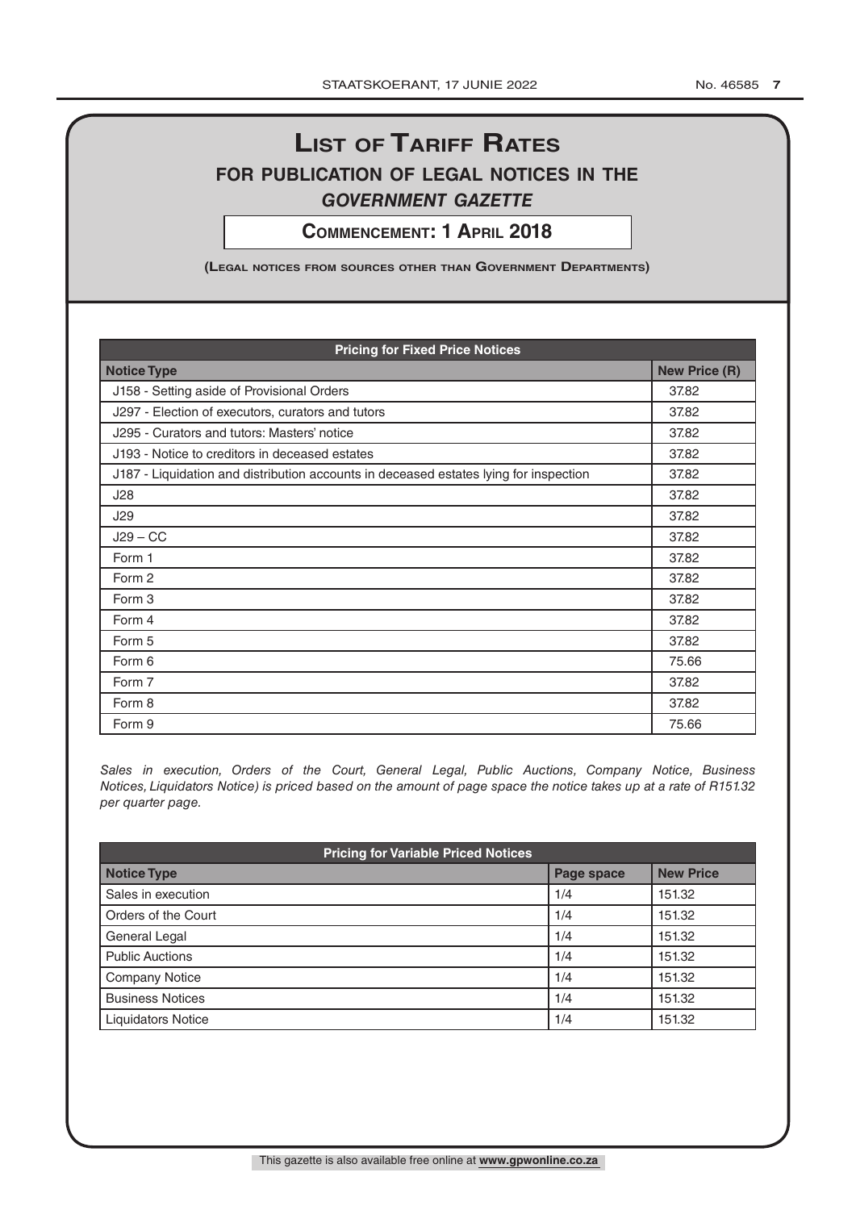# List of Tariff Rates

## FOR PUBLICATION OF LEGAL NOTICES IN THE *GOVERNMENT GAZETTE*

**Commencement: 1 April 2018**

**(Legal notices from sources other than Government Departments)**

| Pricing for Fixed Price Notices | |
|---|---|
| **Notice Type** | **New Price (R)** |
| J158 - Setting aside of Provisional Orders | 37.82 |
| J297 - Election of executors, curators and tutors | 37.82 |
| J295 - Curators and tutors: Masters' notice | 37.82 |
| J193 - Notice to creditors in deceased estates | 37.82 |
| J187 - Liquidation and distribution accounts in deceased estates lying for inspection | 37.82 |
| J28 | 37.82 |
| J29 | 37.82 |
| J29 – CC | 37.82 |
| Form 1 | 37.82 |
| Form 2 | 37.82 |
| Form 3 | 37.82 |
| Form 4 | 37.82 |
| Form 5 | 37.82 |
| Form 6 | 75.66 |
| Form 7 | 37.82 |
| Form 8 | 37.82 |
| Form 9 | 75.66 |

*Sales in execution, Orders of the Court, General Legal, Public Auctions, Company Notice, Business Notices, Liquidators Notice) is priced based on the amount of page space the notice takes up at a rate of R151.32 per quarter page.*

| Pricing for Variable Priced Notices | | |
|---|---|---|
| **Notice Type** | **Page space** | **New Price** |
| Sales in execution | 1/4 | 151.32 |
| Orders of the Court | 1/4 | 151.32 |
| General Legal | 1/4 | 151.32 |
| Public Auctions | 1/4 | 151.32 |
| Company Notice | 1/4 | 151.32 |
| Business Notices | 1/4 | 151.32 |
| Liquidators Notice | 1/4 | 151.32 |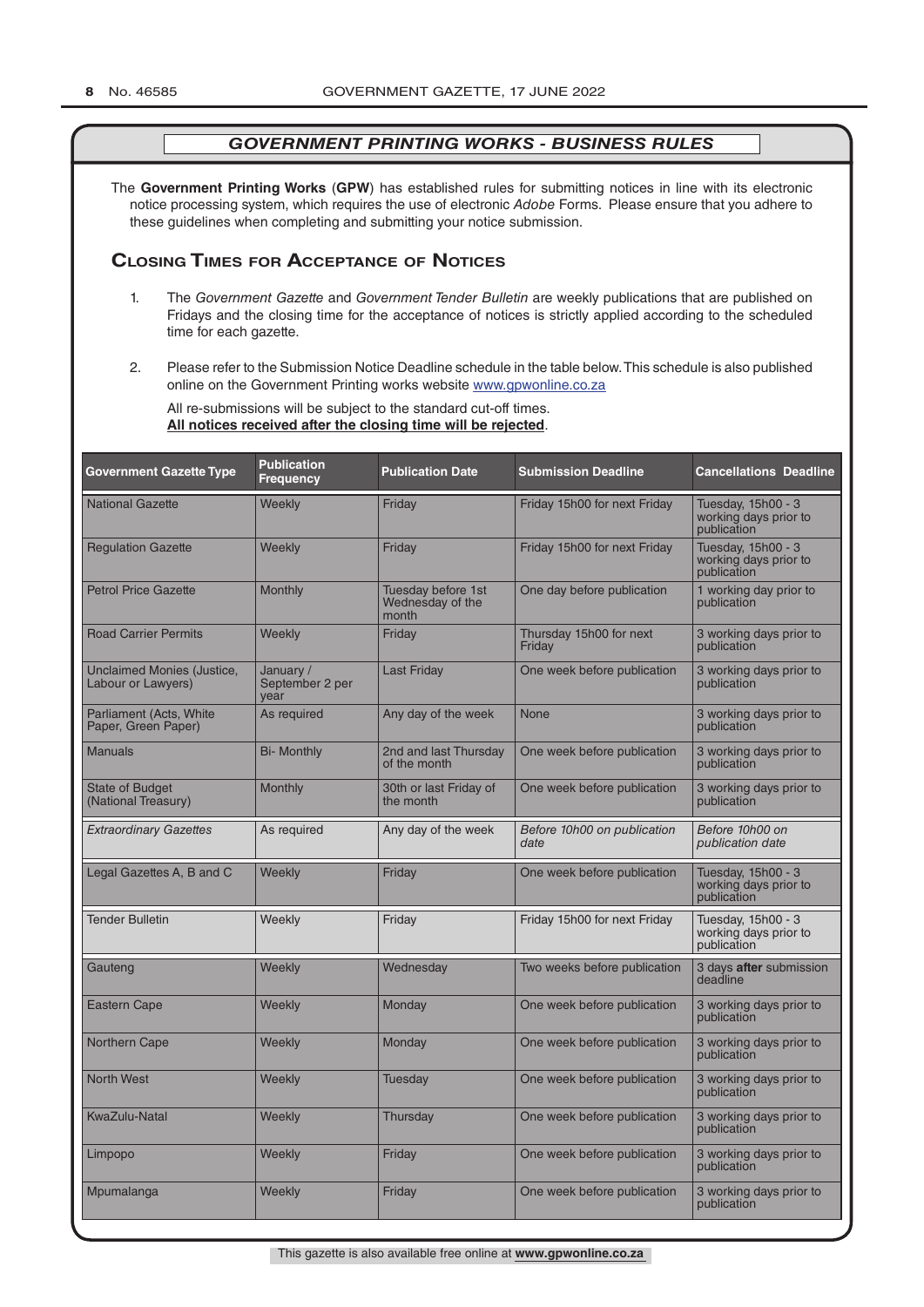## *GOVERNMENT PRINTING WORKS - BUSINESS RULES*

The **Government Printing Works** (**GPW**) has established rules for submitting notices in line with its electronic notice processing system, which requires the use of electronic *Adobe* Forms. Please ensure that you adhere to these guidelines when completing and submitting your notice submission.

### Closing Times for Acceptance of Notices

1. The *Government Gazette* and *Government Tender Bulletin* are weekly publications that are published on Fridays and the closing time for the acceptance of notices is strictly applied according to the scheduled time for each gazette.

2. Please refer to the Submission Notice Deadline schedule in the table below. This schedule is also published online on the Government Printing works website www.gpwonline.co.za

   All re-submissions will be subject to the standard cut-off times.
   **All notices received after the closing time will be rejected**.

| Government Gazette Type | Publication Frequency | Publication Date | Submission Deadline | Cancellations Deadline |
|---|---|---|---|---|
| National Gazette | Weekly | Friday | Friday 15h00 for next Friday | Tuesday, 15h00 - 3 working days prior to publication |
| Regulation Gazette | Weekly | Friday | Friday 15h00 for next Friday | Tuesday, 15h00 - 3 working days prior to publication |
| Petrol Price Gazette | Monthly | Tuesday before 1st Wednesday of the month | One day before publication | 1 working day prior to publication |
| Road Carrier Permits | Weekly | Friday | Thursday 15h00 for next Friday | 3 working days prior to publication |
| Unclaimed Monies (Justice, Labour or Lawyers) | January / September 2 per year | Last Friday | One week before publication | 3 working days prior to publication |
| Parliament (Acts, White Paper, Green Paper) | As required | Any day of the week | None | 3 working days prior to publication |
| Manuals | Bi- Monthly | 2nd and last Thursday of the month | One week before publication | 3 working days prior to publication |
| State of Budget (National Treasury) | Monthly | 30th or last Friday of the month | One week before publication | 3 working days prior to publication |
| *Extraordinary Gazettes* | As required | Any day of the week | *Before 10h00 on publication date* | *Before 10h00 on publication date* |
| Legal Gazettes A, B and C | Weekly | Friday | One week before publication | Tuesday, 15h00 - 3 working days prior to publication |
| Tender Bulletin | Weekly | Friday | Friday 15h00 for next Friday | Tuesday, 15h00 - 3 working days prior to publication |
| Gauteng | Weekly | Wednesday | Two weeks before publication | 3 days **after** submission deadline |
| Eastern Cape | Weekly | Monday | One week before publication | 3 working days prior to publication |
| Northern Cape | Weekly | Monday | One week before publication | 3 working days prior to publication |
| North West | Weekly | Tuesday | One week before publication | 3 working days prior to publication |
| KwaZulu-Natal | Weekly | Thursday | One week before publication | 3 working days prior to publication |
| Limpopo | Weekly | Friday | One week before publication | 3 working days prior to publication |
| Mpumalanga | Weekly | Friday | One week before publication | 3 working days prior to publication |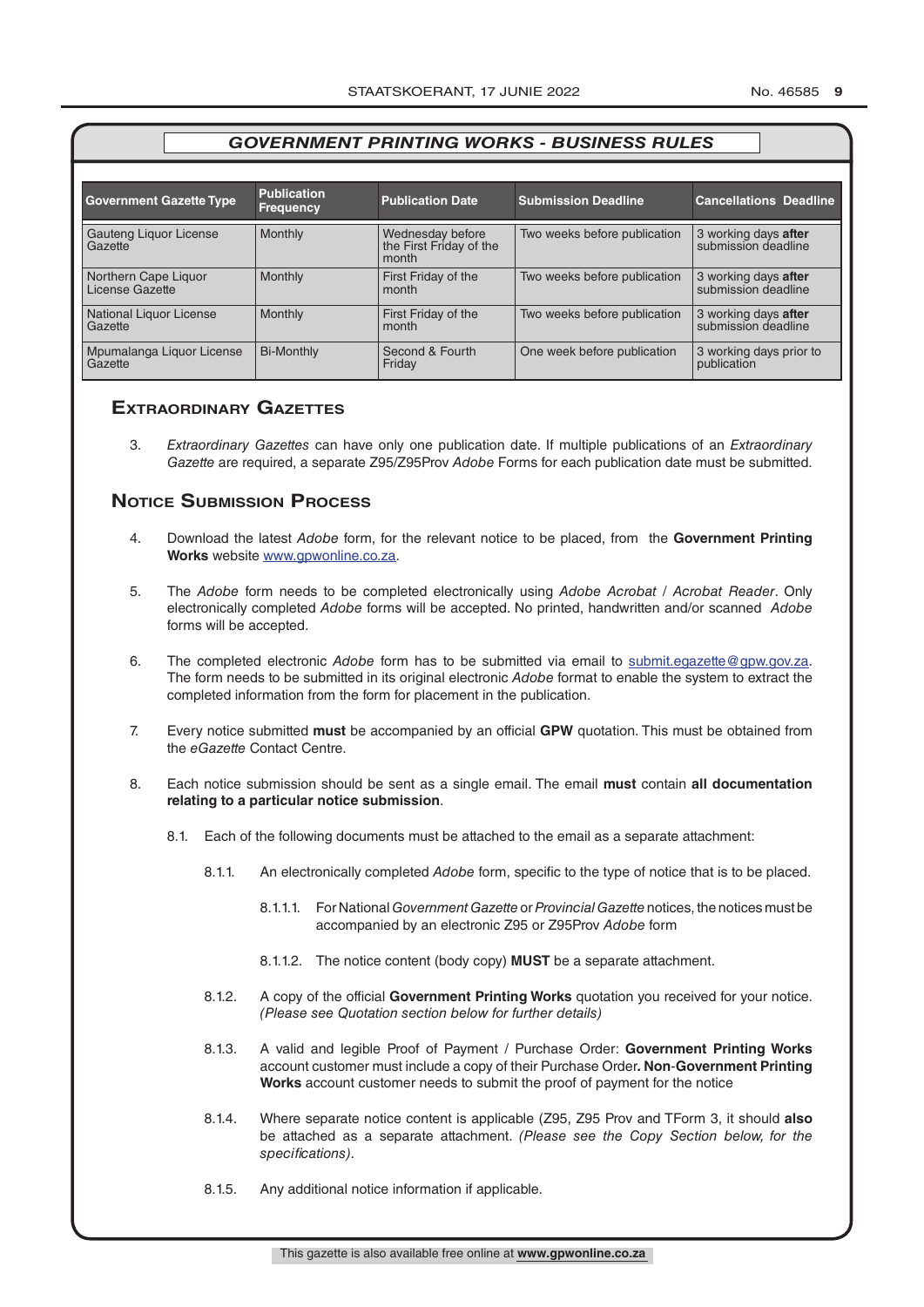## *GOVERNMENT PRINTING WORKS - BUSINESS RULES*

| Government Gazette Type | Publication Frequency | Publication Date | Submission Deadline | Cancellations Deadline |
|---|---|---|---|---|
| Gauteng Liquor License Gazette | Monthly | Wednesday before the First Friday of the month | Two weeks before publication | 3 working days **after** submission deadline |
| Northern Cape Liquor License Gazette | Monthly | First Friday of the month | Two weeks before publication | 3 working days **after** submission deadline |
| National Liquor License Gazette | Monthly | First Friday of the month | Two weeks before publication | 3 working days **after** submission deadline |
| Mpumalanga Liquor License Gazette | Bi-Monthly | Second & Fourth Friday | One week before publication | 3 working days prior to publication |

## Extraordinary Gazettes

3. *Extraordinary Gazettes* can have only one publication date. If multiple publications of an *Extraordinary Gazette* are required, a separate Z95/Z95Prov *Adobe* Forms for each publication date must be submitted.

## Notice Submission Process

4. Download the latest *Adobe* form, for the relevant notice to be placed, from the **Government Printing Works** website www.gpwonline.co.za.

5. The *Adobe* form needs to be completed electronically using *Adobe Acrobat* / *Acrobat Reader*. Only electronically completed *Adobe* forms will be accepted. No printed, handwritten and/or scanned *Adobe* forms will be accepted.

6. The completed electronic *Adobe* form has to be submitted via email to submit.egazette@gpw.gov.za. The form needs to be submitted in its original electronic *Adobe* format to enable the system to extract the completed information from the form for placement in the publication.

7. Every notice submitted **must** be accompanied by an official **GPW** quotation. This must be obtained from the *eGazette* Contact Centre.

8. Each notice submission should be sent as a single email. The email **must** contain **all documentation relating to a particular notice submission**.

   8.1. Each of the following documents must be attached to the email as a separate attachment:

   8.1.1. An electronically completed *Adobe* form, specific to the type of notice that is to be placed.

   8.1.1.1. For National *Government Gazette* or *Provincial Gazette* notices, the notices must be accompanied by an electronic Z95 or Z95Prov *Adobe* form

   8.1.1.2. The notice content (body copy) **MUST** be a separate attachment.

   8.1.2. A copy of the official **Government Printing Works** quotation you received for your notice. *(Please see Quotation section below for further details)*

   8.1.3. A valid and legible Proof of Payment / Purchase Order: **Government Printing Works** account customer must include a copy of their Purchase Order**. Non**-**Government Printing Works** account customer needs to submit the proof of payment for the notice

   8.1.4. Where separate notice content is applicable (Z95, Z95 Prov and TForm 3, it should **also** be attached as a separate attachment. *(Please see the Copy Section below, for the specifications)*.

   8.1.5. Any additional notice information if applicable.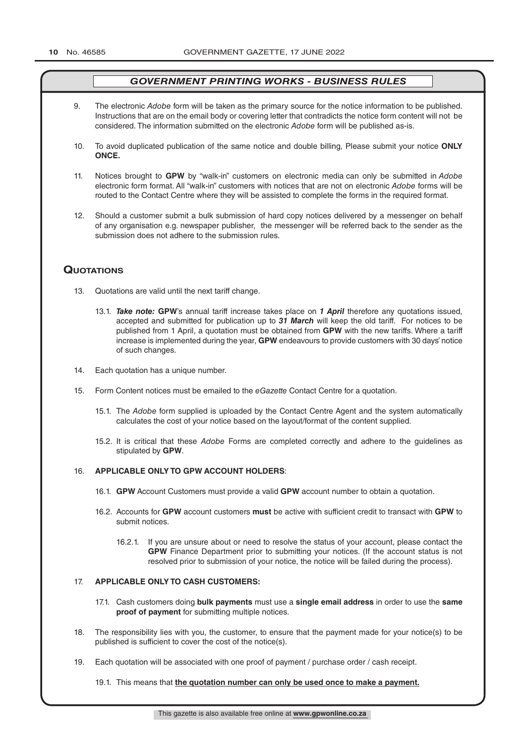## *GOVERNMENT PRINTING WORKS - BUSINESS RULES*

9. The electronic *Adobe* form will be taken as the primary source for the notice information to be published. Instructions that are on the email body or covering letter that contradicts the notice form content will not be considered. The information submitted on the electronic *Adobe* form will be published as-is.

10. To avoid duplicated publication of the same notice and double billing, Please submit your notice **ONLY ONCE.**

11. Notices brought to **GPW** by "walk-in" customers on electronic media can only be submitted in *Adobe* electronic form format. All "walk-in" customers with notices that are not on electronic *Adobe* forms will be routed to the Contact Centre where they will be assisted to complete the forms in the required format.

12. Should a customer submit a bulk submission of hard copy notices delivered by a messenger on behalf of any organisation e.g. newspaper publisher, the messenger will be referred back to the sender as the submission does not adhere to the submission rules.

## Quotations

13. Quotations are valid until the next tariff change.

    13.1. ***Take note:*** **GPW**'s annual tariff increase takes place on ***1 April*** therefore any quotations issued, accepted and submitted for publication up to ***31 March*** will keep the old tariff. For notices to be published from 1 April, a quotation must be obtained from **GPW** with the new tariffs. Where a tariff increase is implemented during the year, **GPW** endeavours to provide customers with 30 days' notice of such changes.

14. Each quotation has a unique number.

15. Form Content notices must be emailed to the *eGazette* Contact Centre for a quotation.

    15.1. The *Adobe* form supplied is uploaded by the Contact Centre Agent and the system automatically calculates the cost of your notice based on the layout/format of the content supplied.

    15.2. It is critical that these *Adobe* Forms are completed correctly and adhere to the guidelines as stipulated by **GPW**.

16. **APPLICABLE ONLY TO GPW ACCOUNT HOLDERS**:

    16.1. **GPW** Account Customers must provide a valid **GPW** account number to obtain a quotation.

    16.2. Accounts for **GPW** account customers **must** be active with sufficient credit to transact with **GPW** to submit notices.

    16.2.1. If you are unsure about or need to resolve the status of your account, please contact the **GPW** Finance Department prior to submitting your notices. (If the account status is not resolved prior to submission of your notice, the notice will be failed during the process).

17. **APPLICABLE ONLY TO CASH CUSTOMERS:**

    17.1. Cash customers doing **bulk payments** must use a **single email address** in order to use the **same proof of payment** for submitting multiple notices.

18. The responsibility lies with you, the customer, to ensure that the payment made for your notice(s) to be published is sufficient to cover the cost of the notice(s).

19. Each quotation will be associated with one proof of payment / purchase order / cash receipt.

    19.1. This means that **the quotation number can only be used once to make a payment.**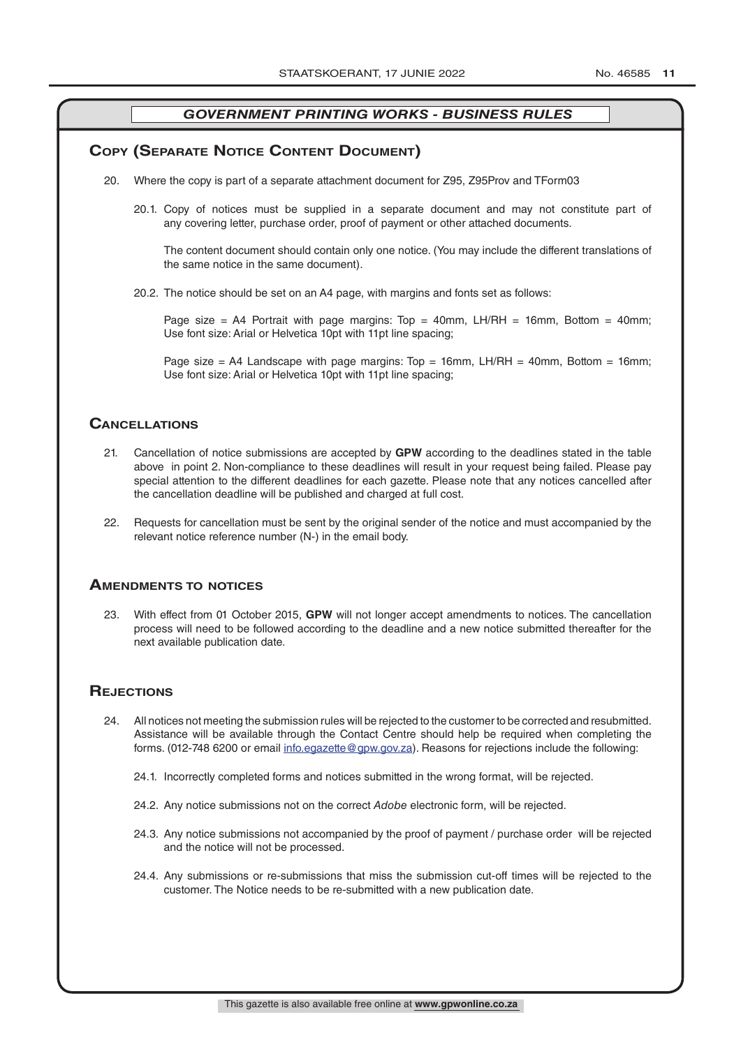## *GOVERNMENT PRINTING WORKS - BUSINESS RULES*

## Copy (Separate Notice Content Document)

20. Where the copy is part of a separate attachment document for Z95, Z95Prov and TForm03

    20.1. Copy of notices must be supplied in a separate document and may not constitute part of any covering letter, purchase order, proof of payment or other attached documents.

    The content document should contain only one notice. (You may include the different translations of the same notice in the same document).

    20.2. The notice should be set on an A4 page, with margins and fonts set as follows:

    Page size = A4 Portrait with page margins: Top = 40mm, LH/RH = 16mm, Bottom = 40mm; Use font size: Arial or Helvetica 10pt with 11pt line spacing;

    Page size = A4 Landscape with page margins: Top = 16mm, LH/RH = 40mm, Bottom = 16mm; Use font size: Arial or Helvetica 10pt with 11pt line spacing;

## Cancellations

21. Cancellation of notice submissions are accepted by **GPW** according to the deadlines stated in the table above in point 2. Non-compliance to these deadlines will result in your request being failed. Please pay special attention to the different deadlines for each gazette. Please note that any notices cancelled after the cancellation deadline will be published and charged at full cost.

22. Requests for cancellation must be sent by the original sender of the notice and must accompanied by the relevant notice reference number (N-) in the email body.

## Amendments to notices

23. With effect from 01 October 2015, **GPW** will not longer accept amendments to notices. The cancellation process will need to be followed according to the deadline and a new notice submitted thereafter for the next available publication date.

## Rejections

24. All notices not meeting the submission rules will be rejected to the customer to be corrected and resubmitted. Assistance will be available through the Contact Centre should help be required when completing the forms. (012-748 6200 or email info.egazette@gpw.gov.za). Reasons for rejections include the following:

    24.1. Incorrectly completed forms and notices submitted in the wrong format, will be rejected.

    24.2. Any notice submissions not on the correct *Adobe* electronic form, will be rejected.

    24.3. Any notice submissions not accompanied by the proof of payment / purchase order will be rejected and the notice will not be processed.

    24.4. Any submissions or re-submissions that miss the submission cut-off times will be rejected to the customer. The Notice needs to be re-submitted with a new publication date.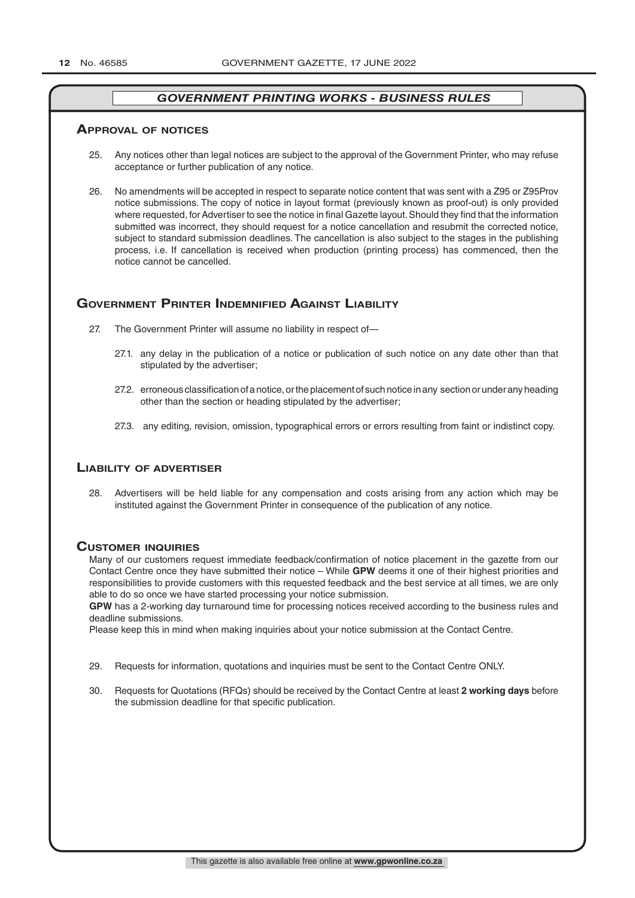## *GOVERNMENT PRINTING WORKS - BUSINESS RULES*

### Approval of notices

25. Any notices other than legal notices are subject to the approval of the Government Printer, who may refuse acceptance or further publication of any notice.

26. No amendments will be accepted in respect to separate notice content that was sent with a Z95 or Z95Prov notice submissions. The copy of notice in layout format (previously known as proof-out) is only provided where requested, for Advertiser to see the notice in final Gazette layout. Should they find that the information submitted was incorrect, they should request for a notice cancellation and resubmit the corrected notice, subject to standard submission deadlines. The cancellation is also subject to the stages in the publishing process, i.e. If cancellation is received when production (printing process) has commenced, then the notice cannot be cancelled.

### Government Printer Indemnified Against Liability

27. The Government Printer will assume no liability in respect of—

    27.1. any delay in the publication of a notice or publication of such notice on any date other than that stipulated by the advertiser;

    27.2. erroneous classification of a notice, or the placement of such notice in any section or under any heading other than the section or heading stipulated by the advertiser;

    27.3. any editing, revision, omission, typographical errors or errors resulting from faint or indistinct copy.

### Liability of advertiser

28. Advertisers will be held liable for any compensation and costs arising from any action which may be instituted against the Government Printer in consequence of the publication of any notice.

### Customer inquiries

Many of our customers request immediate feedback/confirmation of notice placement in the gazette from our Contact Centre once they have submitted their notice – While **GPW** deems it one of their highest priorities and responsibilities to provide customers with this requested feedback and the best service at all times, we are only able to do so once we have started processing your notice submission.

**GPW** has a 2-working day turnaround time for processing notices received according to the business rules and deadline submissions.

Please keep this in mind when making inquiries about your notice submission at the Contact Centre.

29. Requests for information, quotations and inquiries must be sent to the Contact Centre ONLY.

30. Requests for Quotations (RFQs) should be received by the Contact Centre at least **2 working days** before the submission deadline for that specific publication.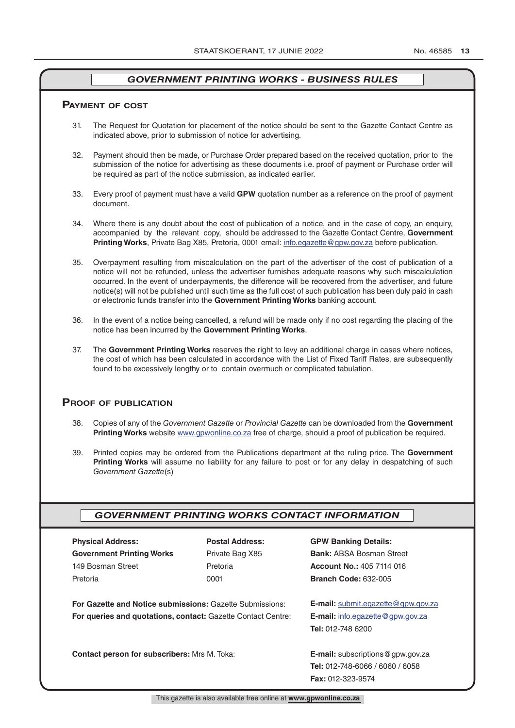## *GOVERNMENT PRINTING WORKS - BUSINESS RULES*

### Payment of cost

31. The Request for Quotation for placement of the notice should be sent to the Gazette Contact Centre as indicated above, prior to submission of notice for advertising.

32. Payment should then be made, or Purchase Order prepared based on the received quotation, prior to the submission of the notice for advertising as these documents i.e. proof of payment or Purchase order will be required as part of the notice submission, as indicated earlier.

33. Every proof of payment must have a valid **GPW** quotation number as a reference on the proof of payment document.

34. Where there is any doubt about the cost of publication of a notice, and in the case of copy, an enquiry, accompanied by the relevant copy, should be addressed to the Gazette Contact Centre, **Government Printing Works**, Private Bag X85, Pretoria, 0001 email: info.egazette@gpw.gov.za before publication.

35. Overpayment resulting from miscalculation on the part of the advertiser of the cost of publication of a notice will not be refunded, unless the advertiser furnishes adequate reasons why such miscalculation occurred. In the event of underpayments, the difference will be recovered from the advertiser, and future notice(s) will not be published until such time as the full cost of such publication has been duly paid in cash or electronic funds transfer into the **Government Printing Works** banking account.

36. In the event of a notice being cancelled, a refund will be made only if no cost regarding the placing of the notice has been incurred by the **Government Printing Works**.

37. The **Government Printing Works** reserves the right to levy an additional charge in cases where notices, the cost of which has been calculated in accordance with the List of Fixed Tariff Rates, are subsequently found to be excessively lengthy or to contain overmuch or complicated tabulation.

### Proof of publication

38. Copies of any of the *Government Gazette* or *Provincial Gazette* can be downloaded from the **Government Printing Works** website www.gpwonline.co.za free of charge, should a proof of publication be required.

39. Printed copies may be ordered from the Publications department at the ruling price. The **Government Printing Works** will assume no liability for any failure to post or for any delay in despatching of such *Government Gazette*(s)

## *GOVERNMENT PRINTING WORKS CONTACT INFORMATION*

**Physical Address:**
**Government Printing Works**
149 Bosman Street
Pretoria

**Postal Address:**
Private Bag X85
Pretoria
0001

**GPW Banking Details:**
**Bank:** ABSA Bosman Street
**Account No.:** 405 7114 016
**Branch Code:** 632-005

**For Gazette and Notice submissions:** Gazette Submissions: **E-mail:** submit.egazette@gpw.gov.za

**For queries and quotations, contact:** Gazette Contact Centre: **E-mail:** info.egazette@gpw.gov.za
**Tel:** 012-748 6200

**Contact person for subscribers:** Mrs M. Toka: **E-mail:** subscriptions@gpw.gov.za
**Tel:** 012-748-6066 / 6060 / 6058
**Fax:** 012-323-9574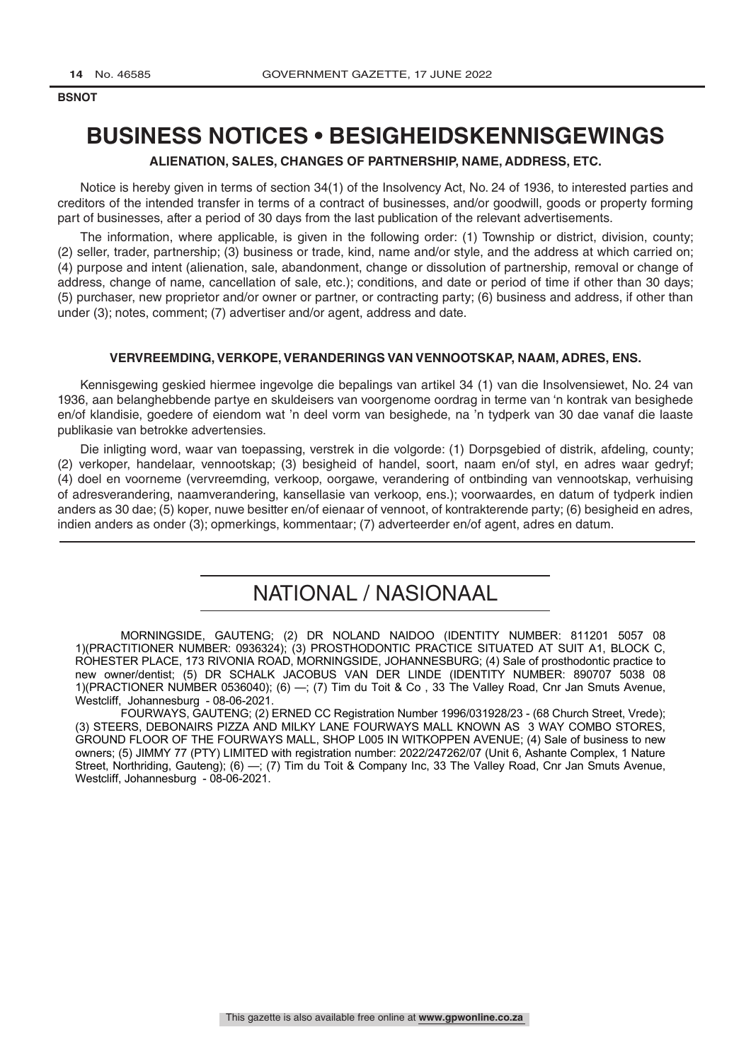**BSNOT**

# BUSINESS NOTICES • BESIGHEIDSKENNISGEWINGS

### ALIENATION, SALES, CHANGES OF PARTNERSHIP, NAME, ADDRESS, ETC.

Notice is hereby given in terms of section 34(1) of the Insolvency Act, No. 24 of 1936, to interested parties and creditors of the intended transfer in terms of a contract of businesses, and/or goodwill, goods or property forming part of businesses, after a period of 30 days from the last publication of the relevant advertisements.

The information, where applicable, is given in the following order: (1) Township or district, division, county; (2) seller, trader, partnership; (3) business or trade, kind, name and/or style, and the address at which carried on; (4) purpose and intent (alienation, sale, abandonment, change or dissolution of partnership, removal or change of address, change of name, cancellation of sale, etc.); conditions, and date or period of time if other than 30 days; (5) purchaser, new proprietor and/or owner or partner, or contracting party; (6) business and address, if other than under (3); notes, comment; (7) advertiser and/or agent, address and date.

### VERVREEMDING, VERKOPE, VERANDERINGS VAN VENNOOTSKAP, NAAM, ADRES, ENS.

Kennisgewing geskied hiermee ingevolge die bepalings van artikel 34 (1) van die Insolvensiewet, No. 24 van 1936, aan belanghebbende partye en skuldeisers van voorgenome oordrag in terme van 'n kontrak van besighede en/of klandisie, goedere of eiendom wat 'n deel vorm van besighede, na 'n tydperk van 30 dae vanaf die laaste publikasie van betrokke advertensies.

Die inligting word, waar van toepassing, verstrek in die volgorde: (1) Dorpsgebied of distrik, afdeling, county; (2) verkoper, handelaar, vennootskap; (3) besigheid of handel, soort, naam en/of styl, en adres waar gedryf; (4) doel en voorneme (vervreemding, verkoop, oorgawe, verandering of ontbinding van vennootskap, verhuising of adresverandering, naamverandering, kansellasie van verkoop, ens.); voorwaardes, en datum of tydperk indien anders as 30 dae; (5) koper, nuwe besitter en/of eienaar of vennoot, of kontrakterende party; (6) besigheid en adres, indien anders as onder (3); opmerkings, kommentaar; (7) adverteerder en/of agent, adres en datum.

## NATIONAL / NASIONAAL

MORNINGSIDE, GAUTENG; (2) DR NOLAND NAIDOO (IDENTITY NUMBER: 811201 5057 08 1)(PRACTITIONER NUMBER: 0936324); (3) PROSTHODONTIC PRACTICE SITUATED AT SUIT A1, BLOCK C, ROHESTER PLACE, 173 RIVONIA ROAD, MORNINGSIDE, JOHANNESBURG; (4) Sale of prosthodontic practice to new owner/dentist; (5) DR SCHALK JACOBUS VAN DER LINDE (IDENTITY NUMBER: 890707 5038 08 1)(PRACTIONER NUMBER 0536040); (6) —; (7) Tim du Toit & Co , 33 The Valley Road, Cnr Jan Smuts Avenue, Westcliff, Johannesburg - 08-06-2021.

FOURWAYS, GAUTENG; (2) ERNED CC Registration Number 1996/031928/23 - (68 Church Street, Vrede); (3) STEERS, DEBONAIRS PIZZA AND MILKY LANE FOURWAYS MALL KNOWN AS 3 WAY COMBO STORES, GROUND FLOOR OF THE FOURWAYS MALL, SHOP L005 IN WITKOPPEN AVENUE; (4) Sale of business to new owners; (5) JIMMY 77 (PTY) LIMITED with registration number: 2022/247262/07 (Unit 6, Ashante Complex, 1 Nature Street, Northriding, Gauteng); (6) —; (7) Tim du Toit & Company Inc, 33 The Valley Road, Cnr Jan Smuts Avenue, Westcliff, Johannesburg - 08-06-2021.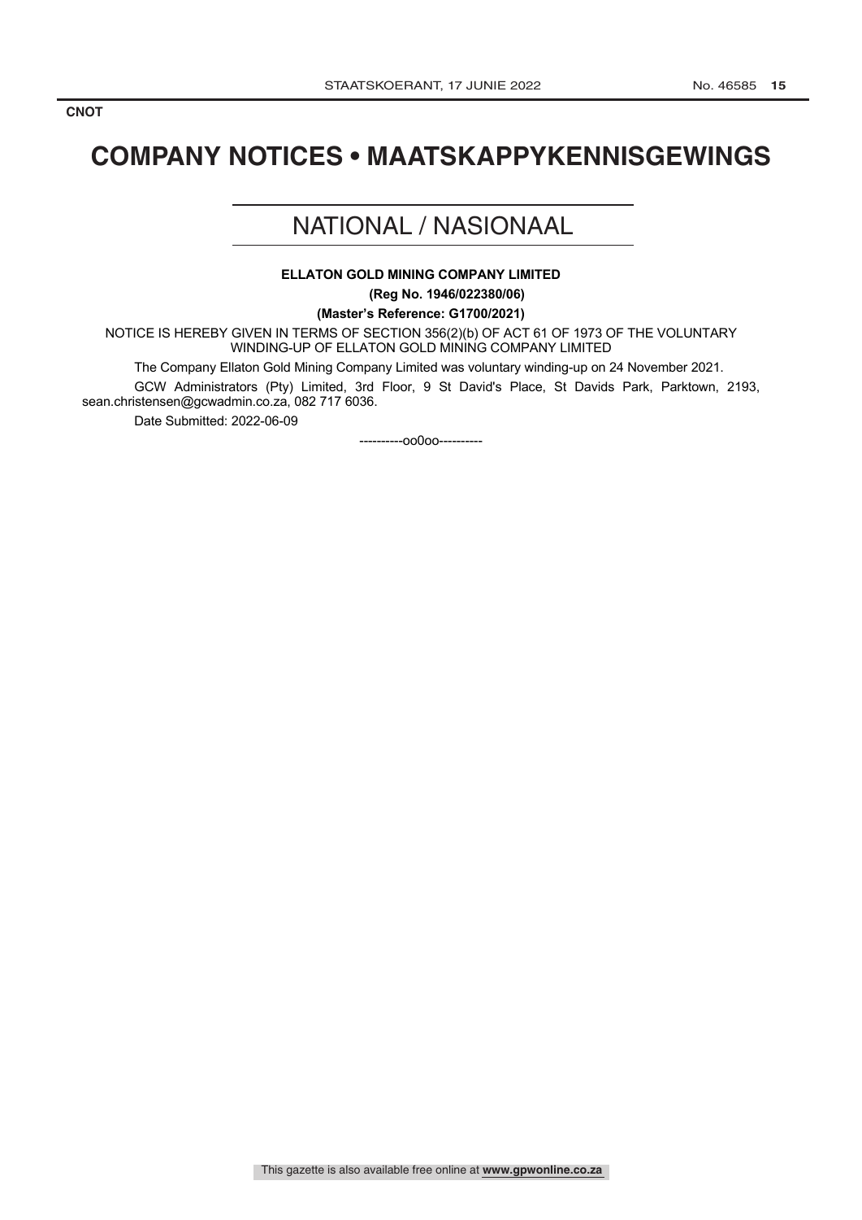**CNOT**

# COMPANY NOTICES • MAATSKAPPYKENNISGEWINGS

## NATIONAL / NASIONAAL

**ELLATON GOLD MINING COMPANY LIMITED**

**(Reg No. 1946/022380/06)**

**(Master's Reference: G1700/2021)**

NOTICE IS HEREBY GIVEN IN TERMS OF SECTION 356(2)(b) OF ACT 61 OF 1973 OF THE VOLUNTARY WINDING-UP OF ELLATON GOLD MINING COMPANY LIMITED

The Company Ellaton Gold Mining Company Limited was voluntary winding-up on 24 November 2021.

GCW Administrators (Pty) Limited, 3rd Floor, 9 St David's Place, St Davids Park, Parktown, 2193, sean.christensen@gcwadmin.co.za, 082 717 6036.

Date Submitted: 2022-06-09

----------oo0oo----------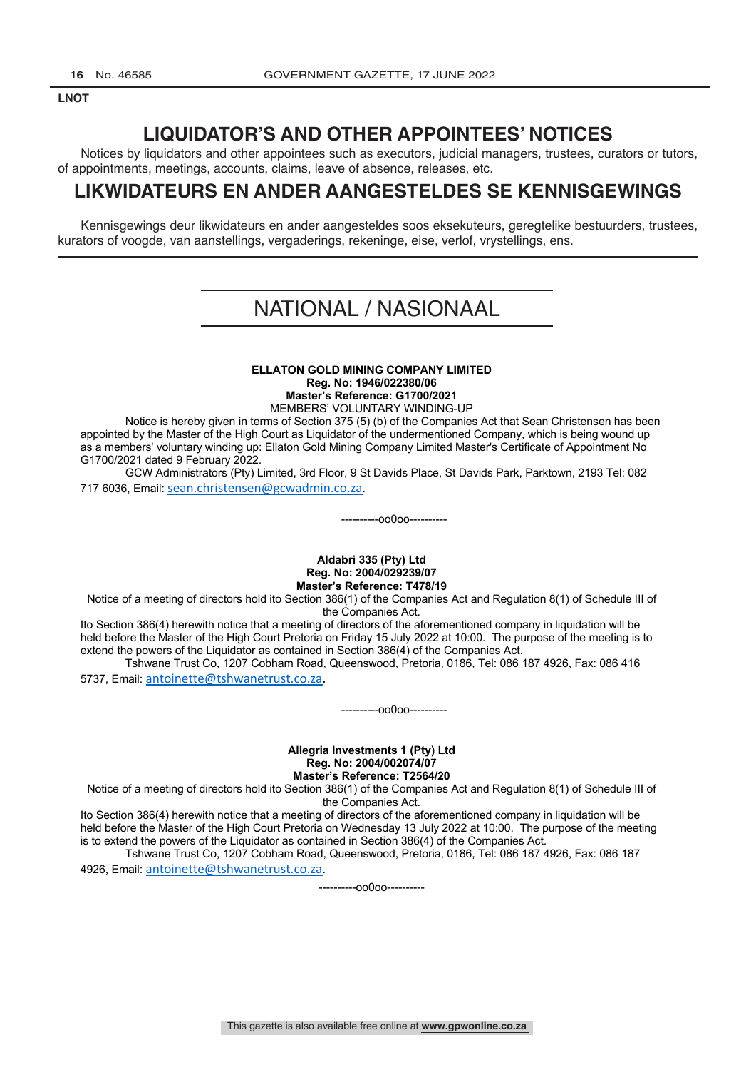LNOT

# LIQUIDATOR'S AND OTHER APPOINTEES' NOTICES

Notices by liquidators and other appointees such as executors, judicial managers, trustees, curators or tutors, of appointments, meetings, accounts, claims, leave of absence, releases, etc.

# LIKWIDATEURS EN ANDER AANGESTELDES SE KENNISGEWINGS

Kennisgewings deur likwidateurs en ander aangesteldes soos eksekuteurs, geregtelike bestuurders, trustees, kurators of voogde, van aanstellings, vergaderings, rekeninge, eise, verlof, vrystellings, ens.

## NATIONAL / NASIONAAL

**ELLATON GOLD MINING COMPANY LIMITED**
**Reg. No: 1946/022380/06**
**Master's Reference: G1700/2021**
MEMBERS' VOLUNTARY WINDING-UP

Notice is hereby given in terms of Section 375 (5) (b) of the Companies Act that Sean Christensen has been appointed by the Master of the High Court as Liquidator of the undermentioned Company, which is being wound up as a members' voluntary winding up: Ellaton Gold Mining Company Limited Master's Certificate of Appointment No G1700/2021 dated 9 February 2022.

GCW Administrators (Pty) Limited, 3rd Floor, 9 St Davids Place, St Davids Park, Parktown, 2193 Tel: 082 717 6036, Email: sean.christensen@gcwadmin.co.za.

----------oo0oo----------

**Aldabri 335 (Pty) Ltd**
**Reg. No: 2004/029239/07**
**Master's Reference: T478/19**

Notice of a meeting of directors hold ito Section 386(1) of the Companies Act and Regulation 8(1) of Schedule III of the Companies Act.

Ito Section 386(4) herewith notice that a meeting of directors of the aforementioned company in liquidation will be held before the Master of the High Court Pretoria on Friday 15 July 2022 at 10:00. The purpose of the meeting is to extend the powers of the Liquidator as contained in Section 386(4) of the Companies Act.

Tshwane Trust Co, 1207 Cobham Road, Queenswood, Pretoria, 0186, Tel: 086 187 4926, Fax: 086 416 5737, Email: antoinette@tshwanetrust.co.za.

----------oo0oo----------

**Allegria Investments 1 (Pty) Ltd**
**Reg. No: 2004/002074/07**
**Master's Reference: T2564/20**

Notice of a meeting of directors hold ito Section 386(1) of the Companies Act and Regulation 8(1) of Schedule III of the Companies Act.

Ito Section 386(4) herewith notice that a meeting of directors of the aforementioned company in liquidation will be held before the Master of the High Court Pretoria on Wednesday 13 July 2022 at 10:00. The purpose of the meeting is to extend the powers of the Liquidator as contained in Section 386(4) of the Companies Act.

Tshwane Trust Co, 1207 Cobham Road, Queenswood, Pretoria, 0186, Tel: 086 187 4926, Fax: 086 187 4926, Email: antoinette@tshwanetrust.co.za.

----------oo0oo----------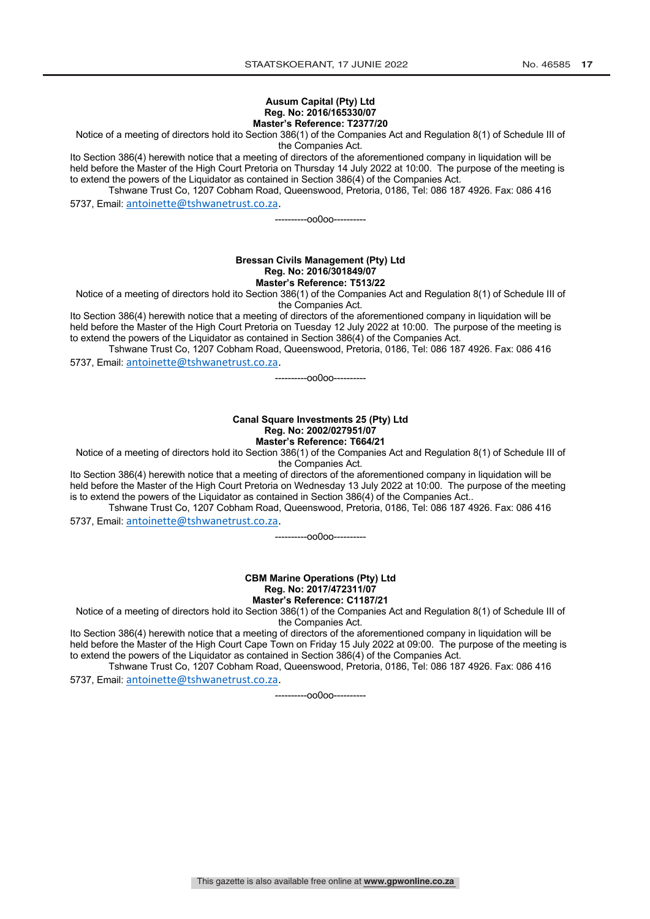**Ausum Capital (Pty) Ltd**
**Reg. No: 2016/165330/07**
**Master's Reference: T2377/20**

Notice of a meeting of directors hold ito Section 386(1) of the Companies Act and Regulation 8(1) of Schedule III of the Companies Act.

Ito Section 386(4) herewith notice that a meeting of directors of the aforementioned company in liquidation will be held before the Master of the High Court Pretoria on Thursday 14 July 2022 at 10:00. The purpose of the meeting is to extend the powers of the Liquidator as contained in Section 386(4) of the Companies Act.

Tshwane Trust Co, 1207 Cobham Road, Queenswood, Pretoria, 0186, Tel: 086 187 4926. Fax: 086 416 5737, Email: antoinette@tshwanetrust.co.za.

----------oo0oo----------

**Bressan Civils Management (Pty) Ltd**
**Reg. No: 2016/301849/07**
**Master's Reference: T513/22**

Notice of a meeting of directors hold ito Section 386(1) of the Companies Act and Regulation 8(1) of Schedule III of the Companies Act.

Ito Section 386(4) herewith notice that a meeting of directors of the aforementioned company in liquidation will be held before the Master of the High Court Pretoria on Tuesday 12 July 2022 at 10:00. The purpose of the meeting is to extend the powers of the Liquidator as contained in Section 386(4) of the Companies Act.

Tshwane Trust Co, 1207 Cobham Road, Queenswood, Pretoria, 0186, Tel: 086 187 4926. Fax: 086 416 5737, Email: antoinette@tshwanetrust.co.za.

----------oo0oo----------

**Canal Square Investments 25 (Pty) Ltd**
**Reg. No: 2002/027951/07**
**Master's Reference: T664/21**

Notice of a meeting of directors hold ito Section 386(1) of the Companies Act and Regulation 8(1) of Schedule III of the Companies Act.

Ito Section 386(4) herewith notice that a meeting of directors of the aforementioned company in liquidation will be held before the Master of the High Court Pretoria on Wednesday 13 July 2022 at 10:00. The purpose of the meeting is to extend the powers of the Liquidator as contained in Section 386(4) of the Companies Act..

Tshwane Trust Co, 1207 Cobham Road, Queenswood, Pretoria, 0186, Tel: 086 187 4926. Fax: 086 416 5737, Email: antoinette@tshwanetrust.co.za.

----------oo0oo----------

**CBM Marine Operations (Pty) Ltd**
**Reg. No: 2017/472311/07**
**Master's Reference: C1187/21**

Notice of a meeting of directors hold ito Section 386(1) of the Companies Act and Regulation 8(1) of Schedule III of the Companies Act.

Ito Section 386(4) herewith notice that a meeting of directors of the aforementioned company in liquidation will be held before the Master of the High Court Cape Town on Friday 15 July 2022 at 09:00. The purpose of the meeting is to extend the powers of the Liquidator as contained in Section 386(4) of the Companies Act.

Tshwane Trust Co, 1207 Cobham Road, Queenswood, Pretoria, 0186, Tel: 086 187 4926. Fax: 086 416 5737, Email: antoinette@tshwanetrust.co.za.

----------oo0oo----------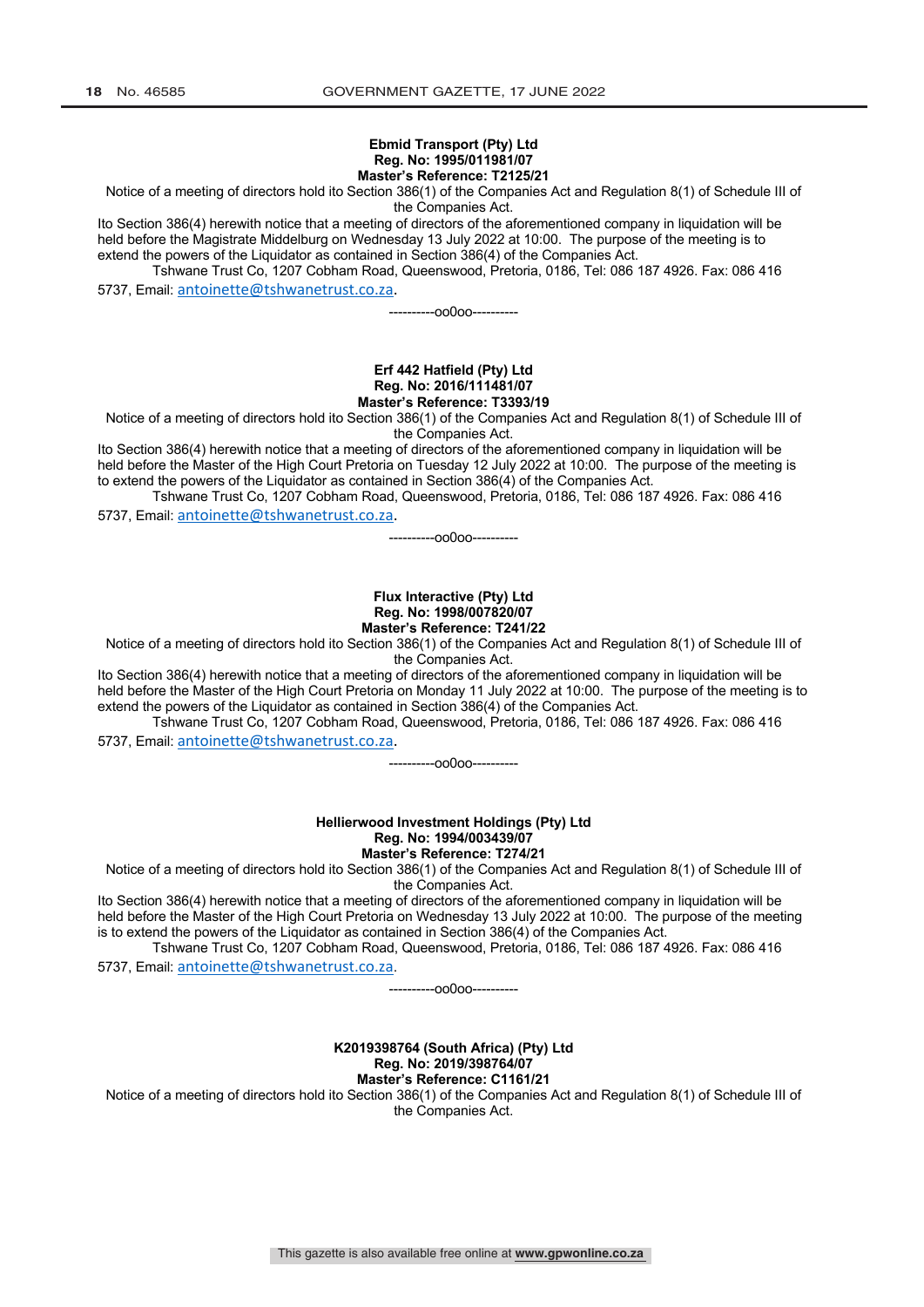**Ebmid Transport (Pty) Ltd**
**Reg. No: 1995/011981/07**
**Master's Reference: T2125/21**

Notice of a meeting of directors hold ito Section 386(1) of the Companies Act and Regulation 8(1) of Schedule III of the Companies Act.

Ito Section 386(4) herewith notice that a meeting of directors of the aforementioned company in liquidation will be held before the Magistrate Middelburg on Wednesday 13 July 2022 at 10:00. The purpose of the meeting is to extend the powers of the Liquidator as contained in Section 386(4) of the Companies Act.

Tshwane Trust Co, 1207 Cobham Road, Queenswood, Pretoria, 0186, Tel: 086 187 4926. Fax: 086 416 5737, Email: antoinette@tshwanetrust.co.za.

----------oo0oo----------

**Erf 442 Hatfield (Pty) Ltd**
**Reg. No: 2016/111481/07**
**Master's Reference: T3393/19**

Notice of a meeting of directors hold ito Section 386(1) of the Companies Act and Regulation 8(1) of Schedule III of the Companies Act.

Ito Section 386(4) herewith notice that a meeting of directors of the aforementioned company in liquidation will be held before the Master of the High Court Pretoria on Tuesday 12 July 2022 at 10:00. The purpose of the meeting is to extend the powers of the Liquidator as contained in Section 386(4) of the Companies Act.

Tshwane Trust Co, 1207 Cobham Road, Queenswood, Pretoria, 0186, Tel: 086 187 4926. Fax: 086 416 5737, Email: antoinette@tshwanetrust.co.za.

----------oo0oo----------

**Flux Interactive (Pty) Ltd**
**Reg. No: 1998/007820/07**
**Master's Reference: T241/22**

Notice of a meeting of directors hold ito Section 386(1) of the Companies Act and Regulation 8(1) of Schedule III of the Companies Act.

Ito Section 386(4) herewith notice that a meeting of directors of the aforementioned company in liquidation will be held before the Master of the High Court Pretoria on Monday 11 July 2022 at 10:00. The purpose of the meeting is to extend the powers of the Liquidator as contained in Section 386(4) of the Companies Act.

Tshwane Trust Co, 1207 Cobham Road, Queenswood, Pretoria, 0186, Tel: 086 187 4926. Fax: 086 416 5737, Email: antoinette@tshwanetrust.co.za.

----------oo0oo----------

**Hellierwood Investment Holdings (Pty) Ltd**
**Reg. No: 1994/003439/07**
**Master's Reference: T274/21**

Notice of a meeting of directors hold ito Section 386(1) of the Companies Act and Regulation 8(1) of Schedule III of the Companies Act.

Ito Section 386(4) herewith notice that a meeting of directors of the aforementioned company in liquidation will be held before the Master of the High Court Pretoria on Wednesday 13 July 2022 at 10:00. The purpose of the meeting is to extend the powers of the Liquidator as contained in Section 386(4) of the Companies Act.

Tshwane Trust Co, 1207 Cobham Road, Queenswood, Pretoria, 0186, Tel: 086 187 4926. Fax: 086 416 5737, Email: antoinette@tshwanetrust.co.za.

----------oo0oo----------

**K2019398764 (South Africa) (Pty) Ltd**
**Reg. No: 2019/398764/07**
**Master's Reference: C1161/21**

Notice of a meeting of directors hold ito Section 386(1) of the Companies Act and Regulation 8(1) of Schedule III of the Companies Act.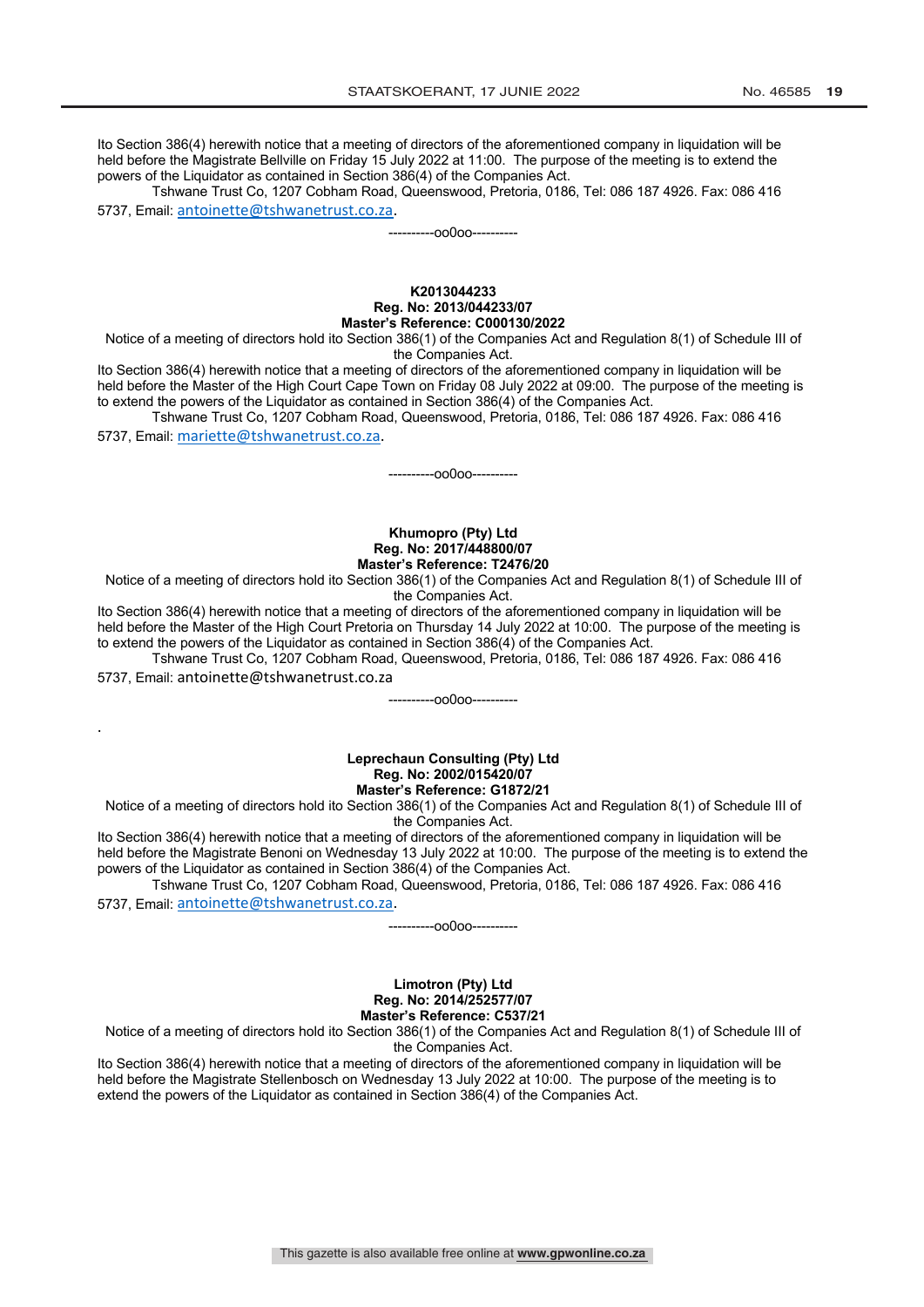Ito Section 386(4) herewith notice that a meeting of directors of the aforementioned company in liquidation will be held before the Magistrate Bellville on Friday 15 July 2022 at 11:00. The purpose of the meeting is to extend the powers of the Liquidator as contained in Section 386(4) of the Companies Act.

Tshwane Trust Co, 1207 Cobham Road, Queenswood, Pretoria, 0186, Tel: 086 187 4926. Fax: 086 416 5737, Email: antoinette@tshwanetrust.co.za.

----------oo0oo----------

**K2013044233**
**Reg. No: 2013/044233/07**
**Master's Reference: C000130/2022**

Notice of a meeting of directors hold ito Section 386(1) of the Companies Act and Regulation 8(1) of Schedule III of the Companies Act.

Ito Section 386(4) herewith notice that a meeting of directors of the aforementioned company in liquidation will be held before the Master of the High Court Cape Town on Friday 08 July 2022 at 09:00. The purpose of the meeting is to extend the powers of the Liquidator as contained in Section 386(4) of the Companies Act.

Tshwane Trust Co, 1207 Cobham Road, Queenswood, Pretoria, 0186, Tel: 086 187 4926. Fax: 086 416 5737, Email: mariette@tshwanetrust.co.za.

----------oo0oo----------

**Khumopro (Pty) Ltd**
**Reg. No: 2017/448800/07**
**Master's Reference: T2476/20**

Notice of a meeting of directors hold ito Section 386(1) of the Companies Act and Regulation 8(1) of Schedule III of the Companies Act.

Ito Section 386(4) herewith notice that a meeting of directors of the aforementioned company in liquidation will be held before the Master of the High Court Pretoria on Thursday 14 July 2022 at 10:00. The purpose of the meeting is to extend the powers of the Liquidator as contained in Section 386(4) of the Companies Act.

Tshwane Trust Co, 1207 Cobham Road, Queenswood, Pretoria, 0186, Tel: 086 187 4926. Fax: 086 416 5737, Email: antoinette@tshwanetrust.co.za

----------oo0oo----------

.

**Leprechaun Consulting (Pty) Ltd**
**Reg. No: 2002/015420/07**
**Master's Reference: G1872/21**

Notice of a meeting of directors hold ito Section 386(1) of the Companies Act and Regulation 8(1) of Schedule III of the Companies Act.

Ito Section 386(4) herewith notice that a meeting of directors of the aforementioned company in liquidation will be held before the Magistrate Benoni on Wednesday 13 July 2022 at 10:00. The purpose of the meeting is to extend the powers of the Liquidator as contained in Section 386(4) of the Companies Act.

Tshwane Trust Co, 1207 Cobham Road, Queenswood, Pretoria, 0186, Tel: 086 187 4926. Fax: 086 416 5737, Email: antoinette@tshwanetrust.co.za.

----------oo0oo----------

**Limotron (Pty) Ltd**
**Reg. No: 2014/252577/07**
**Master's Reference: C537/21**

Notice of a meeting of directors hold ito Section 386(1) of the Companies Act and Regulation 8(1) of Schedule III of the Companies Act.

Ito Section 386(4) herewith notice that a meeting of directors of the aforementioned company in liquidation will be held before the Magistrate Stellenbosch on Wednesday 13 July 2022 at 10:00. The purpose of the meeting is to extend the powers of the Liquidator as contained in Section 386(4) of the Companies Act.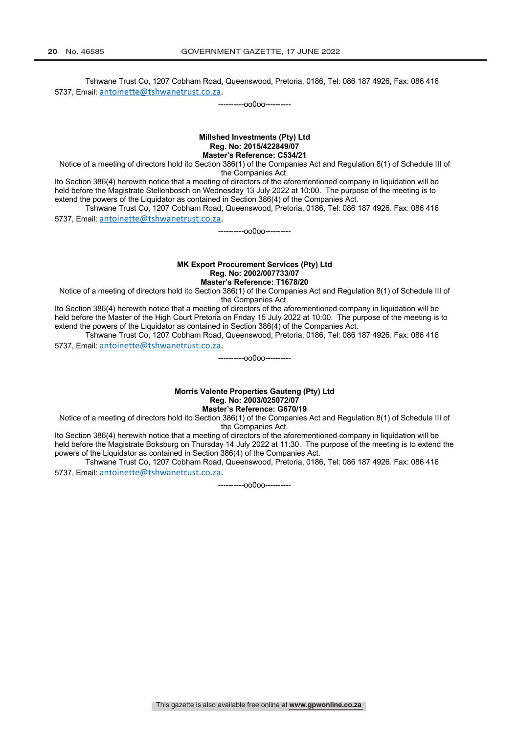Tshwane Trust Co, 1207 Cobham Road, Queenswood, Pretoria, 0186, Tel: 086 187 4926, Fax: 086 416 5737, Email: antoinette@tshwanetrust.co.za.

----------oo0oo----------

**Millshed Investments (Pty) Ltd**
**Reg. No: 2015/422849/07**
**Master's Reference: C534/21**

Notice of a meeting of directors hold ito Section 386(1) of the Companies Act and Regulation 8(1) of Schedule III of the Companies Act.

Ito Section 386(4) herewith notice that a meeting of directors of the aforementioned company in liquidation will be held before the Magistrate Stellenbosch on Wednesday 13 July 2022 at 10:00. The purpose of the meeting is to extend the powers of the Liquidator as contained in Section 386(4) of the Companies Act.

Tshwane Trust Co, 1207 Cobham Road, Queenswood, Pretoria, 0186, Tel: 086 187 4926. Fax: 086 416 5737, Email: antoinette@tshwanetrust.co.za.

----------oo0oo----------

**MK Export Procurement Services (Pty) Ltd**
**Reg. No: 2002/007733/07**
**Master's Reference: T1678/20**

Notice of a meeting of directors hold ito Section 386(1) of the Companies Act and Regulation 8(1) of Schedule III of the Companies Act.

Ito Section 386(4) herewith notice that a meeting of directors of the aforementioned company in liquidation will be held before the Master of the High Court Pretoria on Friday 15 July 2022 at 10:00. The purpose of the meeting is to extend the powers of the Liquidator as contained in Section 386(4) of the Companies Act.

Tshwane Trust Co, 1207 Cobham Road, Queenswood, Pretoria, 0186, Tel: 086 187 4926. Fax: 086 416 5737, Email: antoinette@tshwanetrust.co.za.

----------oo0oo----------

**Morris Valente Properties Gauteng (Pty) Ltd**
**Reg. No: 2003/025072/07**
**Master's Reference: G670/19**

Notice of a meeting of directors hold ito Section 386(1) of the Companies Act and Regulation 8(1) of Schedule III of the Companies Act.

Ito Section 386(4) herewith notice that a meeting of directors of the aforementioned company in liquidation will be held before the Magistrate Boksburg on Thursday 14 July 2022 at 11:30. The purpose of the meeting is to extend the powers of the Liquidator as contained in Section 386(4) of the Companies Act.

Tshwane Trust Co, 1207 Cobham Road, Queenswood, Pretoria, 0186, Tel: 086 187 4926. Fax: 086 416 5737, Email: antoinette@tshwanetrust.co.za.

----------oo0oo----------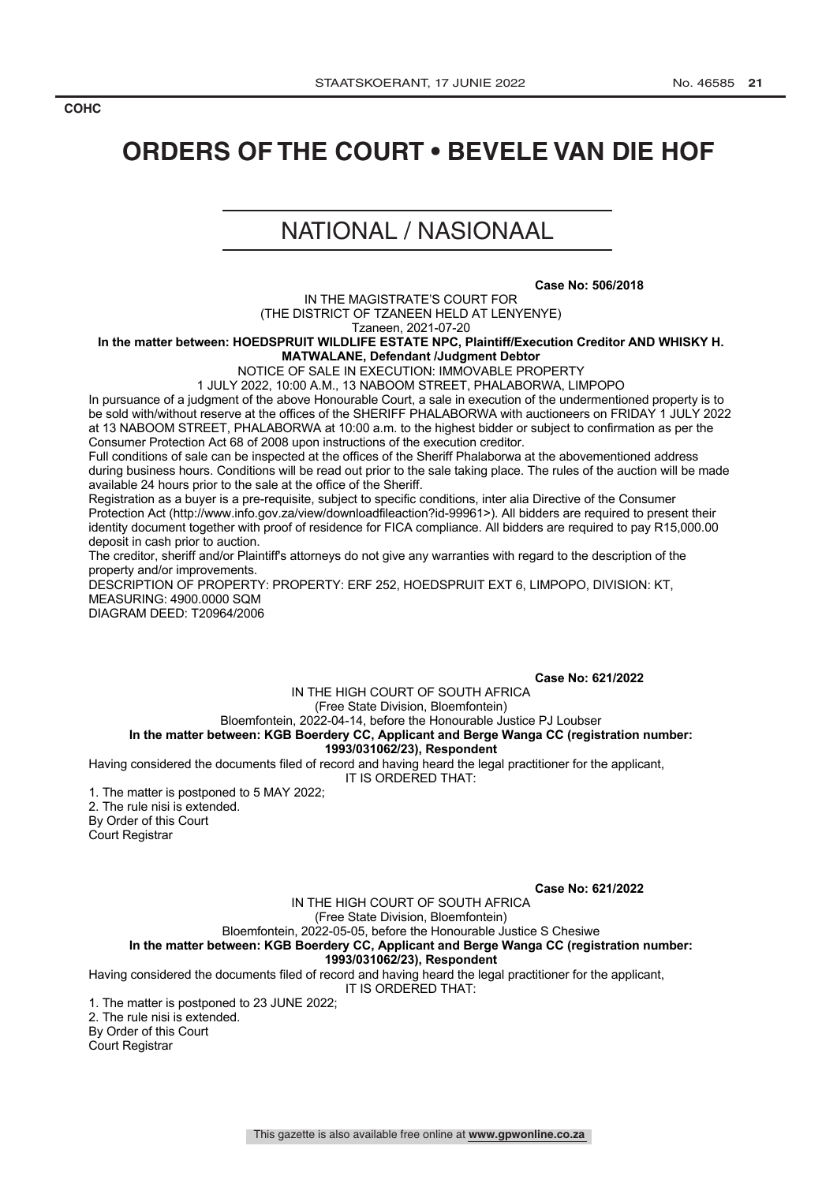COHC

# ORDERS OF THE COURT • BEVELE VAN DIE HOF

## NATIONAL / NASIONAAL

**Case No: 506/2018**

IN THE MAGISTRATE'S COURT FOR
(THE DISTRICT OF TZANEEN HELD AT LENYENYE)
Tzaneen, 2021-07-20

**In the matter between: HOEDSPRUIT WILDLIFE ESTATE NPC, Plaintiff/Execution Creditor AND WHISKY H. MATWALANE, Defendant /Judgment Debtor**

NOTICE OF SALE IN EXECUTION: IMMOVABLE PROPERTY

1 JULY 2022, 10:00 A.M., 13 NABOOM STREET, PHALABORWA, LIMPOPO

In pursuance of a judgment of the above Honourable Court, a sale in execution of the undermentioned property is to be sold with/without reserve at the offices of the SHERIFF PHALABORWA with auctioneers on FRIDAY 1 JULY 2022 at 13 NABOOM STREET, PHALABORWA at 10:00 a.m. to the highest bidder or subject to confirmation as per the Consumer Protection Act 68 of 2008 upon instructions of the execution creditor.

Full conditions of sale can be inspected at the offices of the Sheriff Phalaborwa at the abovementioned address during business hours. Conditions will be read out prior to the sale taking place. The rules of the auction will be made available 24 hours prior to the sale at the office of the Sheriff.

Registration as a buyer is a pre-requisite, subject to specific conditions, inter alia Directive of the Consumer Protection Act (http://www.info.gov.za/view/downloadfileaction?id-99961>). All bidders are required to present their identity document together with proof of residence for FICA compliance. All bidders are required to pay R15,000.00 deposit in cash prior to auction.

The creditor, sheriff and/or Plaintiff's attorneys do not give any warranties with regard to the description of the property and/or improvements.

DESCRIPTION OF PROPERTY: PROPERTY: ERF 252, HOEDSPRUIT EXT 6, LIMPOPO, DIVISION: KT, MEASURING: 4900.0000 SQM

DIAGRAM DEED: T20964/2006

**Case No: 621/2022**

IN THE HIGH COURT OF SOUTH AFRICA
(Free State Division, Bloemfontein)
Bloemfontein, 2022-04-14, before the Honourable Justice PJ Loubser

**In the matter between: KGB Boerdery CC, Applicant and Berge Wanga CC (registration number: 1993/031062/23), Respondent**

Having considered the documents filed of record and having heard the legal practitioner for the applicant,

IT IS ORDERED THAT:

1. The matter is postponed to 5 MAY 2022;
2. The rule nisi is extended.

By Order of this Court
Court Registrar

**Case No: 621/2022**

IN THE HIGH COURT OF SOUTH AFRICA
(Free State Division, Bloemfontein)
Bloemfontein, 2022-05-05, before the Honourable Justice S Chesiwe

**In the matter between: KGB Boerdery CC, Applicant and Berge Wanga CC (registration number: 1993/031062/23), Respondent**

Having considered the documents filed of record and having heard the legal practitioner for the applicant,

IT IS ORDERED THAT:

1. The matter is postponed to 23 JUNE 2022;
2. The rule nisi is extended.

By Order of this Court
Court Registrar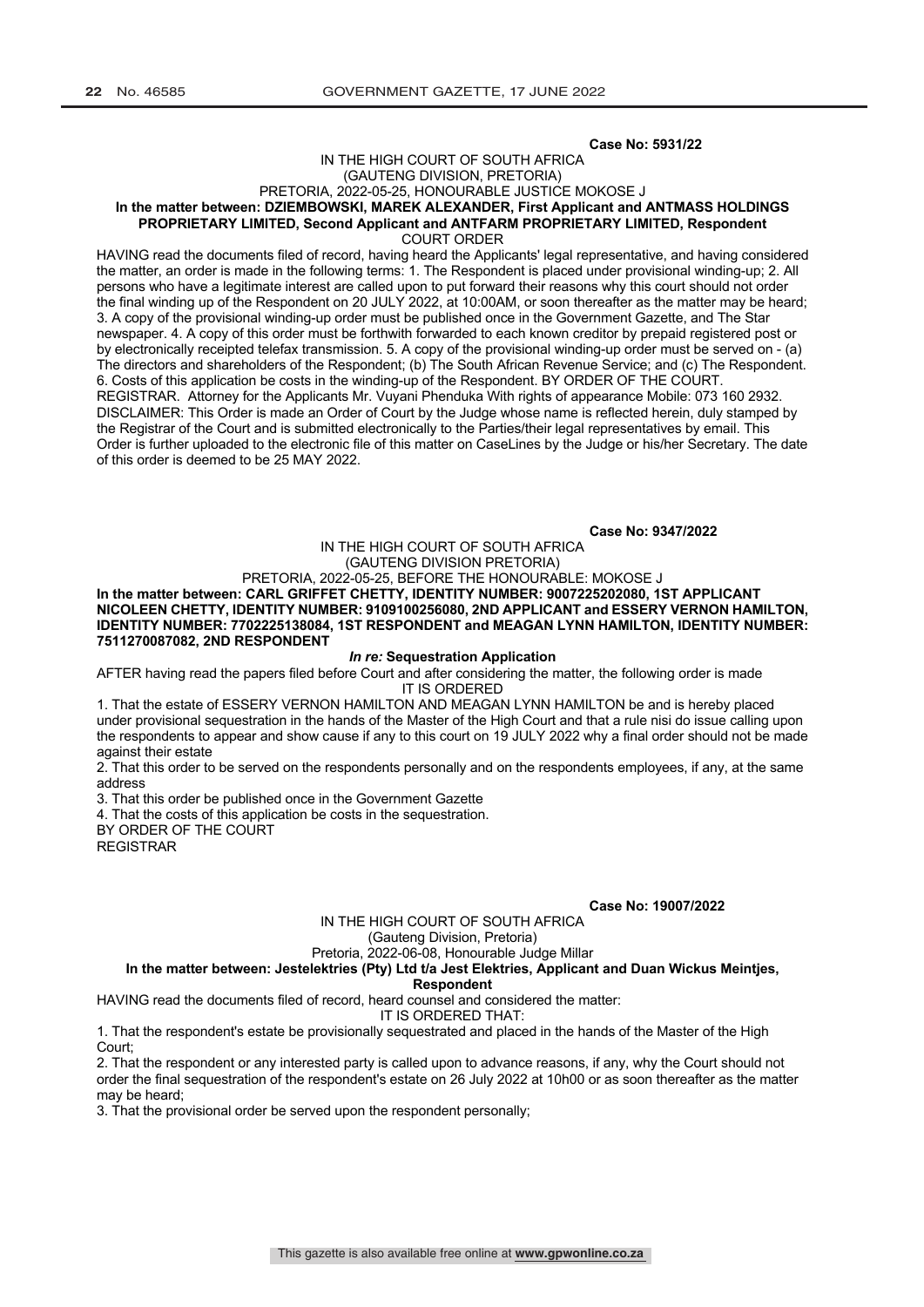**Case No: 5931/22**

IN THE HIGH COURT OF SOUTH AFRICA
(GAUTENG DIVISION, PRETORIA)
PRETORIA, 2022-05-25, HONOURABLE JUSTICE MOKOSE J

**In the matter between: DZIEMBOWSKI, MAREK ALEXANDER, First Applicant and ANTMASS HOLDINGS PROPRIETARY LIMITED, Second Applicant and ANTFARM PROPRIETARY LIMITED, Respondent**

COURT ORDER

HAVING read the documents filed of record, having heard the Applicants' legal representative, and having considered the matter, an order is made in the following terms: 1. The Respondent is placed under provisional winding-up; 2. All persons who have a legitimate interest are called upon to put forward their reasons why this court should not order the final winding up of the Respondent on 20 JULY 2022, at 10:00AM, or soon thereafter as the matter may be heard; 3. A copy of the provisional winding-up order must be published once in the Government Gazette, and The Star newspaper. 4. A copy of this order must be forthwith forwarded to each known creditor by prepaid registered post or by electronically receipted telefax transmission. 5. A copy of the provisional winding-up order must be served on - (a) The directors and shareholders of the Respondent; (b) The South African Revenue Service; and (c) The Respondent. 6. Costs of this application be costs in the winding-up of the Respondent. BY ORDER OF THE COURT. REGISTRAR. Attorney for the Applicants Mr. Vuyani Phenduka With rights of appearance Mobile: 073 160 2932. DISCLAIMER: This Order is made an Order of Court by the Judge whose name is reflected herein, duly stamped by the Registrar of the Court and is submitted electronically to the Parties/their legal representatives by email. This Order is further uploaded to the electronic file of this matter on CaseLines by the Judge or his/her Secretary. The date of this order is deemed to be 25 MAY 2022.

**Case No: 9347/2022**

IN THE HIGH COURT OF SOUTH AFRICA
(GAUTENG DIVISION PRETORIA)
PRETORIA, 2022-05-25, BEFORE THE HONOURABLE: MOKOSE J

**In the matter between: CARL GRIFFET CHETTY, IDENTITY NUMBER: 9007225202080, 1ST APPLICANT NICOLEEN CHETTY, IDENTITY NUMBER: 9109100256080, 2ND APPLICANT and ESSERY VERNON HAMILTON, IDENTITY NUMBER: 7702225138084, 1ST RESPONDENT and MEAGAN LYNN HAMILTON, IDENTITY NUMBER: 7511270087082, 2ND RESPONDENT**

***In re:* Sequestration Application**

AFTER having read the papers filed before Court and after considering the matter, the following order is made

IT IS ORDERED

1. That the estate of ESSERY VERNON HAMILTON AND MEAGAN LYNN HAMILTON be and is hereby placed under provisional sequestration in the hands of the Master of the High Court and that a rule nisi do issue calling upon the respondents to appear and show cause if any to this court on 19 JULY 2022 why a final order should not be made against their estate
2. That this order to be served on the respondents personally and on the respondents employees, if any, at the same address
3. That this order be published once in the Government Gazette
4. That the costs of this application be costs in the sequestration.

BY ORDER OF THE COURT
REGISTRAR

**Case No: 19007/2022**

IN THE HIGH COURT OF SOUTH AFRICA
(Gauteng Division, Pretoria)
Pretoria, 2022-06-08, Honourable Judge Millar

**In the matter between: Jestelektries (Pty) Ltd t/a Jest Elektries, Applicant and Duan Wickus Meintjes, Respondent**

HAVING read the documents filed of record, heard counsel and considered the matter:

IT IS ORDERED THAT:

1. That the respondent's estate be provisionally sequestrated and placed in the hands of the Master of the High Court;
2. That the respondent or any interested party is called upon to advance reasons, if any, why the Court should not order the final sequestration of the respondent's estate on 26 July 2022 at 10h00 or as soon thereafter as the matter may be heard;
3. That the provisional order be served upon the respondent personally;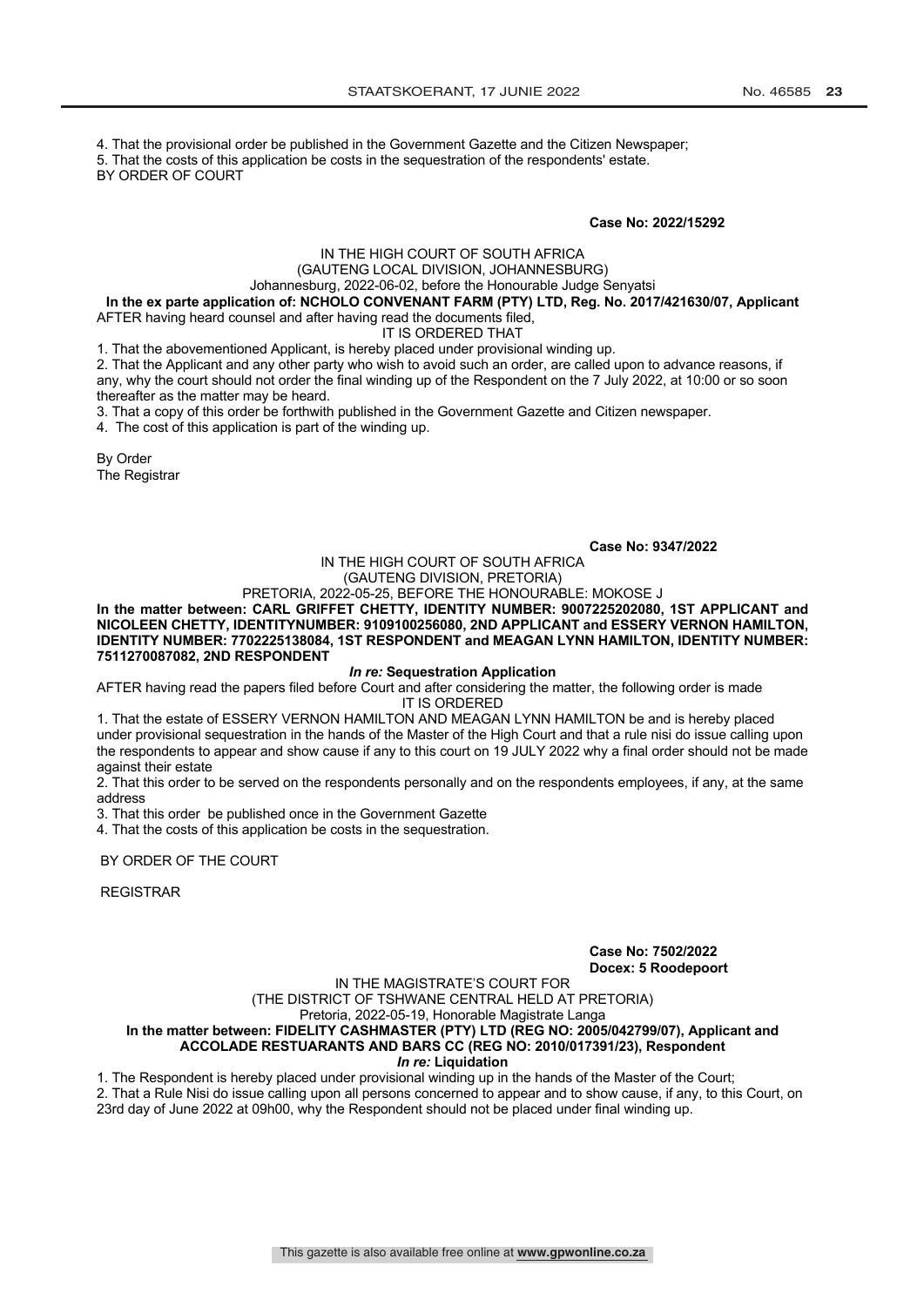4. That the provisional order be published in the Government Gazette and the Citizen Newspaper;
5. That the costs of this application be costs in the sequestration of the respondents' estate.
BY ORDER OF COURT

**Case No: 2022/15292**

IN THE HIGH COURT OF SOUTH AFRICA
(GAUTENG LOCAL DIVISION, JOHANNESBURG)
Johannesburg, 2022-06-02, before the Honourable Judge Senyatsi

**In the ex parte application of: NCHOLO CONVENANT FARM (PTY) LTD, Reg. No. 2017/421630/07, Applicant**

AFTER having heard counsel and after having read the documents filed,

IT IS ORDERED THAT

1. That the abovementioned Applicant, is hereby placed under provisional winding up.
2. That the Applicant and any other party who wish to avoid such an order, are called upon to advance reasons, if any, why the court should not order the final winding up of the Respondent on the 7 July 2022, at 10:00 or so soon thereafter as the matter may be heard.
3. That a copy of this order be forthwith published in the Government Gazette and Citizen newspaper.
4. The cost of this application is part of the winding up.

By Order
The Registrar

**Case No: 9347/2022**

IN THE HIGH COURT OF SOUTH AFRICA
(GAUTENG DIVISION, PRETORIA)
PRETORIA, 2022-05-25, BEFORE THE HONOURABLE: MOKOSE J

**In the matter between: CARL GRIFFET CHETTY, IDENTITY NUMBER: 9007225202080, 1ST APPLICANT and NICOLEEN CHETTY, IDENTITYNUMBER: 9109100256080, 2ND APPLICANT and ESSERY VERNON HAMILTON, IDENTITY NUMBER: 7702225138084, 1ST RESPONDENT and MEAGAN LYNN HAMILTON, IDENTITY NUMBER: 7511270087082, 2ND RESPONDENT**

***In re:* Sequestration Application**

AFTER having read the papers filed before Court and after considering the matter, the following order is made

IT IS ORDERED

1. That the estate of ESSERY VERNON HAMILTON AND MEAGAN LYNN HAMILTON be and is hereby placed under provisional sequestration in the hands of the Master of the High Court and that a rule nisi do issue calling upon the respondents to appear and show cause if any to this court on 19 JULY 2022 why a final order should not be made against their estate
2. That this order to be served on the respondents personally and on the respondents employees, if any, at the same address
3. That this order be published once in the Government Gazette
4. That the costs of this application be costs in the sequestration.

BY ORDER OF THE COURT

REGISTRAR

**Case No: 7502/2022**
**Docex: 5 Roodepoort**

IN THE MAGISTRATE'S COURT FOR
(THE DISTRICT OF TSHWANE CENTRAL HELD AT PRETORIA)
Pretoria, 2022-05-19, Honorable Magistrate Langa

**In the matter between: FIDELITY CASHMASTER (PTY) LTD (REG NO: 2005/042799/07), Applicant and ACCOLADE RESTUARANTS AND BARS CC (REG NO: 2010/017391/23), Respondent**

***In re:* Liquidation**

1. The Respondent is hereby placed under provisional winding up in the hands of the Master of the Court;
2. That a Rule Nisi do issue calling upon all persons concerned to appear and to show cause, if any, to this Court, on 23rd day of June 2022 at 09h00, why the Respondent should not be placed under final winding up.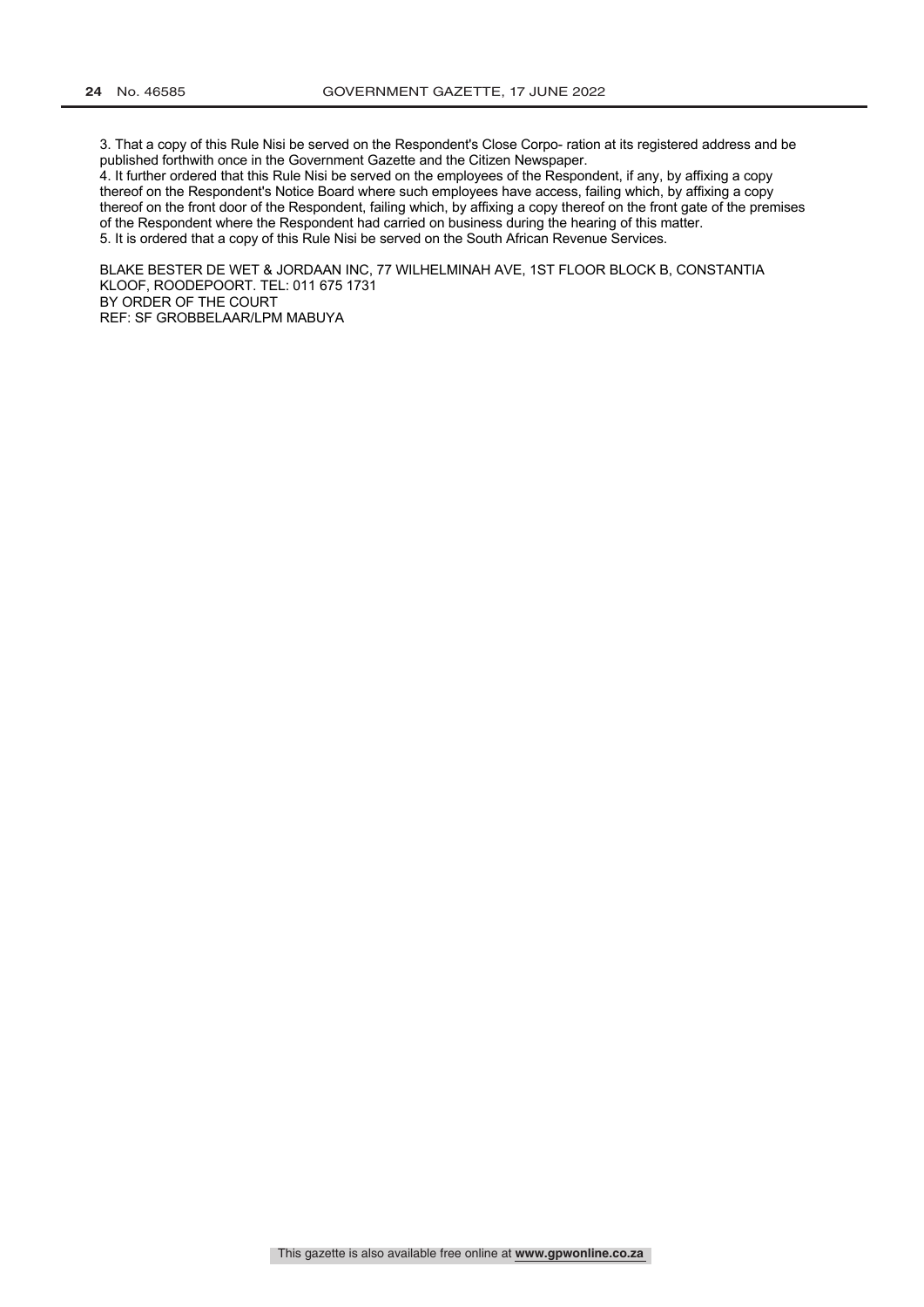3. That a copy of this Rule Nisi be served on the Respondent's Close Corpo- ration at its registered address and be published forthwith once in the Government Gazette and the Citizen Newspaper.
4. It further ordered that this Rule Nisi be served on the employees of the Respondent, if any, by affixing a copy thereof on the Respondent's Notice Board where such employees have access, failing which, by affixing a copy thereof on the front door of the Respondent, failing which, by affixing a copy thereof on the front gate of the premises of the Respondent where the Respondent had carried on business during the hearing of this matter.
5. It is ordered that a copy of this Rule Nisi be served on the South African Revenue Services.

BLAKE BESTER DE WET & JORDAAN INC, 77 WILHELMINAH AVE, 1ST FLOOR BLOCK B, CONSTANTIA KLOOF, ROODEPOORT. TEL: 011 675 1731
BY ORDER OF THE COURT
REF: SF GROBBELAAR/LPM MABUYA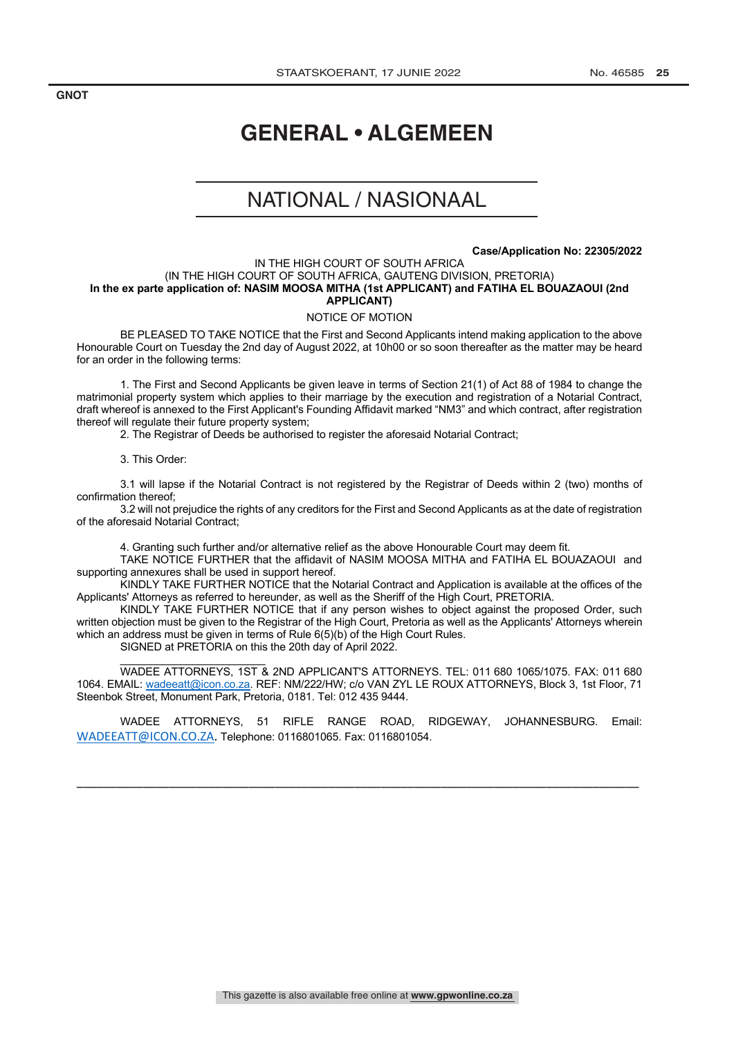GNOT

# GENERAL • ALGEMEEN

## NATIONAL / NASIONAAL

**Case/Application No: 22305/2022**

IN THE HIGH COURT OF SOUTH AFRICA
(IN THE HIGH COURT OF SOUTH AFRICA, GAUTENG DIVISION, PRETORIA)
**In the ex parte application of: NASIM MOOSA MITHA (1st APPLICANT) and FATIHA EL BOUAZAOUI (2nd APPLICANT)**

NOTICE OF MOTION

BE PLEASED TO TAKE NOTICE that the First and Second Applicants intend making application to the above Honourable Court on Tuesday the 2nd day of August 2022, at 10h00 or so soon thereafter as the matter may be heard for an order in the following terms:

1. The First and Second Applicants be given leave in terms of Section 21(1) of Act 88 of 1984 to change the matrimonial property system which applies to their marriage by the execution and registration of a Notarial Contract, draft whereof is annexed to the First Applicant's Founding Affidavit marked "NM3" and which contract, after registration thereof will regulate their future property system;

2. The Registrar of Deeds be authorised to register the aforesaid Notarial Contract;

3. This Order:

3.1 will lapse if the Notarial Contract is not registered by the Registrar of Deeds within 2 (two) months of confirmation thereof;

3.2 will not prejudice the rights of any creditors for the First and Second Applicants as at the date of registration of the aforesaid Notarial Contract;

4. Granting such further and/or alternative relief as the above Honourable Court may deem fit.

TAKE NOTICE FURTHER that the affidavit of NASIM MOOSA MITHA and FATIHA EL BOUAZAOUI and supporting annexures shall be used in support hereof.

KINDLY TAKE FURTHER NOTICE that the Notarial Contract and Application is available at the offices of the Applicants' Attorneys as referred to hereunder, as well as the Sheriff of the High Court, PRETORIA.

KINDLY TAKE FURTHER NOTICE that if any person wishes to object against the proposed Order, such written objection must be given to the Registrar of the High Court, Pretoria as well as the Applicants' Attorneys wherein which an address must be given in terms of Rule 6(5)(b) of the High Court Rules.

SIGNED at PRETORIA on this the 20th day of April 2022.

______________________

WADEE ATTORNEYS, 1ST & 2ND APPLICANT'S ATTORNEYS. TEL: 011 680 1065/1075. FAX: 011 680 1064. EMAIL: wadeeatt@icon.co.za. REF: NM/222/HW; c/o VAN ZYL LE ROUX ATTORNEYS, Block 3, 1st Floor, 71 Steenbok Street, Monument Park, Pretoria, 0181. Tel: 012 435 9444.

WADEE ATTORNEYS, 51 RIFLE RANGE ROAD, RIDGEWAY, JOHANNESBURG. Email: WADEEATT@ICON.CO.ZA. Telephone: 0116801065. Fax: 0116801054.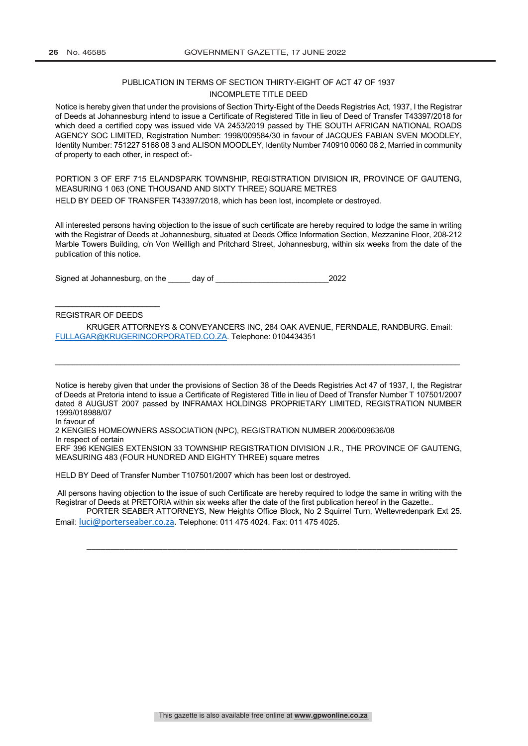PUBLICATION IN TERMS OF SECTION THIRTY-EIGHT OF ACT 47 OF 1937

INCOMPLETE TITLE DEED

Notice is hereby given that under the provisions of Section Thirty-Eight of the Deeds Registries Act, 1937, I the Registrar of Deeds at Johannesburg intend to issue a Certificate of Registered Title in lieu of Deed of Transfer T43397/2018 for which deed a certified copy was issued vide VA 2453/2019 passed by THE SOUTH AFRICAN NATIONAL ROADS AGENCY SOC LIMITED, Registration Number: 1998/009584/30 in favour of JACQUES FABIAN SVEN MOODLEY, Identity Number: 751227 5168 08 3 and ALISON MOODLEY, Identity Number 740910 0060 08 2, Married in community of property to each other, in respect of:-

PORTION 3 OF ERF 715 ELANDSPARK TOWNSHIP, REGISTRATION DIVISION IR, PROVINCE OF GAUTENG, MEASURING 1 063 (ONE THOUSAND AND SIXTY THREE) SQUARE METRES

HELD BY DEED OF TRANSFER T43397/2018, which has been lost, incomplete or destroyed.

All interested persons having objection to the issue of such certificate are hereby required to lodge the same in writing with the Registrar of Deeds at Johannesburg, situated at Deeds Office Information Section, Mezzanine Floor, 208-212 Marble Towers Building, c/n Von Weilligh and Pritchard Street, Johannesburg, within six weeks from the date of the publication of this notice.

Signed at Johannesburg, on the _____ day of __________________________2022

________________________

REGISTRAR OF DEEDS

KRUGER ATTORNEYS & CONVEYANCERS INC, 284 OAK AVENUE, FERNDALE, RANDBURG. Email: FULLAGAR@KRUGERINCORPORATED.CO.ZA. Telephone: 0104434351

---

Notice is hereby given that under the provisions of Section 38 of the Deeds Registries Act 47 of 1937, I, the Registrar of Deeds at Pretoria intend to issue a Certificate of Registered Title in lieu of Deed of Transfer Number T 107501/2007 dated 8 AUGUST 2007 passed by INFRAMAX HOLDINGS PROPRIETARY LIMITED, REGISTRATION NUMBER 1999/018988/07

In favour of

2 KENGIES HOMEOWNERS ASSOCIATION (NPC), REGISTRATION NUMBER 2006/009636/08

In respect of certain

ERF 396 KENGIES EXTENSION 33 TOWNSHIP REGISTRATION DIVISION J.R., THE PROVINCE OF GAUTENG, MEASURING 483 (FOUR HUNDRED AND EIGHTY THREE) square metres

HELD BY Deed of Transfer Number T107501/2007 which has been lost or destroyed.

All persons having objection to the issue of such Certificate are hereby required to lodge the same in writing with the Registrar of Deeds at PRETORIA within six weeks after the date of the first publication hereof in the Gazette..

PORTER SEABER ATTORNEYS, New Heights Office Block, No 2 Squirrel Turn, Weltevredenpark Ext 25. Email: luci@porterseaber.co.za. Telephone: 011 475 4024. Fax: 011 475 4025.

---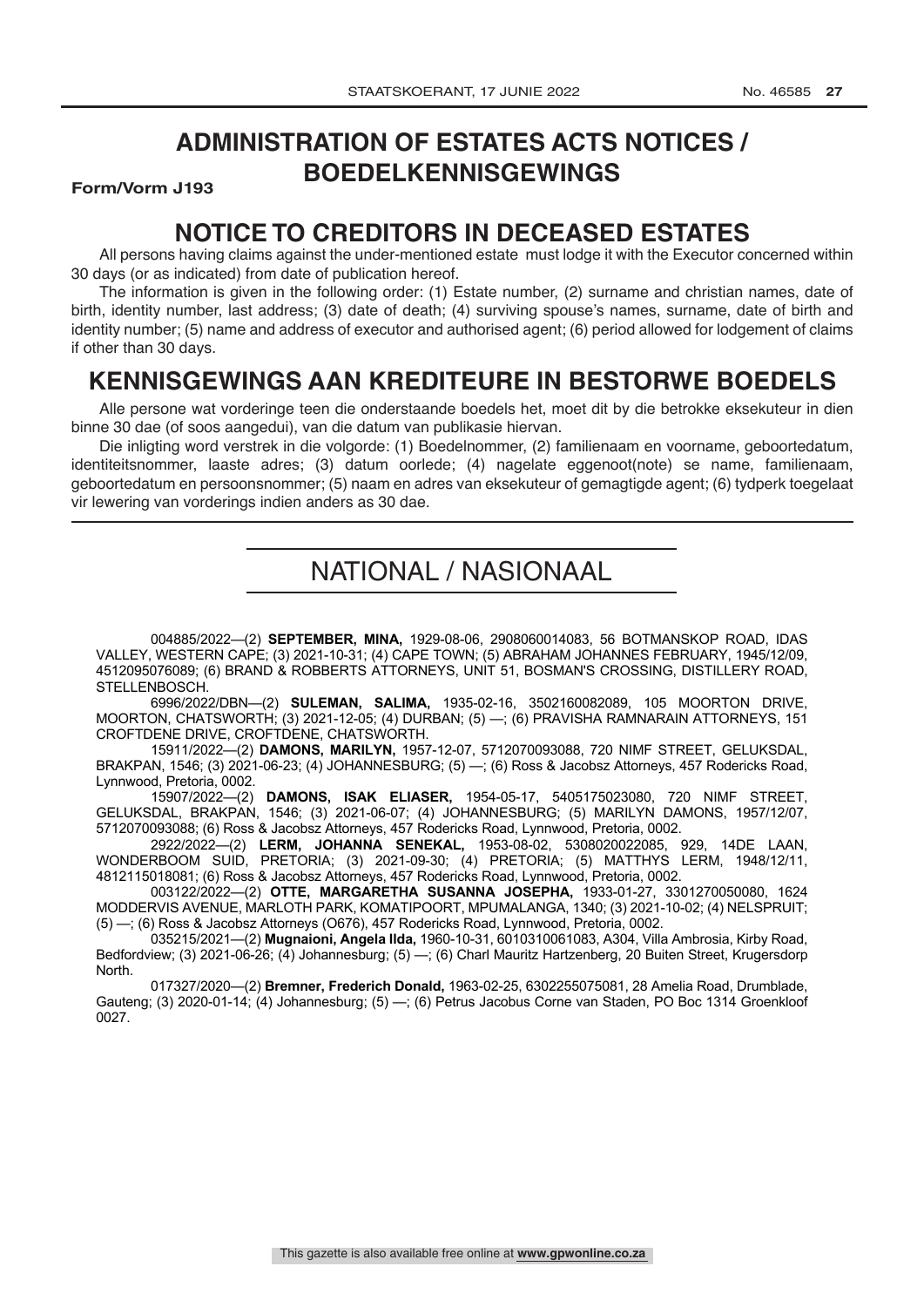# ADMINISTRATION OF ESTATES ACTS NOTICES / BOEDELKENNISGEWINGS

**Form/Vorm J193**

## NOTICE TO CREDITORS IN DECEASED ESTATES

All persons having claims against the under-mentioned estate must lodge it with the Executor concerned within 30 days (or as indicated) from date of publication hereof.

The information is given in the following order: (1) Estate number, (2) surname and christian names, date of birth, identity number, last address; (3) date of death; (4) surviving spouse's names, surname, date of birth and identity number; (5) name and address of executor and authorised agent; (6) period allowed for lodgement of claims if other than 30 days.

## KENNISGEWINGS AAN KREDITEURE IN BESTORWE BOEDELS

Alle persone wat vorderinge teen die onderstaande boedels het, moet dit by die betrokke eksekuteur in dien binne 30 dae (of soos aangedui), van die datum van publikasie hiervan.

Die inligting word verstrek in die volgorde: (1) Boedelnommer, (2) familienaam en voorname, geboortedatum, identiteitsnommer, laaste adres; (3) datum oorlede; (4) nagelate eggenoot(note) se name, familienaam, geboortedatum en persoonsnommer; (5) naam en adres van eksekuteur of gemagtigde agent; (6) tydperk toegelaat vir lewering van vorderings indien anders as 30 dae.

## NATIONAL / NASIONAAL

004885/2022—(2) **SEPTEMBER, MINA,** 1929-08-06, 2908060014083, 56 BOTMANSKOP ROAD, IDAS VALLEY, WESTERN CAPE; (3) 2021-10-31; (4) CAPE TOWN; (5) ABRAHAM JOHANNES FEBRUARY, 1945/12/09, 4512095076089; (6) BRAND & ROBBERTS ATTORNEYS, UNIT 51, BOSMAN'S CROSSING, DISTILLERY ROAD, STELLENBOSCH.

6996/2022/DBN—(2) **SULEMAN, SALIMA,** 1935-02-16, 3502160082089, 105 MOORTON DRIVE, MOORTON, CHATSWORTH; (3) 2021-12-05; (4) DURBAN; (5) —; (6) PRAVISHA RAMNARAIN ATTORNEYS, 151 CROFTDENE DRIVE, CROFTDENE, CHATSWORTH.

15911/2022—(2) **DAMONS, MARILYN,** 1957-12-07, 5712070093088, 720 NIMF STREET, GELUKSDAL, BRAKPAN, 1546; (3) 2021-06-23; (4) JOHANNESBURG; (5) —; (6) Ross & Jacobsz Attorneys, 457 Rodericks Road, Lynnwood, Pretoria, 0002.

15907/2022—(2) **DAMONS, ISAK ELIASER,** 1954-05-17, 5405175023080, 720 NIMF STREET, GELUKSDAL, BRAKPAN, 1546; (3) 2021-06-07; (4) JOHANNESBURG; (5) MARILYN DAMONS, 1957/12/07, 5712070093088; (6) Ross & Jacobsz Attorneys, 457 Rodericks Road, Lynnwood, Pretoria, 0002.

2922/2022—(2) **LERM, JOHANNA SENEKAL,** 1953-08-02, 5308020022085, 929, 14DE LAAN, WONDERBOOM SUID, PRETORIA; (3) 2021-09-30; (4) PRETORIA; (5) MATTHYS LERM, 1948/12/11, 4812115018081; (6) Ross & Jacobsz Attorneys, 457 Rodericks Road, Lynnwood, Pretoria, 0002.

003122/2022—(2) **OTTE, MARGARETHA SUSANNA JOSEPHA,** 1933-01-27, 3301270050080, 1624 MODDERVIS AVENUE, MARLOTH PARK, KOMATIPOORT, MPUMALANGA, 1340; (3) 2021-10-02; (4) NELSPRUIT; (5) —; (6) Ross & Jacobsz Attorneys (O676), 457 Rodericks Road, Lynnwood, Pretoria, 0002.

035215/2021—(2) **Mugnaioni, Angela Ilda,** 1960-10-31, 6010310061083, A304, Villa Ambrosia, Kirby Road, Bedfordview; (3) 2021-06-26; (4) Johannesburg; (5) —; (6) Charl Mauritz Hartzenberg, 20 Buiten Street, Krugersdorp North.

017327/2020—(2) **Bremner, Frederich Donald,** 1963-02-25, 6302255075081, 28 Amelia Road, Drumblade, Gauteng; (3) 2020-01-14; (4) Johannesburg; (5) —; (6) Petrus Jacobus Corne van Staden, PO Boc 1314 Groenkloof 0027.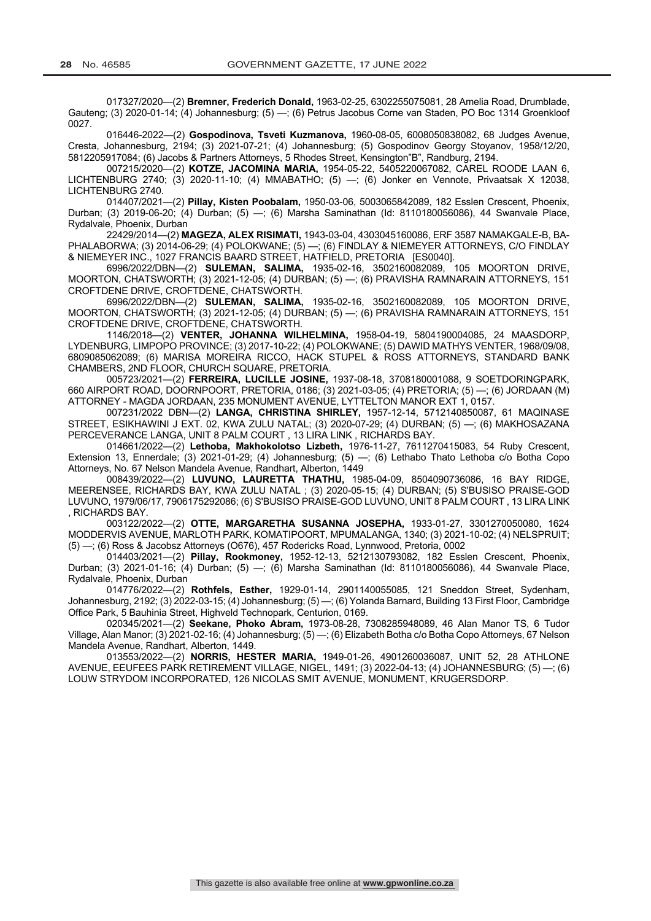017327/2020—(2) **Bremner, Frederich Donald,** 1963-02-25, 6302255075081, 28 Amelia Road, Drumblade, Gauteng; (3) 2020-01-14; (4) Johannesburg; (5) —; (6) Petrus Jacobus Corne van Staden, PO Boc 1314 Groenkloof 0027.

016446-2022—(2) **Gospodinova, Tsveti Kuzmanova,** 1960-08-05, 6008050838082, 68 Judges Avenue, Cresta, Johannesburg, 2194; (3) 2021-07-21; (4) Johannesburg; (5) Gospodinov Georgy Stoyanov, 1958/12/20, 5812205917084; (6) Jacobs & Partners Attorneys, 5 Rhodes Street, Kensington"B", Randburg, 2194.

007215/2020—(2) **KOTZE, JACOMINA MARIA,** 1954-05-22, 5405220067082, CAREL ROODE LAAN 6, LICHTENBURG 2740; (3) 2020-11-10; (4) MMABATHO; (5) —; (6) Jonker en Vennote, Privaatsak X 12038, LICHTENBURG 2740.

014407/2021—(2) **Pillay, Kisten Poobalam,** 1950-03-06, 5003065842089, 182 Esslen Crescent, Phoenix, Durban; (3) 2019-06-20; (4) Durban; (5) —; (6) Marsha Saminathan (Id: 8110180056086), 44 Swanvale Place, Rydalvale, Phoenix, Durban

22429/2014—(2) **MAGEZA, ALEX RISIMATI,** 1943-03-04, 4303045160086, ERF 3587 NAMAKGALE-B, BA-PHALABORWA; (3) 2014-06-29; (4) POLOKWANE; (5) —; (6) FINDLAY & NIEMEYER ATTORNEYS, C/O FINDLAY & NIEMEYER INC., 1027 FRANCIS BAARD STREET, HATFIELD, PRETORIA [ES0040].

6996/2022/DBN—(2) **SULEMAN, SALIMA,** 1935-02-16, 3502160082089, 105 MOORTON DRIVE, MOORTON, CHATSWORTH; (3) 2021-12-05; (4) DURBAN; (5) —; (6) PRAVISHA RAMNARAIN ATTORNEYS, 151 CROFTDENE DRIVE, CROFTDENE, CHATSWORTH.

6996/2022/DBN—(2) **SULEMAN, SALIMA,** 1935-02-16, 3502160082089, 105 MOORTON DRIVE, MOORTON, CHATSWORTH; (3) 2021-12-05; (4) DURBAN; (5) —; (6) PRAVISHA RAMNARAIN ATTORNEYS, 151 CROFTDENE DRIVE, CROFTDENE, CHATSWORTH.

1146/2018—(2) **VENTER, JOHANNA WILHELMINA,** 1958-04-19, 5804190004085, 24 MAASDORP, LYDENBURG, LIMPOPO PROVINCE; (3) 2017-10-22; (4) POLOKWANE; (5) DAWID MATHYS VENTER, 1968/09/08, 6809085062089; (6) MARISA MOREIRA RICCO, HACK STUPEL & ROSS ATTORNEYS, STANDARD BANK CHAMBERS, 2ND FLOOR, CHURCH SQUARE, PRETORIA.

005723/2021—(2) **FERREIRA, LUCILLE JOSINE,** 1937-08-18, 3708180001088, 9 SOETDORINGPARK, 660 AIRPORT ROAD, DOORNPOORT, PRETORIA, 0186; (3) 2021-03-05; (4) PRETORIA; (5) —; (6) JORDAAN (M) ATTORNEY - MAGDA JORDAAN, 235 MONUMENT AVENUE, LYTTELTON MANOR EXT 1, 0157.

007231/2022 DBN—(2) **LANGA, CHRISTINA SHIRLEY,** 1957-12-14, 5712140850087, 61 MAQINASE STREET, ESIKHAWINI J EXT. 02, KWA ZULU NATAL; (3) 2020-07-29; (4) DURBAN; (5) —; (6) MAKHOSAZANA PERCEVERANCE LANGA, UNIT 8 PALM COURT , 13 LIRA LINK , RICHARDS BAY.

014661/2022—(2) **Lethoba, Makhokolotso Lizbeth,** 1976-11-27, 7611270415083, 54 Ruby Crescent, Extension 13, Ennerdale; (3) 2021-01-29; (4) Johannesburg; (5) —; (6) Lethabo Thato Lethoba c/o Botha Copo Attorneys, No. 67 Nelson Mandela Avenue, Randhart, Alberton, 1449

008439/2022—(2) **LUVUNO, LAURETTA THATHU,** 1985-04-09, 8504090736086, 16 BAY RIDGE, MEERENSEE, RICHARDS BAY, KWA ZULU NATAL ; (3) 2020-05-15; (4) DURBAN; (5) S'BUSISO PRAISE-GOD LUVUNO, 1979/06/17, 7906175292086; (6) S'BUSISO PRAISE-GOD LUVUNO, UNIT 8 PALM COURT , 13 LIRA LINK , RICHARDS BAY.

003122/2022—(2) **OTTE, MARGARETHA SUSANNA JOSEPHA,** 1933-01-27, 3301270050080, 1624 MODDERVIS AVENUE, MARLOTH PARK, KOMATIPOORT, MPUMALANGA, 1340; (3) 2021-10-02; (4) NELSPRUIT; (5) —; (6) Ross & Jacobsz Attorneys (O676), 457 Rodericks Road, Lynnwood, Pretoria, 0002

014403/2021—(2) **Pillay, Rookmoney,** 1952-12-13, 5212130793082, 182 Esslen Crescent, Phoenix, Durban; (3) 2021-01-16; (4) Durban; (5) —; (6) Marsha Saminathan (Id: 8110180056086), 44 Swanvale Place, Rydalvale, Phoenix, Durban

014776/2022—(2) **Rothfels, Esther,** 1929-01-14, 2901140055085, 121 Sneddon Street, Sydenham, Johannesburg, 2192; (3) 2022-03-15; (4) Johannesburg; (5) —; (6) Yolanda Barnard, Building 13 First Floor, Cambridge Office Park, 5 Bauhinia Street, Highveld Technopark, Centurion, 0169.

020345/2021—(2) **Seekane, Phoko Abram,** 1973-08-28, 7308285948089, 46 Alan Manor TS, 6 Tudor Village, Alan Manor; (3) 2021-02-16; (4) Johannesburg; (5) —; (6) Elizabeth Botha c/o Botha Copo Attorneys, 67 Nelson Mandela Avenue, Randhart, Alberton, 1449.

013553/2022—(2) **NORRIS, HESTER MARIA,** 1949-01-26, 4901260036087, UNIT 52, 28 ATHLONE AVENUE, EEUFEES PARK RETIREMENT VILLAGE, NIGEL, 1491; (3) 2022-04-13; (4) JOHANNESBURG; (5) —; (6) LOUW STRYDOM INCORPORATED, 126 NICOLAS SMIT AVENUE, MONUMENT, KRUGERSDORP.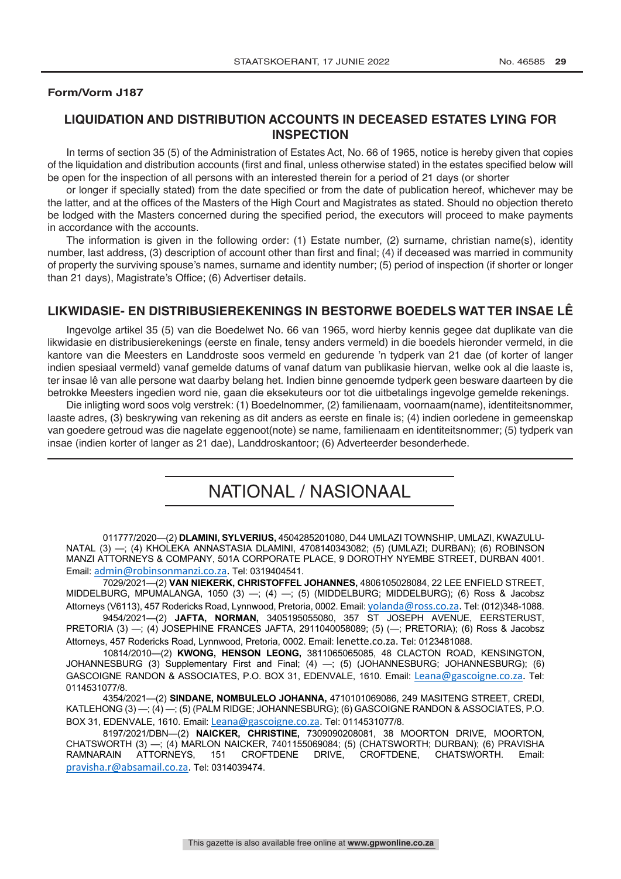**Form/Vorm J187**

## LIQUIDATION AND DISTRIBUTION ACCOUNTS IN DECEASED ESTATES LYING FOR INSPECTION

In terms of section 35 (5) of the Administration of Estates Act, No. 66 of 1965, notice is hereby given that copies of the liquidation and distribution accounts (first and final, unless otherwise stated) in the estates specified below will be open for the inspection of all persons with an interested therein for a period of 21 days (or shorter

or longer if specially stated) from the date specified or from the date of publication hereof, whichever may be the latter, and at the offices of the Masters of the High Court and Magistrates as stated. Should no objection thereto be lodged with the Masters concerned during the specified period, the executors will proceed to make payments in accordance with the accounts.

The information is given in the following order: (1) Estate number, (2) surname, christian name(s), identity number, last address, (3) description of account other than first and final; (4) if deceased was married in community of property the surviving spouse's names, surname and identity number; (5) period of inspection (if shorter or longer than 21 days), Magistrate's Office; (6) Advertiser details.

## LIKWIDASIE- EN DISTRIBUSIEREKENINGS IN BESTORWE BOEDELS WAT TER INSAE LÊ

Ingevolge artikel 35 (5) van die Boedelwet No. 66 van 1965, word hierby kennis gegee dat duplikate van die likwidasie en distribusierekenings (eerste en finale, tensy anders vermeld) in die boedels hieronder vermeld, in die kantore van die Meesters en Landdroste soos vermeld en gedurende 'n tydperk van 21 dae (of korter of langer indien spesiaal vermeld) vanaf gemelde datums of vanaf datum van publikasie hiervan, welke ook al die laaste is, ter insae lê van alle persone wat daarby belang het. Indien binne genoemde tydperk geen besware daarteen by die betrokke Meesters ingedien word nie, gaan die eksekuteurs oor tot die uitbetalings ingevolge gemelde rekenings.

Die inligting word soos volg verstrek: (1) Boedelnommer, (2) familienaam, voornaam(name), identiteitsnommer, laaste adres, (3) beskrywing van rekening as dit anders as eerste en finale is; (4) indien oorledene in gemeenskap van goedere getroud was die nagelate eggenoot(note) se name, familienaam en identiteitsnommer; (5) tydperk van insae (indien korter of langer as 21 dae), Landdroskantoor; (6) Adverteerder besonderhede.

# NATIONAL / NASIONAAL

011777/2020—(2) **DLAMINI, SYLVERIUS,** 4504285201080, D44 UMLAZI TOWNSHIP, UMLAZI, KWAZULU-NATAL (3) —; (4) KHOLEKA ANNASTASIA DLAMINI, 4708140343082; (5) (UMLAZI; DURBAN); (6) ROBINSON MANZI ATTORNEYS & COMPANY, 501A CORPORATE PLACE, 9 DOROTHY NYEMBE STREET, DURBAN 4001. Email: admin@robinsonmanzi.co.za. Tel: 0319404541.

7029/2021—(2) **VAN NIEKERK, CHRISTOFFEL JOHANNES,** 4806105028084, 22 LEE ENFIELD STREET, MIDDELBURG, MPUMALANGA, 1050 (3) —; (4) —; (5) (MIDDELBURG; MIDDELBURG); (6) Ross & Jacobsz Attorneys (V6113), 457 Rodericks Road, Lynnwood, Pretoria, 0002. Email: yolanda@ross.co.za. Tel: (012)348-1088.

9454/2021—(2) **JAFTA, NORMAN,** 3405195055080, 357 ST JOSEPH AVENUE, EERSTERUST, PRETORIA (3) —; (4) JOSEPHINE FRANCES JAFTA, 2911040058089; (5) (—; PRETORIA); (6) Ross & Jacobsz Attorneys, 457 Rodericks Road, Lynnwood, Pretoria, 0002. Email: lenette.co.za. Tel: 0123481088.

10814/2010—(2) **KWONG, HENSON LEONG,** 3811065065085, 48 CLACTON ROAD, KENSINGTON, JOHANNESBURG (3) Supplementary First and Final; (4) —; (5) (JOHANNESBURG; JOHANNESBURG); (6) GASCOIGNE RANDON & ASSOCIATES, P.O. BOX 31, EDENVALE, 1610. Email: Leana@gascoigne.co.za. Tel: 0114531077/8.

4354/2021—(2) **SINDANE, NOMBULELO JOHANNA,** 4710101069086, 249 MASITENG STREET, CREDI, KATLEHONG (3) —; (4) —; (5) (PALM RIDGE; JOHANNESBURG); (6) GASCOIGNE RANDON & ASSOCIATES, P.O. BOX 31, EDENVALE, 1610. Email: Leana@gascoigne.co.za. Tel: 0114531077/8.

8197/2021/DBN—(2) **NAICKER, CHRISTINE,** 7309090208081, 38 MOORTON DRIVE, MOORTON, CHATSWORTH (3) —; (4) MARLON NAICKER, 7401155069084; (5) (CHATSWORTH; DURBAN); (6) PRAVISHA RAMNARAIN ATTORNEYS, 151 CROFTDENE DRIVE, CROFTDENE, CHATSWORTH. Email: pravisha.r@absamail.co.za. Tel: 0314039474.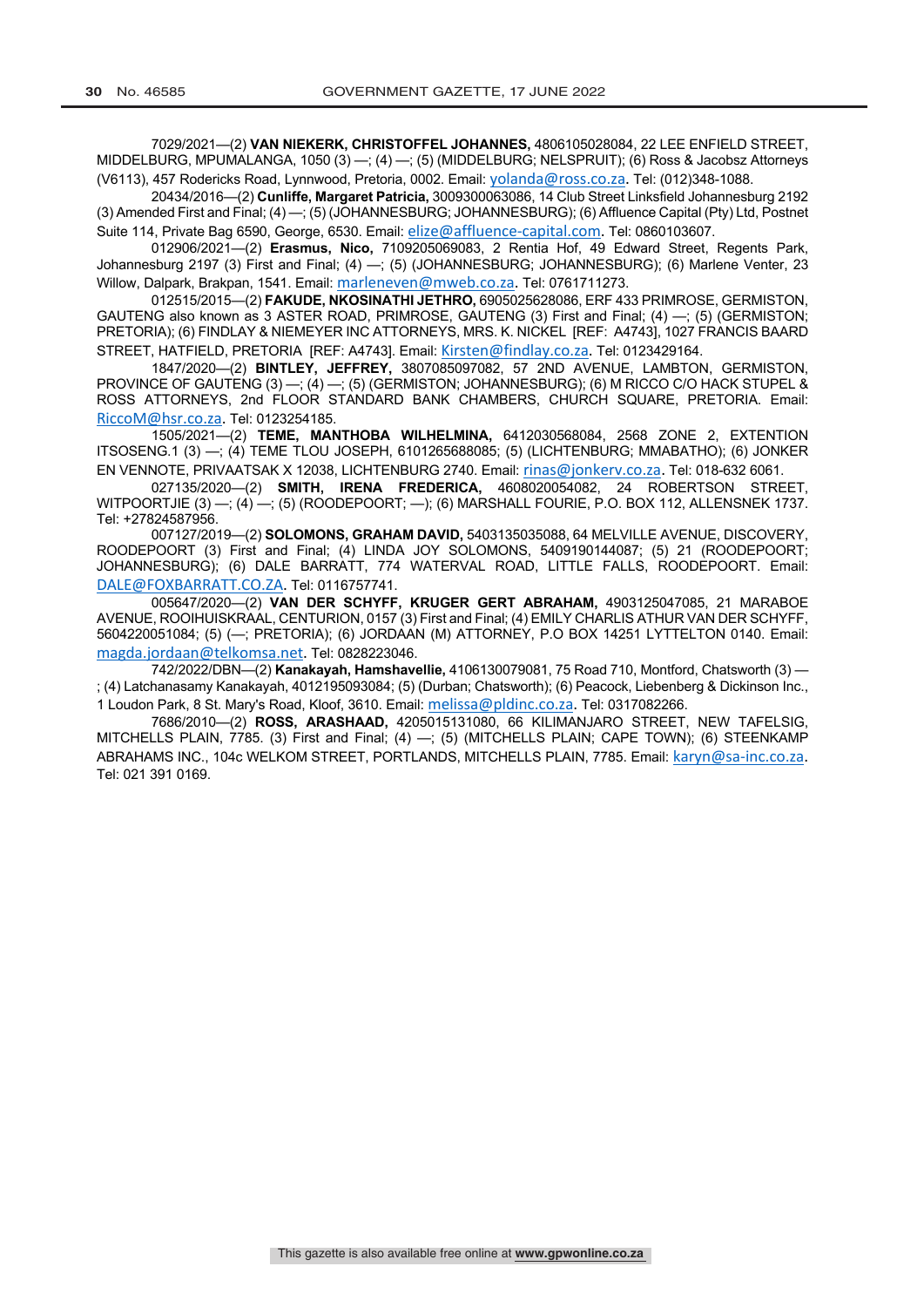7029/2021—(2) **VAN NIEKERK, CHRISTOFFEL JOHANNES,** 4806105028084, 22 LEE ENFIELD STREET, MIDDELBURG, MPUMALANGA, 1050 (3) —; (4) —; (5) (MIDDELBURG; NELSPRUIT); (6) Ross & Jacobsz Attorneys (V6113), 457 Rodericks Road, Lynnwood, Pretoria, 0002. Email: yolanda@ross.co.za. Tel: (012)348-1088.

20434/2016—(2) **Cunliffe, Margaret Patricia,** 3009300063086, 14 Club Street Linksfield Johannesburg 2192 (3) Amended First and Final; (4) —; (5) (JOHANNESBURG; JOHANNESBURG); (6) Affluence Capital (Pty) Ltd, Postnet Suite 114, Private Bag 6590, George, 6530. Email: elize@affluence-capital.com. Tel: 0860103607.

012906/2021—(2) **Erasmus, Nico,** 7109205069083, 2 Rentia Hof, 49 Edward Street, Regents Park, Johannesburg 2197 (3) First and Final; (4) —; (5) (JOHANNESBURG; JOHANNESBURG); (6) Marlene Venter, 23 Willow, Dalpark, Brakpan, 1541. Email: marleneven@mweb.co.za. Tel: 0761711273.

012515/2015—(2) **FAKUDE, NKOSINATHI JETHRO,** 6905025628086, ERF 433 PRIMROSE, GERMISTON, GAUTENG also known as 3 ASTER ROAD, PRIMROSE, GAUTENG (3) First and Final; (4) —; (5) (GERMISTON; PRETORIA); (6) FINDLAY & NIEMEYER INC ATTORNEYS, MRS. K. NICKEL [REF: A4743], 1027 FRANCIS BAARD STREET, HATFIELD, PRETORIA [REF: A4743]. Email: Kirsten@findlay.co.za. Tel: 0123429164.

1847/2020—(2) **BINTLEY, JEFFREY,** 3807085097082, 57 2ND AVENUE, LAMBTON, GERMISTON, PROVINCE OF GAUTENG (3) —; (4) —; (5) (GERMISTON; JOHANNESBURG); (6) M RICCO C/O HACK STUPEL & ROSS ATTORNEYS, 2nd FLOOR STANDARD BANK CHAMBERS, CHURCH SQUARE, PRETORIA. Email: RiccoM@hsr.co.za. Tel: 0123254185.

1505/2021—(2) **TEME, MANTHOBA WILHELMINA,** 6412030568084, 2568 ZONE 2, EXTENTION ITSOSENG.1 (3) —; (4) TEME TLOU JOSEPH, 6101265688085; (5) (LICHTENBURG; MMABATHO); (6) JONKER EN VENNOTE, PRIVAATSAK X 12038, LICHTENBURG 2740. Email: rinas@jonkerv.co.za. Tel: 018-632 6061.

027135/2020—(2) **SMITH, IRENA FREDERICA,** 4608020054082, 24 ROBERTSON STREET, WITPOORTJIE (3) —; (4) —; (5) (ROODEPOORT; —); (6) MARSHALL FOURIE, P.O. BOX 112, ALLENSNEK 1737. Tel: +27824587956.

007127/2019—(2) **SOLOMONS, GRAHAM DAVID,** 5403135035088, 64 MELVILLE AVENUE, DISCOVERY, ROODEPOORT (3) First and Final; (4) LINDA JOY SOLOMONS, 5409190144087; (5) 21 (ROODEPOORT; JOHANNESBURG); (6) DALE BARRATT, 774 WATERVAL ROAD, LITTLE FALLS, ROODEPOORT. Email: DALE@FOXBARRATT.CO.ZA. Tel: 0116757741.

005647/2020—(2) **VAN DER SCHYFF, KRUGER GERT ABRAHAM,** 4903125047085, 21 MARABOE AVENUE, ROOIHUISKRAAL, CENTURION, 0157 (3) First and Final; (4) EMILY CHARLIS ATHUR VAN DER SCHYFF, 5604220051084; (5) (—; PRETORIA); (6) JORDAAN (M) ATTORNEY, P.O BOX 14251 LYTTELTON 0140. Email: magda.jordaan@telkomsa.net. Tel: 0828223046.

742/2022/DBN—(2) **Kanakayah, Hamshavellie,** 4106130079081, 75 Road 710, Montford, Chatsworth (3) —; (4) Latchanasamy Kanakayah, 4012195093084; (5) (Durban; Chatsworth); (6) Peacock, Liebenberg & Dickinson Inc., 1 Loudon Park, 8 St. Mary's Road, Kloof, 3610. Email: melissa@pldinc.co.za. Tel: 0317082266.

7686/2010—(2) **ROSS, ARASHAAD,** 4205015131080, 66 KILIMANJARO STREET, NEW TAFELSIG, MITCHELLS PLAIN, 7785. (3) First and Final; (4) —; (5) (MITCHELLS PLAIN; CAPE TOWN); (6) STEENKAMP ABRAHAMS INC., 104c WELKOM STREET, PORTLANDS, MITCHELLS PLAIN, 7785. Email: karyn@sa-inc.co.za. Tel: 021 391 0169.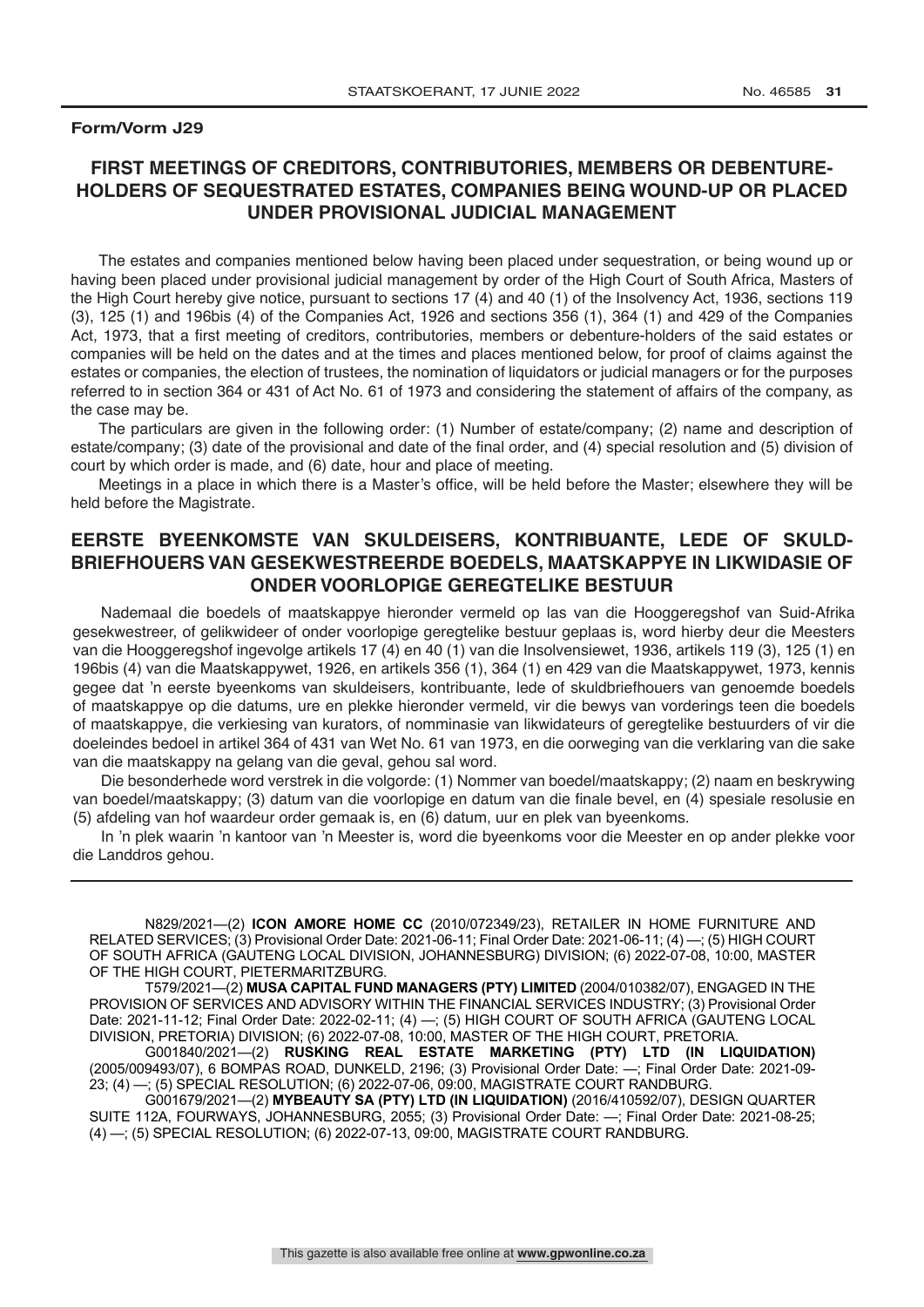**Form/Vorm J29**

## FIRST MEETINGS OF CREDITORS, CONTRIBUTORIES, MEMBERS OR DEBENTURE-HOLDERS OF SEQUESTRATED ESTATES, COMPANIES BEING WOUND-UP OR PLACED UNDER PROVISIONAL JUDICIAL MANAGEMENT

The estates and companies mentioned below having been placed under sequestration, or being wound up or having been placed under provisional judicial management by order of the High Court of South Africa, Masters of the High Court hereby give notice, pursuant to sections 17 (4) and 40 (1) of the Insolvency Act, 1936, sections 119 (3), 125 (1) and 196bis (4) of the Companies Act, 1926 and sections 356 (1), 364 (1) and 429 of the Companies Act, 1973, that a first meeting of creditors, contributories, members or debenture-holders of the said estates or companies will be held on the dates and at the times and places mentioned below, for proof of claims against the estates or companies, the election of trustees, the nomination of liquidators or judicial managers or for the purposes referred to in section 364 or 431 of Act No. 61 of 1973 and considering the statement of affairs of the company, as the case may be.

The particulars are given in the following order: (1) Number of estate/company; (2) name and description of estate/company; (3) date of the provisional and date of the final order, and (4) special resolution and (5) division of court by which order is made, and (6) date, hour and place of meeting.

Meetings in a place in which there is a Master's office, will be held before the Master; elsewhere they will be held before the Magistrate.

## EERSTE BYEENKOMSTE VAN SKULDEISERS, KONTRIBUANTE, LEDE OF SKULD-BRIEFHOUERS VAN GESEKWESTREERDE BOEDELS, MAATSKAPPYE IN LIKWIDASIE OF ONDER VOORLOPIGE GEREGTELIKE BESTUUR

Nademaal die boedels of maatskappye hieronder vermeld op las van die Hooggeregshof van Suid-Afrika gesekwestreer, of gelikwideer of onder voorlopige geregtelike bestuur geplaas is, word hierby deur die Meesters van die Hooggeregshof ingevolge artikels 17 (4) en 40 (1) van die Insolvensiewet, 1936, artikels 119 (3), 125 (1) en 196bis (4) van die Maatskappywet, 1926, en artikels 356 (1), 364 (1) en 429 van die Maatskappywet, 1973, kennis gegee dat 'n eerste byeenkoms van skuldeisers, kontribuante, lede of skuldbriefhouers van genoemde boedels of maatskappye op die datums, ure en plekke hieronder vermeld, vir die bewys van vorderings teen die boedels of maatskappye, die verkiesing van kurators, of nomminasie van likwidateurs of geregtelike bestuurders of vir die doeleindes bedoel in artikel 364 of 431 van Wet No. 61 van 1973, en die oorweging van die verklaring van die sake van die maatskappy na gelang van die geval, gehou sal word.

Die besonderhede word verstrek in die volgorde: (1) Nommer van boedel/maatskappy; (2) naam en beskrywing van boedel/maatskappy; (3) datum van die voorlopige en datum van die finale bevel, en (4) spesiale resolusie en (5) afdeling van hof waardeur order gemaak is, en (6) datum, uur en plek van byeenkoms.

In 'n plek waarin 'n kantoor van 'n Meester is, word die byeenkoms voor die Meester en op ander plekke voor die Landdros gehou.

---

N829/2021—(2) **ICON AMORE HOME CC** (2010/072349/23), RETAILER IN HOME FURNITURE AND RELATED SERVICES; (3) Provisional Order Date: 2021-06-11; Final Order Date: 2021-06-11; (4) —; (5) HIGH COURT OF SOUTH AFRICA (GAUTENG LOCAL DIVISION, JOHANNESBURG) DIVISION; (6) 2022-07-08, 10:00, MASTER OF THE HIGH COURT, PIETERMARITZBURG.

T579/2021—(2) **MUSA CAPITAL FUND MANAGERS (PTY) LIMITED** (2004/010382/07), ENGAGED IN THE PROVISION OF SERVICES AND ADVISORY WITHIN THE FINANCIAL SERVICES INDUSTRY; (3) Provisional Order Date: 2021-11-12; Final Order Date: 2022-02-11; (4) —; (5) HIGH COURT OF SOUTH AFRICA (GAUTENG LOCAL DIVISION, PRETORIA) DIVISION; (6) 2022-07-08, 10:00, MASTER OF THE HIGH COURT, PRETORIA.

G001840/2021—(2) **RUSKING REAL ESTATE MARKETING (PTY) LTD (IN LIQUIDATION)** (2005/009493/07), 6 BOMPAS ROAD, DUNKELD, 2196; (3) Provisional Order Date: —; Final Order Date: 2021-09-23; (4) —; (5) SPECIAL RESOLUTION; (6) 2022-07-06, 09:00, MAGISTRATE COURT RANDBURG.

G001679/2021—(2) **MYBEAUTY SA (PTY) LTD (IN LIQUIDATION)** (2016/410592/07), DESIGN QUARTER SUITE 112A, FOURWAYS, JOHANNESBURG, 2055; (3) Provisional Order Date: —; Final Order Date: 2021-08-25; (4) —; (5) SPECIAL RESOLUTION; (6) 2022-07-13, 09:00, MAGISTRATE COURT RANDBURG.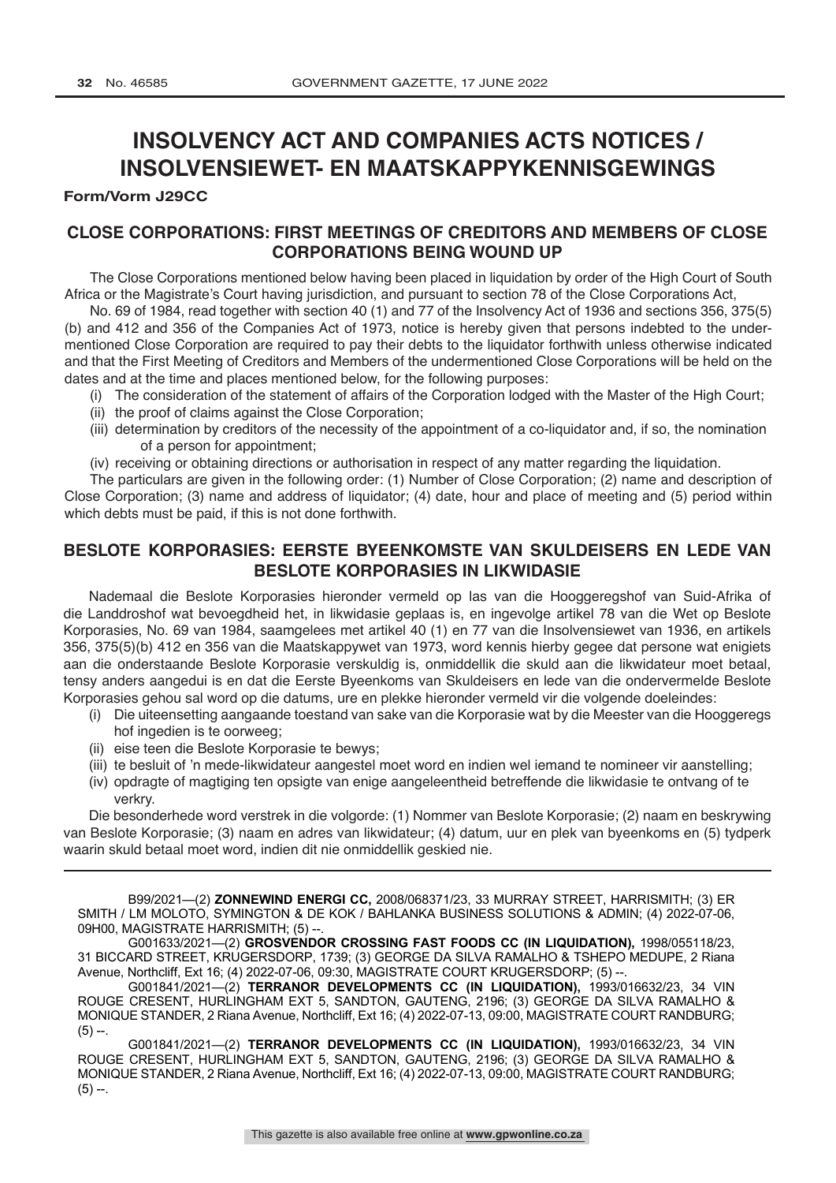# INSOLVENCY ACT AND COMPANIES ACTS NOTICES / INSOLVENSIEWET- EN MAATSKAPPYKENNISGEWINGS

**Form/Vorm J29CC**

## CLOSE CORPORATIONS: FIRST MEETINGS OF CREDITORS AND MEMBERS OF CLOSE CORPORATIONS BEING WOUND UP

The Close Corporations mentioned below having been placed in liquidation by order of the High Court of South Africa or the Magistrate's Court having jurisdiction, and pursuant to section 78 of the Close Corporations Act, No. 69 of 1984, read together with section 40 (1) and 77 of the Insolvency Act of 1936 and sections 356, 375(5)(b) and 412 and 356 of the Companies Act of 1973, notice is hereby given that persons indebted to the undermentioned Close Corporation are required to pay their debts to the liquidator forthwith unless otherwise indicated and that the First Meeting of Creditors and Members of the undermentioned Close Corporations will be held on the dates and at the time and places mentioned below, for the following purposes:

(i) The consideration of the statement of affairs of the Corporation lodged with the Master of the High Court;
(ii) the proof of claims against the Close Corporation;
(iii) determination by creditors of the necessity of the appointment of a co-liquidator and, if so, the nomination of a person for appointment;
(iv) receiving or obtaining directions or authorisation in respect of any matter regarding the liquidation.

The particulars are given in the following order: (1) Number of Close Corporation; (2) name and description of Close Corporation; (3) name and address of liquidator; (4) date, hour and place of meeting and (5) period within which debts must be paid, if this is not done forthwith.

## BESLOTE KORPORASIES: EERSTE BYEENKOMSTE VAN SKULDEISERS EN LEDE VAN BESLOTE KORPORASIES IN LIKWIDASIE

Nademaal die Beslote Korporasies hieronder vermeld op las van die Hooggeregshof van Suid-Afrika of die Landdroshof wat bevoegdheid het, in likwidasie geplaas is, en ingevolge artikel 78 van die Wet op Beslote Korporasies, No. 69 van 1984, saamgelees met artikel 40 (1) en 77 van die Insolvensiewet van 1936, en artikels 356, 375(5)(b) 412 en 356 van die Maatskappywet van 1973, word kennis hierby gegee dat persone wat enigiets aan die onderstaande Beslote Korporasie verskuldig is, onmiddellik die skuld aan die likwidateur moet betaal, tensy anders aangedui is en dat die Eerste Byeenkoms van Skuldeisers en lede van die ondervermelde Beslote Korporasies gehou sal word op die datums, ure en plekke hieronder vermeld vir die volgende doeleindes:

(i) Die uiteensetting aangaande toestand van sake van die Korporasie wat by die Meester van die Hooggeregs hof ingedien is te oorweeg;
(ii) eise teen die Beslote Korporasie te bewys;
(iii) te besluit of 'n mede-likwidateur aangestel moet word en indien wel iemand te nomineer vir aanstelling;
(iv) opdragte of magtiging ten opsigte van enige aangeleentheid betreffende die likwidasie te ontvang of te verkry.

Die besonderhede word verstrek in die volgorde: (1) Nommer van Beslote Korporasie; (2) naam en beskrywing van Beslote Korporasie; (3) naam en adres van likwidateur; (4) datum, uur en plek van byeenkoms en (5) tydperk waarin skuld betaal moet word, indien dit nie onmiddellik geskied nie.

---

B99/2021—(2) **ZONNEWIND ENERGI CC,** 2008/068371/23, 33 MURRAY STREET, HARRISMITH; (3) ER SMITH / LM MOLOTO, SYMINGTON & DE KOK / BAHLANKA BUSINESS SOLUTIONS & ADMIN; (4) 2022-07-06, 09H00, MAGISTRATE HARRISMITH; (5) --.

G001633/2021—(2) **GROSVENDOR CROSSING FAST FOODS CC (IN LIQUIDATION),** 1998/055118/23, 31 BICCARD STREET, KRUGERSDORP, 1739; (3) GEORGE DA SILVA RAMALHO & TSHEPO MEDUPE, 2 Riana Avenue, Northcliff, Ext 16; (4) 2022-07-06, 09:30, MAGISTRATE COURT KRUGERSDORP; (5) --.

G001841/2021—(2) **TERRANOR DEVELOPMENTS CC (IN LIQUIDATION),** 1993/016632/23, 34 VIN ROUGE CRESENT, HURLINGHAM EXT 5, SANDTON, GAUTENG, 2196; (3) GEORGE DA SILVA RAMALHO & MONIQUE STANDER, 2 Riana Avenue, Northcliff, Ext 16; (4) 2022-07-13, 09:00, MAGISTRATE COURT RANDBURG; (5) --.

G001841/2021—(2) **TERRANOR DEVELOPMENTS CC (IN LIQUIDATION),** 1993/016632/23, 34 VIN ROUGE CRESENT, HURLINGHAM EXT 5, SANDTON, GAUTENG, 2196; (3) GEORGE DA SILVA RAMALHO & MONIQUE STANDER, 2 Riana Avenue, Northcliff, Ext 16; (4) 2022-07-13, 09:00, MAGISTRATE COURT RANDBURG; (5) --.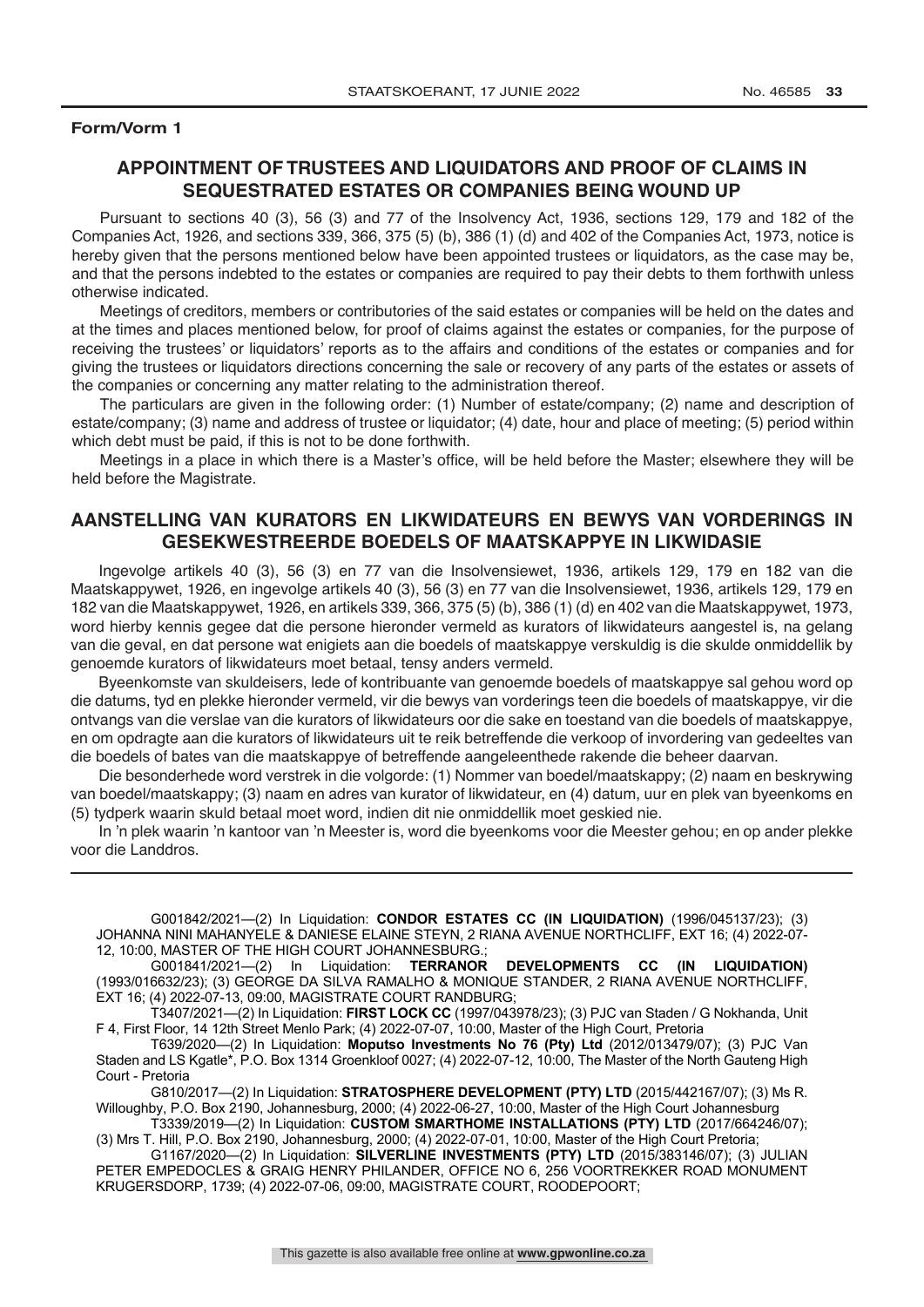**Form/Vorm 1**

## APPOINTMENT OF TRUSTEES AND LIQUIDATORS AND PROOF OF CLAIMS IN SEQUESTRATED ESTATES OR COMPANIES BEING WOUND UP

Pursuant to sections 40 (3), 56 (3) and 77 of the Insolvency Act, 1936, sections 129, 179 and 182 of the Companies Act, 1926, and sections 339, 366, 375 (5) (b), 386 (1) (d) and 402 of the Companies Act, 1973, notice is hereby given that the persons mentioned below have been appointed trustees or liquidators, as the case may be, and that the persons indebted to the estates or companies are required to pay their debts to them forthwith unless otherwise indicated.

Meetings of creditors, members or contributories of the said estates or companies will be held on the dates and at the times and places mentioned below, for proof of claims against the estates or companies, for the purpose of receiving the trustees' or liquidators' reports as to the affairs and conditions of the estates or companies and for giving the trustees or liquidators directions concerning the sale or recovery of any parts of the estates or assets of the companies or concerning any matter relating to the administration thereof.

The particulars are given in the following order: (1) Number of estate/company; (2) name and description of estate/company; (3) name and address of trustee or liquidator; (4) date, hour and place of meeting; (5) period within which debt must be paid, if this is not to be done forthwith.

Meetings in a place in which there is a Master's office, will be held before the Master; elsewhere they will be held before the Magistrate.

## AANSTELLING VAN KURATORS EN LIKWIDATEURS EN BEWYS VAN VORDERINGS IN GESEKWESTREERDE BOEDELS OF MAATSKAPPYE IN LIKWIDASIE

Ingevolge artikels 40 (3), 56 (3) en 77 van die Insolvensiewet, 1936, artikels 129, 179 en 182 van die Maatskappywet, 1926, en ingevolge artikels 40 (3), 56 (3) en 77 van die Insolvensiewet, 1936, artikels 129, 179 en 182 van die Maatskappywet, 1926, en artikels 339, 366, 375 (5) (b), 386 (1) (d) en 402 van die Maatskappywet, 1973, word hierby kennis gegee dat die persone hieronder vermeld as kurators of likwidateurs aangestel is, na gelang van die geval, en dat persone wat enigiets aan die boedels of maatskappye verskuldig is die skulde onmiddellik by genoemde kurators of likwidateurs moet betaal, tensy anders vermeld.

Byeenkomste van skuldeisers, lede of kontribuante van genoemde boedels of maatskappye sal gehou word op die datums, tyd en plekke hieronder vermeld, vir die bewys van vorderings teen die boedels of maatskappye, vir die ontvangs van die verslae van die kurators of likwidateurs oor die sake en toestand van die boedels of maatskappye, en om opdragte aan die kurators of likwidateurs uit te reik betreffende die verkoop of invordering van gedeeltes van die boedels of bates van die maatskappye of betreffende aangeleenthede rakende die beheer daarvan.

Die besonderhede word verstrek in die volgorde: (1) Nommer van boedel/maatskappy; (2) naam en beskrywing van boedel/maatskappy; (3) naam en adres van kurator of likwidateur, en (4) datum, uur en plek van byeenkoms en (5) tydperk waarin skuld betaal moet word, indien dit nie onmiddellik moet geskied nie.

In 'n plek waarin 'n kantoor van 'n Meester is, word die byeenkoms voor die Meester gehou; en op ander plekke voor die Landdros.

---

G001842/2021—(2) In Liquidation: **CONDOR ESTATES CC (IN LIQUIDATION)** (1996/045137/23); (3) JOHANNA NINI MAHANYELE & DANIESE ELAINE STEYN, 2 RIANA AVENUE NORTHCLIFF, EXT 16; (4) 2022-07-12, 10:00, MASTER OF THE HIGH COURT JOHANNESBURG.;

G001841/2021—(2) In Liquidation: **TERRANOR DEVELOPMENTS CC (IN LIQUIDATION)** (1993/016632/23); (3) GEORGE DA SILVA RAMALHO & MONIQUE STANDER, 2 RIANA AVENUE NORTHCLIFF, EXT 16; (4) 2022-07-13, 09:00, MAGISTRATE COURT RANDBURG;

T3407/2021—(2) In Liquidation: **FIRST LOCK CC** (1997/043978/23); (3) PJC van Staden / G Nokhanda, Unit F 4, First Floor, 14 12th Street Menlo Park; (4) 2022-07-07, 10:00, Master of the High Court, Pretoria

T639/2020—(2) In Liquidation: **Moputso Investments No 76 (Pty) Ltd** (2012/013479/07); (3) PJC Van Staden and LS Kgatle*, P.O. Box 1314 Groenkloof 0027; (4) 2022-07-12, 10:00, The Master of the North Gauteng High Court - Pretoria

G810/2017—(2) In Liquidation: **STRATOSPHERE DEVELOPMENT (PTY) LTD** (2015/442167/07); (3) Ms R. Willoughby, P.O. Box 2190, Johannesburg, 2000; (4) 2022-06-27, 10:00, Master of the High Court Johannesburg

T3339/2019—(2) In Liquidation: **CUSTOM SMARTHOME INSTALLATIONS (PTY) LTD** (2017/664246/07); (3) Mrs T. Hill, P.O. Box 2190, Johannesburg, 2000; (4) 2022-07-01, 10:00, Master of the High Court Pretoria;

G1167/2020—(2) In Liquidation: **SILVERLINE INVESTMENTS (PTY) LTD** (2015/383146/07); (3) JULIAN PETER EMPEDOCLES & GRAIG HENRY PHILANDER, OFFICE NO 6, 256 VOORTREKKER ROAD MONUMENT KRUGERSDORP, 1739; (4) 2022-07-06, 09:00, MAGISTRATE COURT, ROODEPOORT;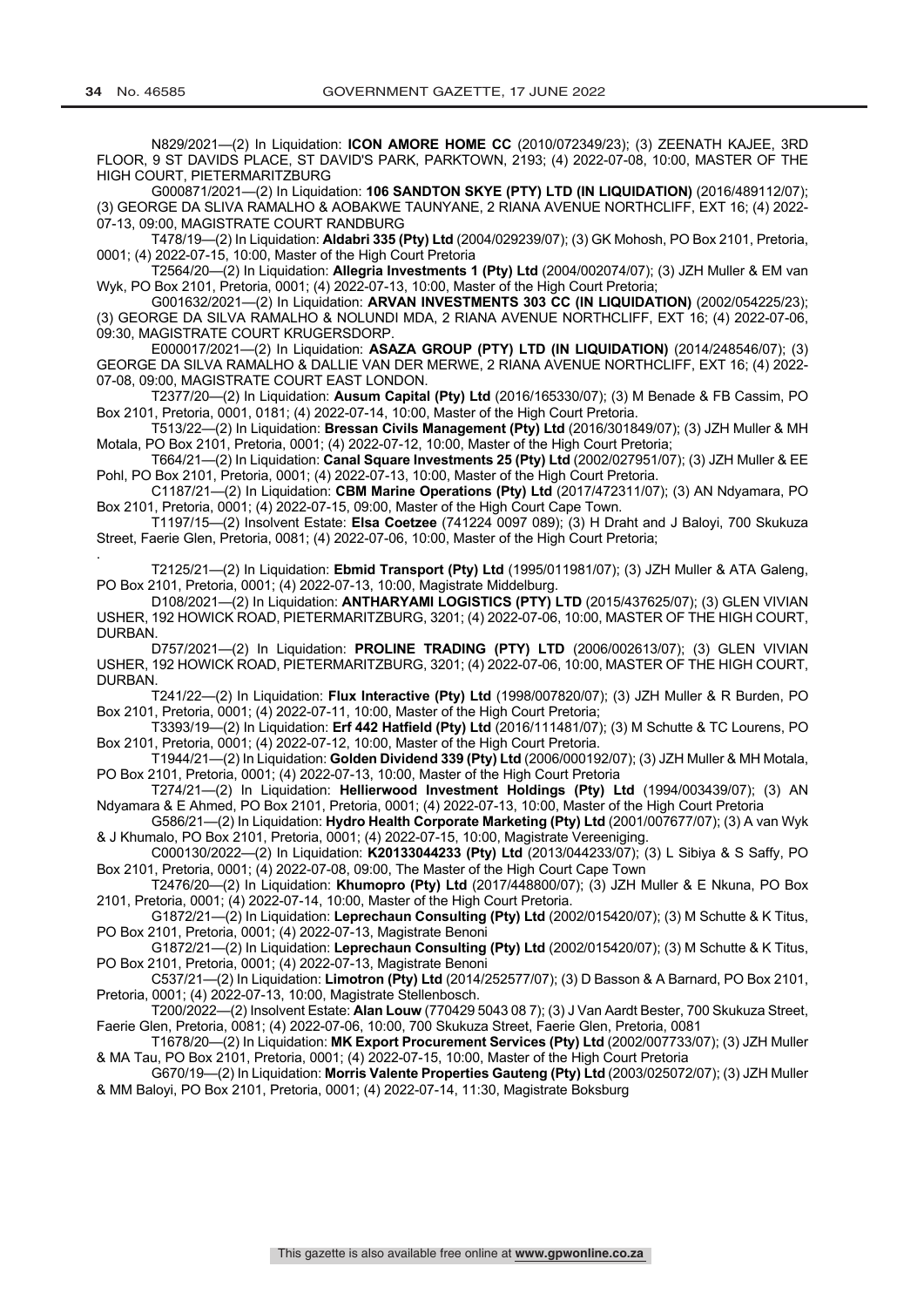N829/2021—(2) In Liquidation: **ICON AMORE HOME CC** (2010/072349/23); (3) ZEENATH KAJEE, 3RD FLOOR, 9 ST DAVIDS PLACE, ST DAVID'S PARK, PARKTOWN, 2193; (4) 2022-07-08, 10:00, MASTER OF THE HIGH COURT, PIETERMARITZBURG

G000871/2021—(2) In Liquidation: **106 SANDTON SKYE (PTY) LTD (IN LIQUIDATION)** (2016/489112/07); (3) GEORGE DA SLIVA RAMALHO & AOBAKWE TAUNYANE, 2 RIANA AVENUE NORTHCLIFF, EXT 16; (4) 2022-07-13, 09:00, MAGISTRATE COURT RANDBURG

T478/19—(2) In Liquidation: **Aldabri 335 (Pty) Ltd** (2004/029239/07); (3) GK Mohosh, PO Box 2101, Pretoria, 0001; (4) 2022-07-15, 10:00, Master of the High Court Pretoria

T2564/20—(2) In Liquidation: **Allegria Investments 1 (Pty) Ltd** (2004/002074/07); (3) JZH Muller & EM van Wyk, PO Box 2101, Pretoria, 0001; (4) 2022-07-13, 10:00, Master of the High Court Pretoria;

G001632/2021—(2) In Liquidation: **ARVAN INVESTMENTS 303 CC (IN LIQUIDATION)** (2002/054225/23); (3) GEORGE DA SILVA RAMALHO & NOLUNDI MDA, 2 RIANA AVENUE NORTHCLIFF, EXT 16; (4) 2022-07-06, 09:30, MAGISTRATE COURT KRUGERSDORP.

E000017/2021—(2) In Liquidation: **ASAZA GROUP (PTY) LTD (IN LIQUIDATION)** (2014/248546/07); (3) GEORGE DA SILVA RAMALHO & DALLIE VAN DER MERWE, 2 RIANA AVENUE NORTHCLIFF, EXT 16; (4) 2022-07-08, 09:00, MAGISTRATE COURT EAST LONDON.

T2377/20—(2) In Liquidation: **Ausum Capital (Pty) Ltd** (2016/165330/07); (3) M Benade & FB Cassim, PO Box 2101, Pretoria, 0001, 0181; (4) 2022-07-14, 10:00, Master of the High Court Pretoria.

T513/22—(2) In Liquidation: **Bressan Civils Management (Pty) Ltd** (2016/301849/07); (3) JZH Muller & MH Motala, PO Box 2101, Pretoria, 0001; (4) 2022-07-12, 10:00, Master of the High Court Pretoria;

T664/21—(2) In Liquidation: **Canal Square Investments 25 (Pty) Ltd** (2002/027951/07); (3) JZH Muller & EE Pohl, PO Box 2101, Pretoria, 0001; (4) 2022-07-13, 10:00, Master of the High Court Pretoria.

C1187/21—(2) In Liquidation: **CBM Marine Operations (Pty) Ltd** (2017/472311/07); (3) AN Ndyamara, PO Box 2101, Pretoria, 0001; (4) 2022-07-15, 09:00, Master of the High Court Cape Town.

T1197/15—(2) Insolvent Estate: **Elsa Coetzee** (741224 0097 089); (3) H Draht and J Baloyi, 700 Skukuza Street, Faerie Glen, Pretoria, 0081; (4) 2022-07-06, 10:00, Master of the High Court Pretoria;

.

T2125/21—(2) In Liquidation: **Ebmid Transport (Pty) Ltd** (1995/011981/07); (3) JZH Muller & ATA Galeng, PO Box 2101, Pretoria, 0001; (4) 2022-07-13, 10:00, Magistrate Middelburg.

D108/2021—(2) In Liquidation: **ANTHARYAMI LOGISTICS (PTY) LTD** (2015/437625/07); (3) GLEN VIVIAN USHER, 192 HOWICK ROAD, PIETERMARITZBURG, 3201; (4) 2022-07-06, 10:00, MASTER OF THE HIGH COURT, DURBAN.

D757/2021—(2) In Liquidation: **PROLINE TRADING (PTY) LTD** (2006/002613/07); (3) GLEN VIVIAN USHER, 192 HOWICK ROAD, PIETERMARITZBURG, 3201; (4) 2022-07-06, 10:00, MASTER OF THE HIGH COURT, DURBAN.

T241/22—(2) In Liquidation: **Flux Interactive (Pty) Ltd** (1998/007820/07); (3) JZH Muller & R Burden, PO Box 2101, Pretoria, 0001; (4) 2022-07-11, 10:00, Master of the High Court Pretoria;

T3393/19—(2) In Liquidation: **Erf 442 Hatfield (Pty) Ltd** (2016/111481/07); (3) M Schutte & TC Lourens, PO Box 2101, Pretoria, 0001; (4) 2022-07-12, 10:00, Master of the High Court Pretoria.

T1944/21—(2) In Liquidation: **Golden Dividend 339 (Pty) Ltd** (2006/000192/07); (3) JZH Muller & MH Motala, PO Box 2101, Pretoria, 0001; (4) 2022-07-13, 10:00, Master of the High Court Pretoria

T274/21—(2) In Liquidation: **Hellierwood Investment Holdings (Pty) Ltd** (1994/003439/07); (3) AN Ndyamara & E Ahmed, PO Box 2101, Pretoria, 0001; (4) 2022-07-13, 10:00, Master of the High Court Pretoria

G586/21—(2) In Liquidation: **Hydro Health Corporate Marketing (Pty) Ltd** (2001/007677/07); (3) A van Wyk & J Khumalo, PO Box 2101, Pretoria, 0001; (4) 2022-07-15, 10:00, Magistrate Vereeniging.

C000130/2022—(2) In Liquidation: **K20133044233 (Pty) Ltd** (2013/044233/07); (3) L Sibiya & S Saffy, PO Box 2101, Pretoria, 0001; (4) 2022-07-08, 09:00, The Master of the High Court Cape Town

T2476/20—(2) In Liquidation: **Khumopro (Pty) Ltd** (2017/448800/07); (3) JZH Muller & E Nkuna, PO Box 2101, Pretoria, 0001; (4) 2022-07-14, 10:00, Master of the High Court Pretoria.

G1872/21—(2) In Liquidation: **Leprechaun Consulting (Pty) Ltd** (2002/015420/07); (3) M Schutte & K Titus, PO Box 2101, Pretoria, 0001; (4) 2022-07-13, Magistrate Benoni

G1872/21—(2) In Liquidation: **Leprechaun Consulting (Pty) Ltd** (2002/015420/07); (3) M Schutte & K Titus, PO Box 2101, Pretoria, 0001; (4) 2022-07-13, Magistrate Benoni

C537/21—(2) In Liquidation: **Limotron (Pty) Ltd** (2014/252577/07); (3) D Basson & A Barnard, PO Box 2101, Pretoria, 0001; (4) 2022-07-13, 10:00, Magistrate Stellenbosch.

T200/2022—(2) Insolvent Estate: **Alan Louw** (770429 5043 08 7); (3) J Van Aardt Bester, 700 Skukuza Street, Faerie Glen, Pretoria, 0081; (4) 2022-07-06, 10:00, 700 Skukuza Street, Faerie Glen, Pretoria, 0081

T1678/20—(2) In Liquidation: **MK Export Procurement Services (Pty) Ltd** (2002/007733/07); (3) JZH Muller & MA Tau, PO Box 2101, Pretoria, 0001; (4) 2022-07-15, 10:00, Master of the High Court Pretoria

G670/19—(2) In Liquidation: **Morris Valente Properties Gauteng (Pty) Ltd** (2003/025072/07); (3) JZH Muller & MM Baloyi, PO Box 2101, Pretoria, 0001; (4) 2022-07-14, 11:30, Magistrate Boksburg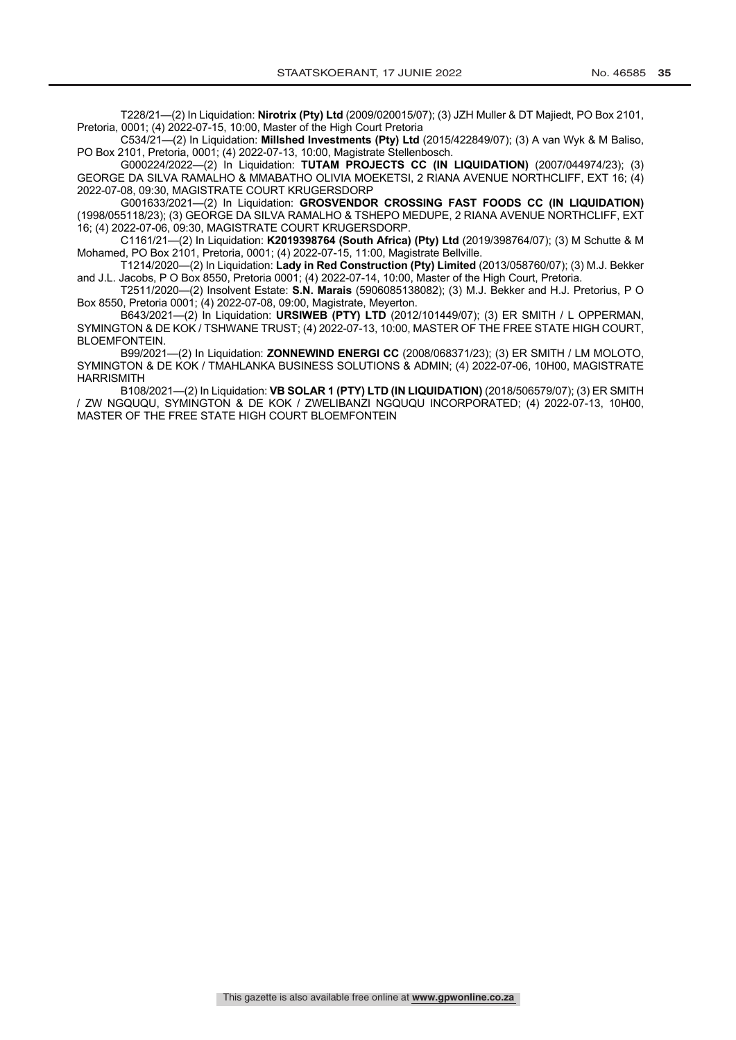T228/21—(2) In Liquidation: **Nirotrix (Pty) Ltd** (2009/020015/07); (3) JZH Muller & DT Majiedt, PO Box 2101, Pretoria, 0001; (4) 2022-07-15, 10:00, Master of the High Court Pretoria

C534/21—(2) In Liquidation: **Millshed Investments (Pty) Ltd** (2015/422849/07); (3) A van Wyk & M Baliso, PO Box 2101, Pretoria, 0001; (4) 2022-07-13, 10:00, Magistrate Stellenbosch.

G000224/2022—(2) In Liquidation: **TUTAM PROJECTS CC (IN LIQUIDATION)** (2007/044974/23); (3) GEORGE DA SILVA RAMALHO & MMABATHO OLIVIA MOEKETSI, 2 RIANA AVENUE NORTHCLIFF, EXT 16; (4) 2022-07-08, 09:30, MAGISTRATE COURT KRUGERSDORP

G001633/2021—(2) In Liquidation: **GROSVENDOR CROSSING FAST FOODS CC (IN LIQUIDATION)** (1998/055118/23); (3) GEORGE DA SILVA RAMALHO & TSHEPO MEDUPE, 2 RIANA AVENUE NORTHCLIFF, EXT 16; (4) 2022-07-06, 09:30, MAGISTRATE COURT KRUGERSDORP.

C1161/21—(2) In Liquidation: **K2019398764 (South Africa) (Pty) Ltd** (2019/398764/07); (3) M Schutte & M Mohamed, PO Box 2101, Pretoria, 0001; (4) 2022-07-15, 11:00, Magistrate Bellville.

T1214/2020—(2) In Liquidation: **Lady in Red Construction (Pty) Limited** (2013/058760/07); (3) M.J. Bekker and J.L. Jacobs, P O Box 8550, Pretoria 0001; (4) 2022-07-14, 10:00, Master of the High Court, Pretoria.

T2511/2020—(2) Insolvent Estate: **S.N. Marais** (5906085138082); (3) M.J. Bekker and H.J. Pretorius, P O Box 8550, Pretoria 0001; (4) 2022-07-08, 09:00, Magistrate, Meyerton.

B643/2021—(2) In Liquidation: **URSIWEB (PTY) LTD** (2012/101449/07); (3) ER SMITH / L OPPERMAN, SYMINGTON & DE KOK / TSHWANE TRUST; (4) 2022-07-13, 10:00, MASTER OF THE FREE STATE HIGH COURT, BLOEMFONTEIN.

B99/2021—(2) In Liquidation: **ZONNEWIND ENERGI CC** (2008/068371/23); (3) ER SMITH / LM MOLOTO, SYMINGTON & DE KOK / TMAHLANKA BUSINESS SOLUTIONS & ADMIN; (4) 2022-07-06, 10H00, MAGISTRATE HARRISMITH

B108/2021—(2) In Liquidation: **VB SOLAR 1 (PTY) LTD (IN LIQUIDATION)** (2018/506579/07); (3) ER SMITH / ZW NGQUQU, SYMINGTON & DE KOK / ZWELIBANZI NGQUQU INCORPORATED; (4) 2022-07-13, 10H00, MASTER OF THE FREE STATE HIGH COURT BLOEMFONTEIN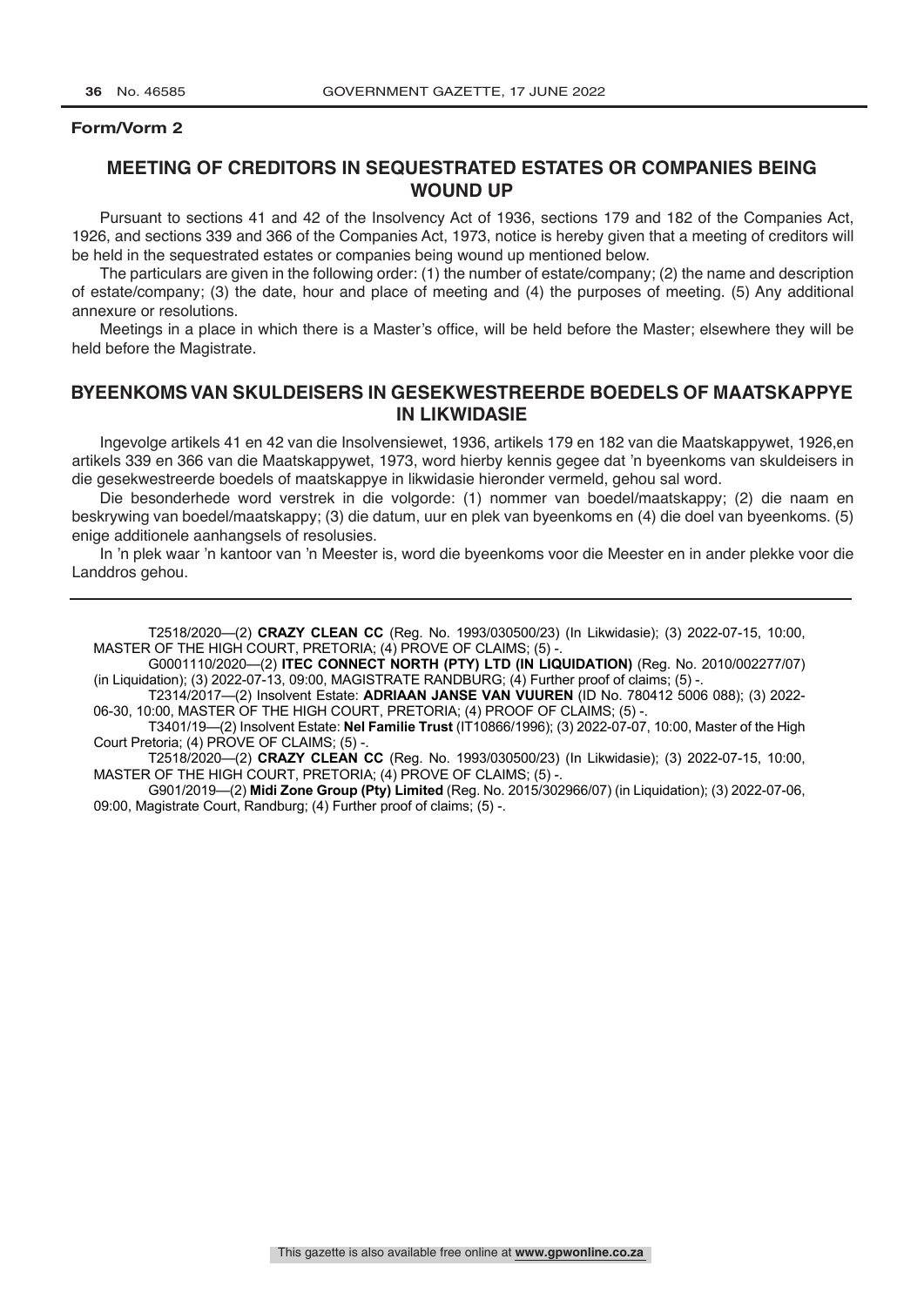**Form/Vorm 2**

## MEETING OF CREDITORS IN SEQUESTRATED ESTATES OR COMPANIES BEING WOUND UP

Pursuant to sections 41 and 42 of the Insolvency Act of 1936, sections 179 and 182 of the Companies Act, 1926, and sections 339 and 366 of the Companies Act, 1973, notice is hereby given that a meeting of creditors will be held in the sequestrated estates or companies being wound up mentioned below.

The particulars are given in the following order: (1) the number of estate/company; (2) the name and description of estate/company; (3) the date, hour and place of meeting and (4) the purposes of meeting. (5) Any additional annexure or resolutions.

Meetings in a place in which there is a Master's office, will be held before the Master; elsewhere they will be held before the Magistrate.

## BYEENKOMS VAN SKULDEISERS IN GESEKWESTREERDE BOEDELS OF MAATSKAPPYE IN LIKWIDASIE

Ingevolge artikels 41 en 42 van die Insolvensiewet, 1936, artikels 179 en 182 van die Maatskappywet, 1926,en artikels 339 en 366 van die Maatskappywet, 1973, word hierby kennis gegee dat 'n byeenkoms van skuldeisers in die gesekwestreerde boedels of maatskappye in likwidasie hieronder vermeld, gehou sal word.

Die besonderhede word verstrek in die volgorde: (1) nommer van boedel/maatskappy; (2) die naam en beskrywing van boedel/maatskappy; (3) die datum, uur en plek van byeenkoms en (4) die doel van byeenkoms. (5) enige additionele aanhangsels of resolusies.

In 'n plek waar 'n kantoor van 'n Meester is, word die byeenkoms voor die Meester en in ander plekke voor die Landdros gehou.

---

T2518/2020—(2) **CRAZY CLEAN CC** (Reg. No. 1993/030500/23) (In Likwidasie); (3) 2022-07-15, 10:00, MASTER OF THE HIGH COURT, PRETORIA; (4) PROVE OF CLAIMS; (5) -.

G0001110/2020—(2) **ITEC CONNECT NORTH (PTY) LTD (IN LIQUIDATION)** (Reg. No. 2010/002277/07) (in Liquidation); (3) 2022-07-13, 09:00, MAGISTRATE RANDBURG; (4) Further proof of claims; (5) -.

T2314/2017—(2) Insolvent Estate: **ADRIAAN JANSE VAN VUUREN** (ID No. 780412 5006 088); (3) 2022-06-30, 10:00, MASTER OF THE HIGH COURT, PRETORIA; (4) PROOF OF CLAIMS; (5) -.

T3401/19—(2) Insolvent Estate: **Nel Familie Trust** (IT10866/1996); (3) 2022-07-07, 10:00, Master of the High Court Pretoria; (4) PROVE OF CLAIMS; (5) -.

T2518/2020—(2) **CRAZY CLEAN CC** (Reg. No. 1993/030500/23) (In Likwidasie); (3) 2022-07-15, 10:00, MASTER OF THE HIGH COURT, PRETORIA; (4) PROVE OF CLAIMS; (5) -.

G901/2019—(2) **Midi Zone Group (Pty) Limited** (Reg. No. 2015/302966/07) (in Liquidation); (3) 2022-07-06, 09:00, Magistrate Court, Randburg; (4) Further proof of claims; (5) -.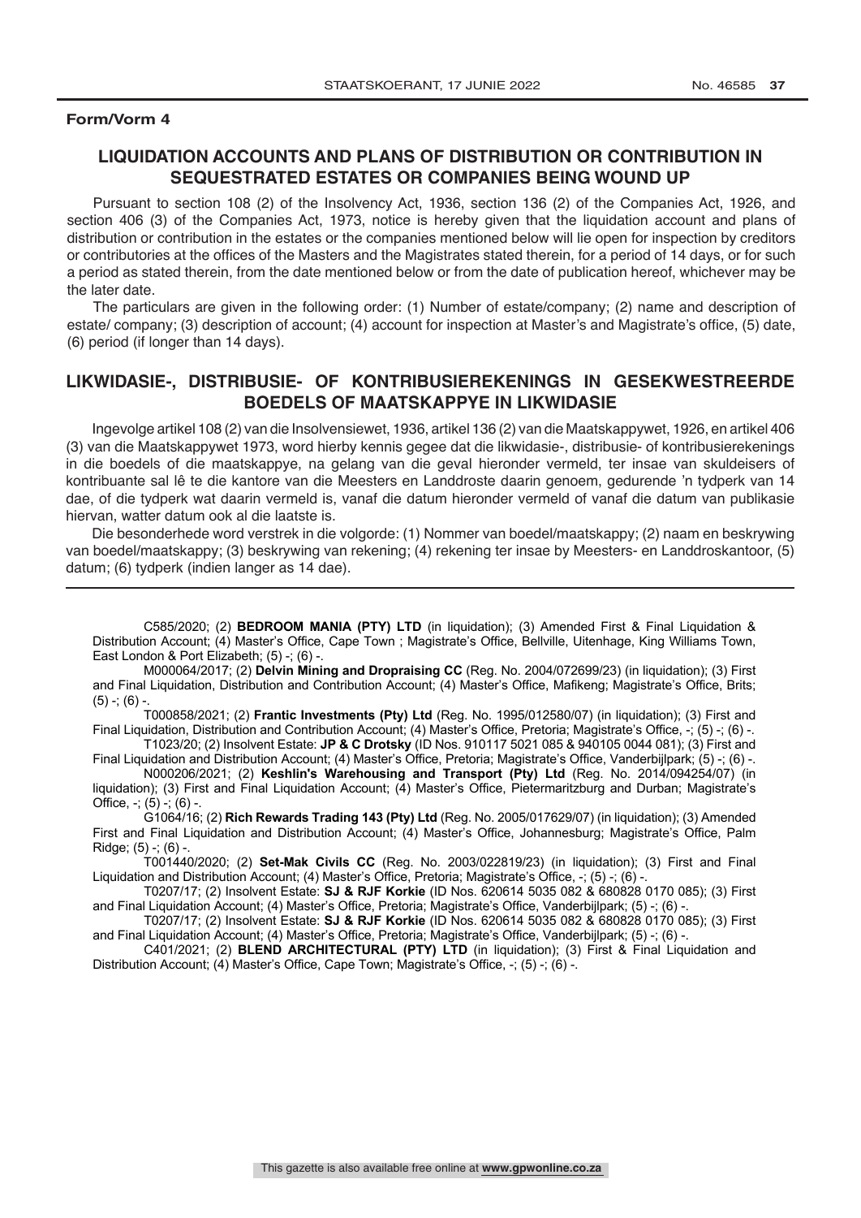**Form/Vorm 4**

## LIQUIDATION ACCOUNTS AND PLANS OF DISTRIBUTION OR CONTRIBUTION IN SEQUESTRATED ESTATES OR COMPANIES BEING WOUND UP

Pursuant to section 108 (2) of the Insolvency Act, 1936, section 136 (2) of the Companies Act, 1926, and section 406 (3) of the Companies Act, 1973, notice is hereby given that the liquidation account and plans of distribution or contribution in the estates or the companies mentioned below will lie open for inspection by creditors or contributories at the offices of the Masters and the Magistrates stated therein, for a period of 14 days, or for such a period as stated therein, from the date mentioned below or from the date of publication hereof, whichever may be the later date.

The particulars are given in the following order: (1) Number of estate/company; (2) name and description of estate/ company; (3) description of account; (4) account for inspection at Master's and Magistrate's office, (5) date, (6) period (if longer than 14 days).

## LIKWIDASIE-, DISTRIBUSIE- OF KONTRIBUSIEREKENINGS IN GESEKWESTREERDE BOEDELS OF MAATSKAPPYE IN LIKWIDASIE

Ingevolge artikel 108 (2) van die Insolvensiewet, 1936, artikel 136 (2) van die Maatskappywet, 1926, en artikel 406 (3) van die Maatskappywet 1973, word hierby kennis gegee dat die likwidasie-, distribusie- of kontribusierekenings in die boedels of die maatskappye, na gelang van die geval hieronder vermeld, ter insae van skuldeisers of kontribuante sal lê te die kantore van die Meesters en Landdroste daarin genoem, gedurende 'n tydperk van 14 dae, of die tydperk wat daarin vermeld is, vanaf die datum hieronder vermeld of vanaf die datum van publikasie hiervan, watter datum ook al die laatste is.

Die besonderhede word verstrek in die volgorde: (1) Nommer van boedel/maatskappy; (2) naam en beskrywing van boedel/maatskappy; (3) beskrywing van rekening; (4) rekening ter insae by Meesters- en Landdroskantoor, (5) datum; (6) tydperk (indien langer as 14 dae).

---

C585/2020; (2) **BEDROOM MANIA (PTY) LTD** (in liquidation); (3) Amended First & Final Liquidation & Distribution Account; (4) Master's Office, Cape Town ; Magistrate's Office, Bellville, Uitenhage, King Williams Town, East London & Port Elizabeth; (5) -; (6) -.

M000064/2017; (2) **Delvin Mining and Dropraising CC** (Reg. No. 2004/072699/23) (in liquidation); (3) First and Final Liquidation, Distribution and Contribution Account; (4) Master's Office, Mafikeng; Magistrate's Office, Brits; (5) -; (6) -.

T000858/2021; (2) **Frantic Investments (Pty) Ltd** (Reg. No. 1995/012580/07) (in liquidation); (3) First and Final Liquidation, Distribution and Contribution Account; (4) Master's Office, Pretoria; Magistrate's Office, -; (5) -; (6) -.

T1023/20; (2) Insolvent Estate: **JP & C Drotsky** (ID Nos. 910117 5021 085 & 940105 0044 081); (3) First and Final Liquidation and Distribution Account; (4) Master's Office, Pretoria; Magistrate's Office, Vanderbijlpark; (5) -; (6) -.

N000206/2021; (2) **Keshlin's Warehousing and Transport (Pty) Ltd** (Reg. No. 2014/094254/07) (in liquidation); (3) First and Final Liquidation Account; (4) Master's Office, Pietermaritzburg and Durban; Magistrate's Office, -; (5) -; (6) -.

G1064/16; (2) **Rich Rewards Trading 143 (Pty) Ltd** (Reg. No. 2005/017629/07) (in liquidation); (3) Amended First and Final Liquidation and Distribution Account; (4) Master's Office, Johannesburg; Magistrate's Office, Palm Ridge; (5) -; (6) -.

T001440/2020; (2) **Set-Mak Civils CC** (Reg. No. 2003/022819/23) (in liquidation); (3) First and Final Liquidation and Distribution Account; (4) Master's Office, Pretoria; Magistrate's Office, -; (5) -; (6) -.

T0207/17; (2) Insolvent Estate: **SJ & RJF Korkie** (ID Nos. 620614 5035 082 & 680828 0170 085); (3) First and Final Liquidation Account; (4) Master's Office, Pretoria; Magistrate's Office, Vanderbijlpark; (5) -; (6) -.

T0207/17; (2) Insolvent Estate: **SJ & RJF Korkie** (ID Nos. 620614 5035 082 & 680828 0170 085); (3) First and Final Liquidation Account; (4) Master's Office, Pretoria; Magistrate's Office, Vanderbijlpark; (5) -; (6) -.

C401/2021; (2) **BLEND ARCHITECTURAL (PTY) LTD** (in liquidation); (3) First & Final Liquidation and Distribution Account; (4) Master's Office, Cape Town; Magistrate's Office, -; (5) -; (6) -.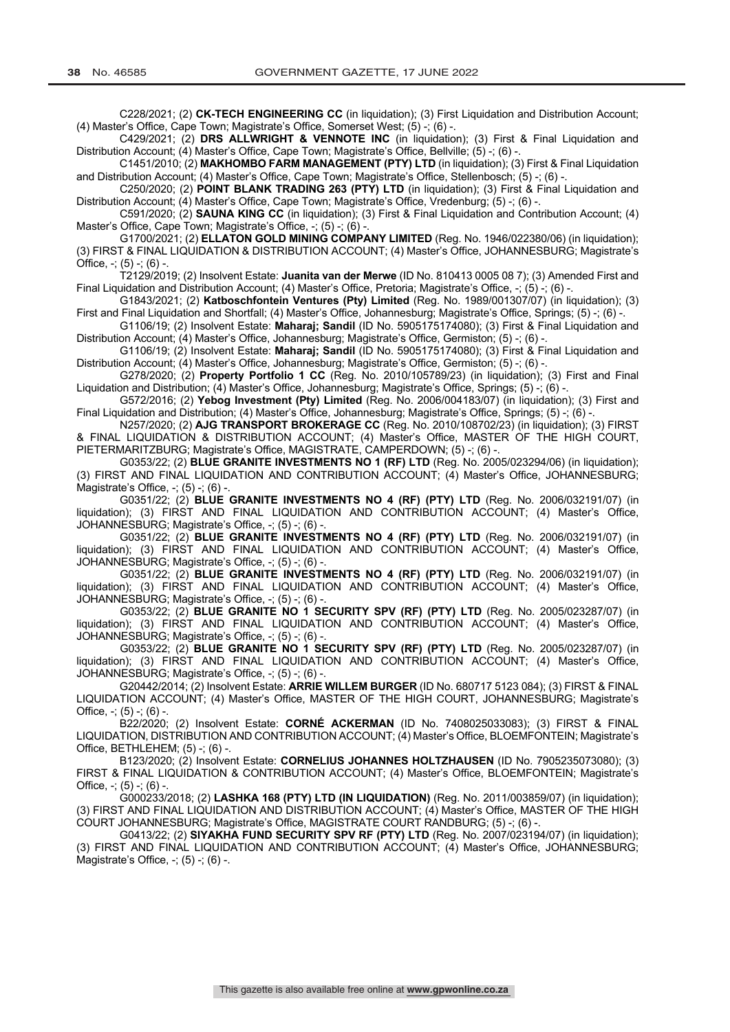C228/2021; (2) **CK-TECH ENGINEERING CC** (in liquidation); (3) First Liquidation and Distribution Account; (4) Master's Office, Cape Town; Magistrate's Office, Somerset West; (5) -; (6) -.

C429/2021; (2) **DRS ALLWRIGHT & VENNOTE INC** (in liquidation); (3) First & Final Liquidation and Distribution Account; (4) Master's Office, Cape Town; Magistrate's Office, Bellville; (5) -; (6) -.

C1451/2010; (2) **MAKHOMBO FARM MANAGEMENT (PTY) LTD** (in liquidation); (3) First & Final Liquidation and Distribution Account; (4) Master's Office, Cape Town; Magistrate's Office, Stellenbosch; (5) -; (6) -.

C250/2020; (2) **POINT BLANK TRADING 263 (PTY) LTD** (in liquidation); (3) First & Final Liquidation and Distribution Account; (4) Master's Office, Cape Town; Magistrate's Office, Vredenburg; (5) -; (6) -.

C591/2020; (2) **SAUNA KING CC** (in liquidation); (3) First & Final Liquidation and Contribution Account; (4) Master's Office, Cape Town; Magistrate's Office, -; (5) -; (6) -.

G1700/2021; (2) **ELLATON GOLD MINING COMPANY LIMITED** (Reg. No. 1946/022380/06) (in liquidation); (3) FIRST & FINAL LIQUIDATION & DISTRIBUTION ACCOUNT; (4) Master's Office, JOHANNESBURG; Magistrate's Office, -; (5) -; (6) -.

T2129/2019; (2) Insolvent Estate: **Juanita van der Merwe** (ID No. 810413 0005 08 7); (3) Amended First and Final Liquidation and Distribution Account; (4) Master's Office, Pretoria; Magistrate's Office, -; (5) -; (6) -.

G1843/2021; (2) **Katboschfontein Ventures (Pty) Limited** (Reg. No. 1989/001307/07) (in liquidation); (3) First and Final Liquidation and Shortfall; (4) Master's Office, Johannesburg; Magistrate's Office, Springs; (5) -; (6) -.

G1106/19; (2) Insolvent Estate: **Maharaj; Sandil** (ID No. 5905175174080); (3) First & Final Liquidation and Distribution Account; (4) Master's Office, Johannesburg; Magistrate's Office, Germiston; (5) -; (6) -.

G1106/19; (2) Insolvent Estate: **Maharaj; Sandil** (ID No. 5905175174080); (3) First & Final Liquidation and Distribution Account; (4) Master's Office, Johannesburg; Magistrate's Office, Germiston; (5) -; (6) -.

G278/2020; (2) **Property Portfolio 1 CC** (Reg. No. 2010/105789/23) (in liquidation); (3) First and Final Liquidation and Distribution; (4) Master's Office, Johannesburg; Magistrate's Office, Springs; (5) -; (6) -.

G572/2016; (2) **Yebog Investment (Pty) Limited** (Reg. No. 2006/004183/07) (in liquidation); (3) First and Final Liquidation and Distribution; (4) Master's Office, Johannesburg; Magistrate's Office, Springs; (5) -; (6) -.

N257/2020; (2) **AJG TRANSPORT BROKERAGE CC** (Reg. No. 2010/108702/23) (in liquidation); (3) FIRST & FINAL LIQUIDATION & DISTRIBUTION ACCOUNT; (4) Master's Office, MASTER OF THE HIGH COURT, PIETERMARITZBURG; Magistrate's Office, MAGISTRATE, CAMPERDOWN; (5) -; (6) -.

G0353/22; (2) **BLUE GRANITE INVESTMENTS NO 1 (RF) LTD** (Reg. No. 2005/023294/06) (in liquidation); (3) FIRST AND FINAL LIQUIDATION AND CONTRIBUTION ACCOUNT; (4) Master's Office, JOHANNESBURG; Magistrate's Office, -; (5) -; (6) -.

G0351/22; (2) **BLUE GRANITE INVESTMENTS NO 4 (RF) (PTY) LTD** (Reg. No. 2006/032191/07) (in liquidation); (3) FIRST AND FINAL LIQUIDATION AND CONTRIBUTION ACCOUNT; (4) Master's Office, JOHANNESBURG; Magistrate's Office, -; (5) -; (6) -.

G0351/22; (2) **BLUE GRANITE INVESTMENTS NO 4 (RF) (PTY) LTD** (Reg. No. 2006/032191/07) (in liquidation); (3) FIRST AND FINAL LIQUIDATION AND CONTRIBUTION ACCOUNT; (4) Master's Office, JOHANNESBURG; Magistrate's Office, -; (5) -; (6) -.

G0351/22; (2) **BLUE GRANITE INVESTMENTS NO 4 (RF) (PTY) LTD** (Reg. No. 2006/032191/07) (in liquidation); (3) FIRST AND FINAL LIQUIDATION AND CONTRIBUTION ACCOUNT; (4) Master's Office, JOHANNESBURG; Magistrate's Office, -; (5) -; (6) -.

G0353/22; (2) **BLUE GRANITE NO 1 SECURITY SPV (RF) (PTY) LTD** (Reg. No. 2005/023287/07) (in liquidation); (3) FIRST AND FINAL LIQUIDATION AND CONTRIBUTION ACCOUNT; (4) Master's Office, JOHANNESBURG; Magistrate's Office, -; (5) -; (6) -.

G0353/22; (2) **BLUE GRANITE NO 1 SECURITY SPV (RF) (PTY) LTD** (Reg. No. 2005/023287/07) (in liquidation); (3) FIRST AND FINAL LIQUIDATION AND CONTRIBUTION ACCOUNT; (4) Master's Office, JOHANNESBURG; Magistrate's Office, -; (5) -; (6) -.

G20442/2014; (2) Insolvent Estate: **ARRIE WILLEM BURGER** (ID No. 680717 5123 084); (3) FIRST & FINAL LIQUIDATION ACCOUNT; (4) Master's Office, MASTER OF THE HIGH COURT, JOHANNESBURG; Magistrate's Office, -; (5) -; (6) -.

B22/2020; (2) Insolvent Estate: **CORNÉ ACKERMAN** (ID No. 7408025033083); (3) FIRST & FINAL LIQUIDATION, DISTRIBUTION AND CONTRIBUTION ACCOUNT; (4) Master's Office, BLOEMFONTEIN; Magistrate's Office, BETHLEHEM; (5) -; (6) -.

B123/2020; (2) Insolvent Estate: **CORNELIUS JOHANNES HOLTZHAUSEN** (ID No. 7905235073080); (3) FIRST & FINAL LIQUIDATION & CONTRIBUTION ACCOUNT; (4) Master's Office, BLOEMFONTEIN; Magistrate's Office, -; (5) -; (6) -.

G000233/2018; (2) **LASHKA 168 (PTY) LTD (IN LIQUIDATION)** (Reg. No. 2011/003859/07) (in liquidation); (3) FIRST AND FINAL LIQUIDATION AND DISTRIBUTION ACCOUNT; (4) Master's Office, MASTER OF THE HIGH COURT JOHANNESBURG; Magistrate's Office, MAGISTRATE COURT RANDBURG; (5) -; (6) -.

G0413/22; (2) **SIYAKHA FUND SECURITY SPV RF (PTY) LTD** (Reg. No. 2007/023194/07) (in liquidation); (3) FIRST AND FINAL LIQUIDATION AND CONTRIBUTION ACCOUNT; (4) Master's Office, JOHANNESBURG; Magistrate's Office, -; (5) -; (6) -.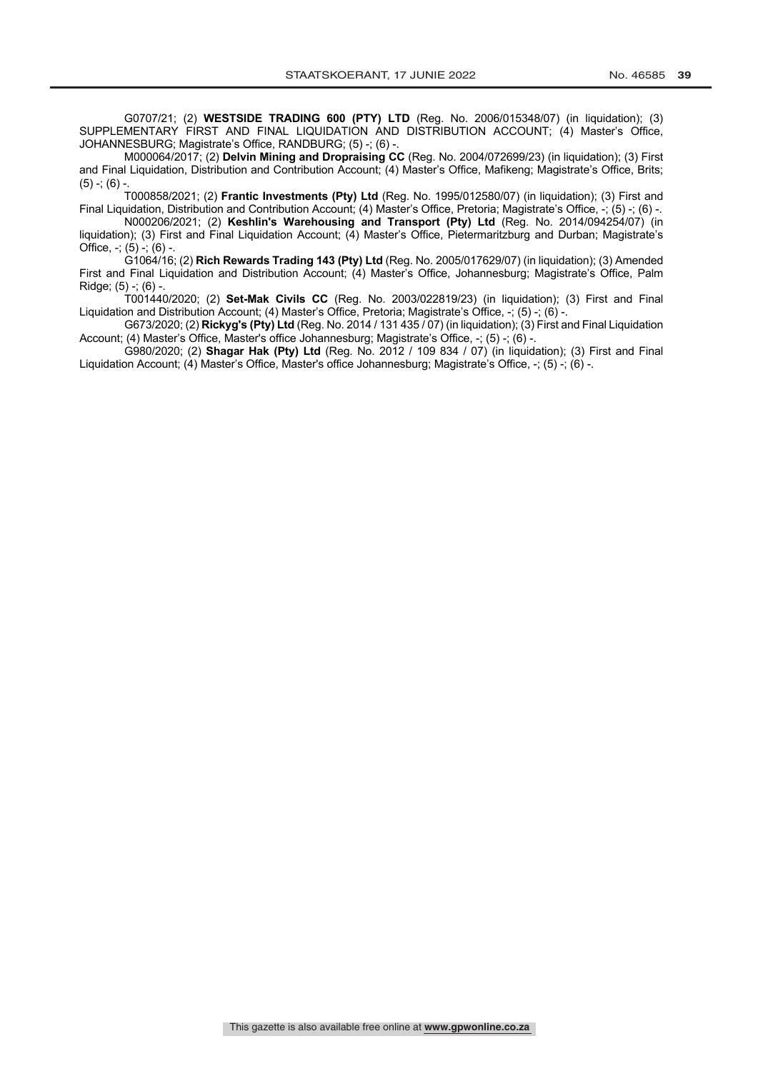G0707/21; (2) **WESTSIDE TRADING 600 (PTY) LTD** (Reg. No. 2006/015348/07) (in liquidation); (3) SUPPLEMENTARY FIRST AND FINAL LIQUIDATION AND DISTRIBUTION ACCOUNT; (4) Master's Office, JOHANNESBURG; Magistrate's Office, RANDBURG; (5) -; (6) -.

M000064/2017; (2) **Delvin Mining and Dropraising CC** (Reg. No. 2004/072699/23) (in liquidation); (3) First and Final Liquidation, Distribution and Contribution Account; (4) Master's Office, Mafikeng; Magistrate's Office, Brits; (5) -; (6) -.

T000858/2021; (2) **Frantic Investments (Pty) Ltd** (Reg. No. 1995/012580/07) (in liquidation); (3) First and Final Liquidation, Distribution and Contribution Account; (4) Master's Office, Pretoria; Magistrate's Office, -; (5) -; (6) -.

N000206/2021; (2) **Keshlin's Warehousing and Transport (Pty) Ltd** (Reg. No. 2014/094254/07) (in liquidation); (3) First and Final Liquidation Account; (4) Master's Office, Pietermaritzburg and Durban; Magistrate's Office, -; (5) -; (6) -.

G1064/16; (2) **Rich Rewards Trading 143 (Pty) Ltd** (Reg. No. 2005/017629/07) (in liquidation); (3) Amended First and Final Liquidation and Distribution Account; (4) Master's Office, Johannesburg; Magistrate's Office, Palm Ridge; (5) -; (6) -.

T001440/2020; (2) **Set-Mak Civils CC** (Reg. No. 2003/022819/23) (in liquidation); (3) First and Final Liquidation and Distribution Account; (4) Master's Office, Pretoria; Magistrate's Office, -; (5) -; (6) -.

G673/2020; (2) **Rickyg's (Pty) Ltd** (Reg. No. 2014 / 131 435 / 07) (in liquidation); (3) First and Final Liquidation Account; (4) Master's Office, Master's office Johannesburg; Magistrate's Office, -; (5) -; (6) -.

G980/2020; (2) **Shagar Hak (Pty) Ltd** (Reg. No. 2012 / 109 834 / 07) (in liquidation); (3) First and Final Liquidation Account; (4) Master's Office, Master's office Johannesburg; Magistrate's Office, -; (5) -; (6) -.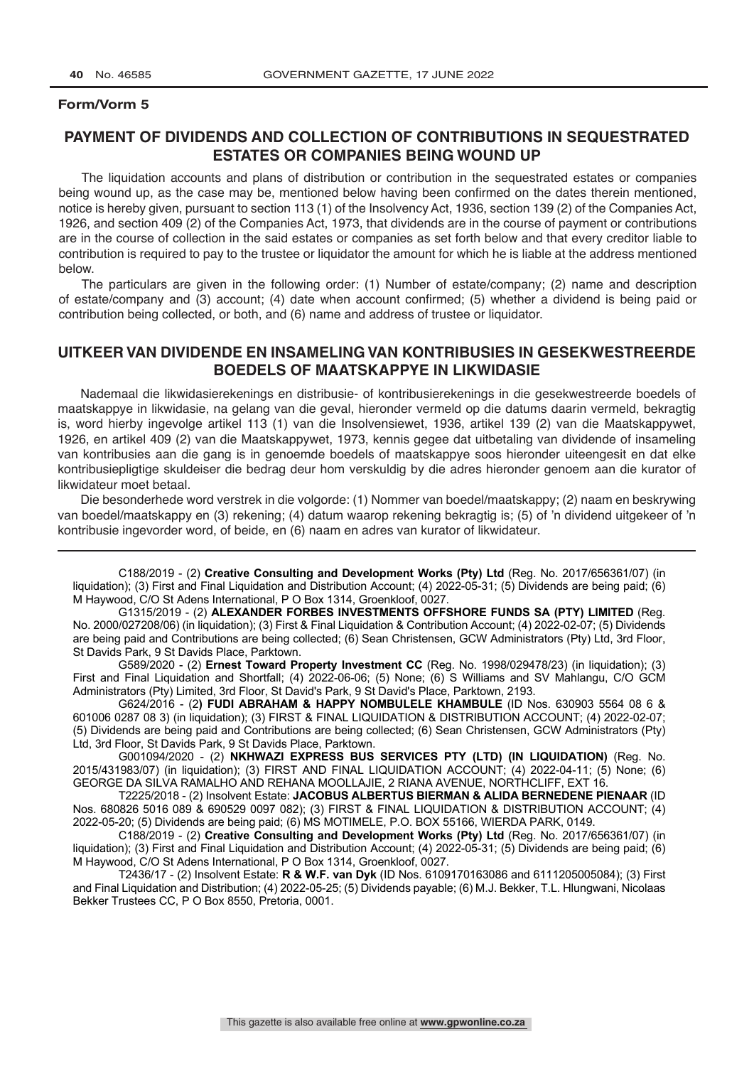**Form/Vorm 5**

## PAYMENT OF DIVIDENDS AND COLLECTION OF CONTRIBUTIONS IN SEQUESTRATED ESTATES OR COMPANIES BEING WOUND UP

The liquidation accounts and plans of distribution or contribution in the sequestrated estates or companies being wound up, as the case may be, mentioned below having been confirmed on the dates therein mentioned, notice is hereby given, pursuant to section 113 (1) of the Insolvency Act, 1936, section 139 (2) of the Companies Act, 1926, and section 409 (2) of the Companies Act, 1973, that dividends are in the course of payment or contributions are in the course of collection in the said estates or companies as set forth below and that every creditor liable to contribution is required to pay to the trustee or liquidator the amount for which he is liable at the address mentioned below.

The particulars are given in the following order: (1) Number of estate/company; (2) name and description of estate/company and (3) account; (4) date when account confirmed; (5) whether a dividend is being paid or contribution being collected, or both, and (6) name and address of trustee or liquidator.

## UITKEER VAN DIVIDENDE EN INSAMELING VAN KONTRIBUSIES IN GESEKWESTREERDE BOEDELS OF MAATSKAPPYE IN LIKWIDASIE

Nademaal die likwidasierekenings en distribusie- of kontribusierekenings in die gesekwestreerde boedels of maatskappye in likwidasie, na gelang van die geval, hieronder vermeld op die datums daarin vermeld, bekragtig is, word hierby ingevolge artikel 113 (1) van die Insolvensiewet, 1936, artikel 139 (2) van die Maatskappywet, 1926, en artikel 409 (2) van die Maatskappywet, 1973, kennis gegee dat uitbetaling van dividende of insameling van kontribusies aan die gang is in genoemde boedels of maatskappye soos hieronder uiteengesit en dat elke kontribusiepligtige skuldeiser die bedrag deur hom verskuldig by die adres hieronder genoem aan die kurator of likwidateur moet betaal.

Die besonderhede word verstrek in die volgorde: (1) Nommer van boedel/maatskappy; (2) naam en beskrywing van boedel/maatskappy en (3) rekening; (4) datum waarop rekening bekragtig is; (5) of 'n dividend uitgekeer of 'n kontribusie ingevorder word, of beide, en (6) naam en adres van kurator of likwidateur.

---

C188/2019 - (2) **Creative Consulting and Development Works (Pty) Ltd** (Reg. No. 2017/656361/07) (in liquidation); (3) First and Final Liquidation and Distribution Account; (4) 2022-05-31; (5) Dividends are being paid; (6) M Haywood, C/O St Adens International, P O Box 1314, Groenkloof, 0027.

G1315/2019 - (2) **ALEXANDER FORBES INVESTMENTS OFFSHORE FUNDS SA (PTY) LIMITED** (Reg. No. 2000/027208/06) (in liquidation); (3) First & Final Liquidation & Contribution Account; (4) 2022-02-07; (5) Dividends are being paid and Contributions are being collected; (6) Sean Christensen, GCW Administrators (Pty) Ltd, 3rd Floor, St Davids Park, 9 St Davids Place, Parktown.

G589/2020 - (2) **Ernest Toward Property Investment CC** (Reg. No. 1998/029478/23) (in liquidation); (3) First and Final Liquidation and Shortfall; (4) 2022-06-06; (5) None; (6) S Williams and SV Mahlangu, C/O GCM Administrators (Pty) Limited, 3rd Floor, St David's Park, 9 St David's Place, Parktown, 2193.

G624/2016 - (2**) FUDI ABRAHAM & HAPPY NOMBULELE KHAMBULE** (ID Nos. 630903 5564 08 6 & 601006 0287 08 3) (in liquidation); (3) FIRST & FINAL LIQUIDATION & DISTRIBUTION ACCOUNT; (4) 2022-02-07; (5) Dividends are being paid and Contributions are being collected; (6) Sean Christensen, GCW Administrators (Pty) Ltd, 3rd Floor, St Davids Park, 9 St Davids Place, Parktown.

G001094/2020 - (2) **NKHWAZI EXPRESS BUS SERVICES PTY (LTD) (IN LIQUIDATION)** (Reg. No. 2015/431983/07) (in liquidation); (3) FIRST AND FINAL LIQUIDATION ACCOUNT; (4) 2022-04-11; (5) None; (6) GEORGE DA SILVA RAMALHO AND REHANA MOOLLAJIE, 2 RIANA AVENUE, NORTHCLIFF, EXT 16.

T2225/2018 - (2) Insolvent Estate: **JACOBUS ALBERTUS BIERMAN & ALIDA BERNEDENE PIENAAR** (ID Nos. 680826 5016 089 & 690529 0097 082); (3) FIRST & FINAL LIQUIDATION & DISTRIBUTION ACCOUNT; (4) 2022-05-20; (5) Dividends are being paid; (6) MS MOTIMELE, P.O. BOX 55166, WIERDA PARK, 0149.

C188/2019 - (2) **Creative Consulting and Development Works (Pty) Ltd** (Reg. No. 2017/656361/07) (in liquidation); (3) First and Final Liquidation and Distribution Account; (4) 2022-05-31; (5) Dividends are being paid; (6) M Haywood, C/O St Adens International, P O Box 1314, Groenkloof, 0027.

T2436/17 - (2) Insolvent Estate: **R & W.F. van Dyk** (ID Nos. 6109170163086 and 6111205005084); (3) First and Final Liquidation and Distribution; (4) 2022-05-25; (5) Dividends payable; (6) M.J. Bekker, T.L. Hlungwani, Nicolaas Bekker Trustees CC, P O Box 8550, Pretoria, 0001.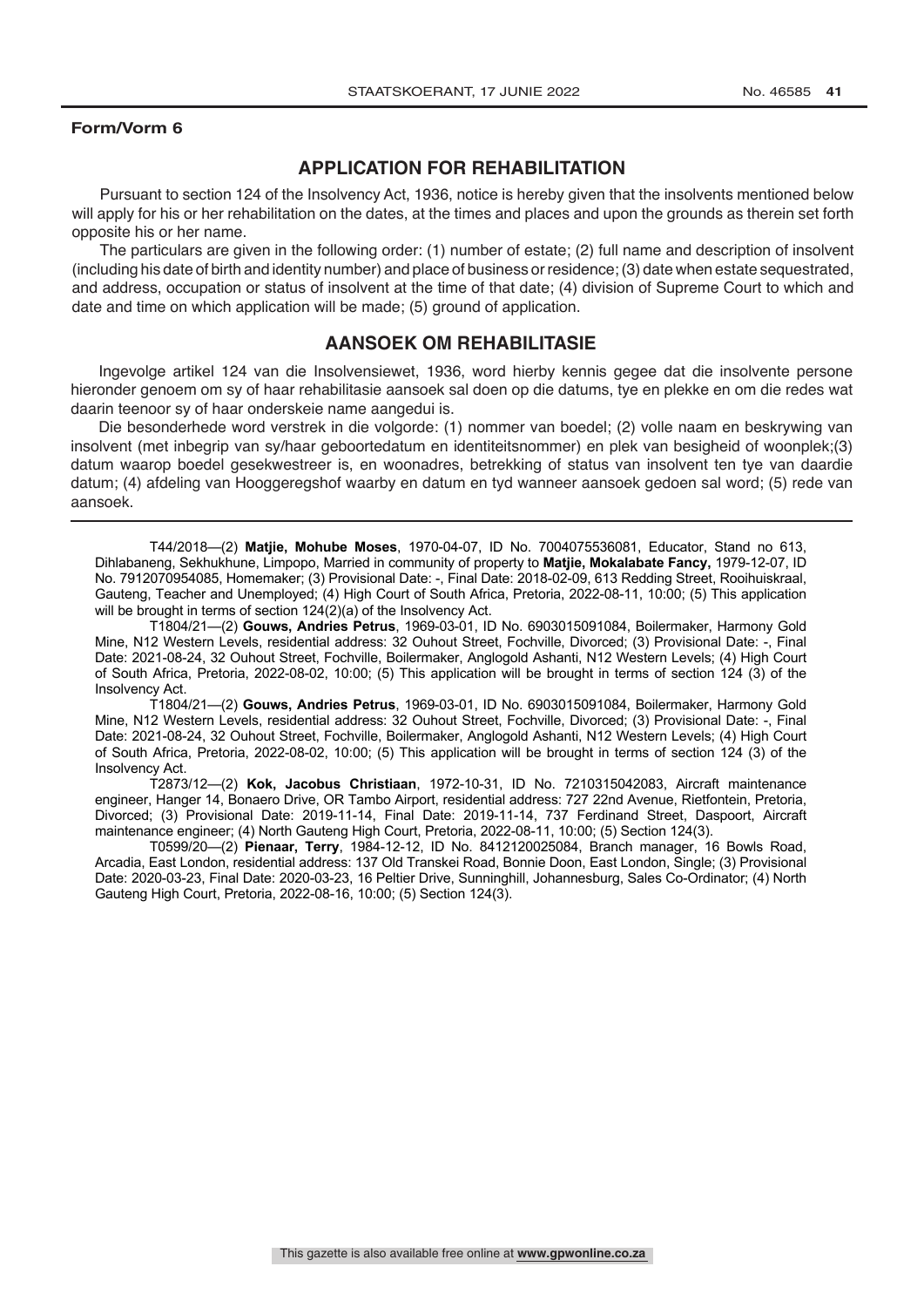**Form/Vorm 6**

## APPLICATION FOR REHABILITATION

Pursuant to section 124 of the Insolvency Act, 1936, notice is hereby given that the insolvents mentioned below will apply for his or her rehabilitation on the dates, at the times and places and upon the grounds as therein set forth opposite his or her name.

The particulars are given in the following order: (1) number of estate; (2) full name and description of insolvent (including his date of birth and identity number) and place of business or residence; (3) date when estate sequestrated, and address, occupation or status of insolvent at the time of that date; (4) division of Supreme Court to which and date and time on which application will be made; (5) ground of application.

## AANSOEK OM REHABILITASIE

Ingevolge artikel 124 van die Insolvensiewet, 1936, word hierby kennis gegee dat die insolvente persone hieronder genoem om sy of haar rehabilitasie aansoek sal doen op die datums, tye en plekke en om die redes wat daarin teenoor sy of haar onderskeie name aangedui is.

Die besonderhede word verstrek in die volgorde: (1) nommer van boedel; (2) volle naam en beskrywing van insolvent (met inbegrip van sy/haar geboortedatum en identiteitsnommer) en plek van besigheid of woonplek;(3) datum waarop boedel gesekwestreer is, en woonadres, betrekking of status van insolvent ten tye van daardie datum; (4) afdeling van Hooggeregshof waarby en datum en tyd wanneer aansoek gedoen sal word; (5) rede van aansoek.

---

T44/2018—(2) **Matjie, Mohube Moses**, 1970-04-07, ID No. 7004075536081, Educator, Stand no 613, Dihlabaneng, Sekhukhune, Limpopo, Married in community of property to **Matjie, Mokalabate Fancy,** 1979-12-07, ID No. 7912070954085, Homemaker; (3) Provisional Date: -, Final Date: 2018-02-09, 613 Redding Street, Rooihuiskraal, Gauteng, Teacher and Unemployed; (4) High Court of South Africa, Pretoria, 2022-08-11, 10:00; (5) This application will be brought in terms of section 124(2)(a) of the Insolvency Act.

T1804/21—(2) **Gouws, Andries Petrus**, 1969-03-01, ID No. 6903015091084, Boilermaker, Harmony Gold Mine, N12 Western Levels, residential address: 32 Ouhout Street, Fochville, Divorced; (3) Provisional Date: -, Final Date: 2021-08-24, 32 Ouhout Street, Fochville, Boilermaker, Anglogold Ashanti, N12 Western Levels; (4) High Court of South Africa, Pretoria, 2022-08-02, 10:00; (5) This application will be brought in terms of section 124 (3) of the Insolvency Act.

T1804/21—(2) **Gouws, Andries Petrus**, 1969-03-01, ID No. 6903015091084, Boilermaker, Harmony Gold Mine, N12 Western Levels, residential address: 32 Ouhout Street, Fochville, Divorced; (3) Provisional Date: -, Final Date: 2021-08-24, 32 Ouhout Street, Fochville, Boilermaker, Anglogold Ashanti, N12 Western Levels; (4) High Court of South Africa, Pretoria, 2022-08-02, 10:00; (5) This application will be brought in terms of section 124 (3) of the Insolvency Act.

T2873/12—(2) **Kok, Jacobus Christiaan**, 1972-10-31, ID No. 7210315042083, Aircraft maintenance engineer, Hanger 14, Bonaero Drive, OR Tambo Airport, residential address: 727 22nd Avenue, Rietfontein, Pretoria, Divorced; (3) Provisional Date: 2019-11-14, Final Date: 2019-11-14, 737 Ferdinand Street, Daspoort, Aircraft maintenance engineer; (4) North Gauteng High Court, Pretoria, 2022-08-11, 10:00; (5) Section 124(3).

T0599/20—(2) **Pienaar, Terry**, 1984-12-12, ID No. 8412120025084, Branch manager, 16 Bowls Road, Arcadia, East London, residential address: 137 Old Transkei Road, Bonnie Doon, East London, Single; (3) Provisional Date: 2020-03-23, Final Date: 2020-03-23, 16 Peltier Drive, Sunninghill, Johannesburg, Sales Co-Ordinator; (4) North Gauteng High Court, Pretoria, 2022-08-16, 10:00; (5) Section 124(3).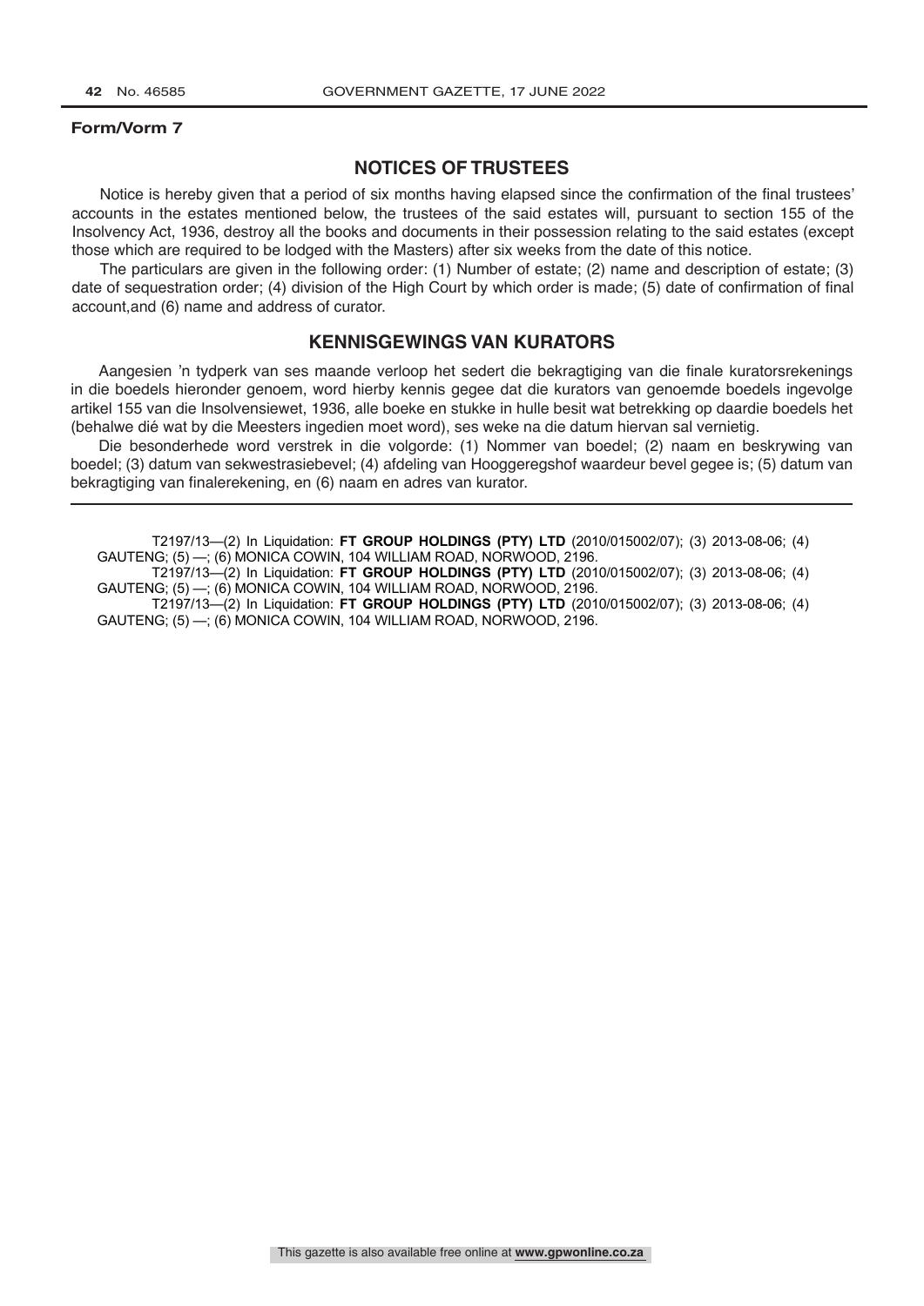**Form/Vorm 7**

## NOTICES OF TRUSTEES

Notice is hereby given that a period of six months having elapsed since the confirmation of the final trustees' accounts in the estates mentioned below, the trustees of the said estates will, pursuant to section 155 of the Insolvency Act, 1936, destroy all the books and documents in their possession relating to the said estates (except those which are required to be lodged with the Masters) after six weeks from the date of this notice.

The particulars are given in the following order: (1) Number of estate; (2) name and description of estate; (3) date of sequestration order; (4) division of the High Court by which order is made; (5) date of confirmation of final account,and (6) name and address of curator.

## KENNISGEWINGS VAN KURATORS

Aangesien 'n tydperk van ses maande verloop het sedert die bekragtiging van die finale kuratorsrekenings in die boedels hieronder genoem, word hierby kennis gegee dat die kurators van genoemde boedels ingevolge artikel 155 van die Insolvensiewet, 1936, alle boeke en stukke in hulle besit wat betrekking op daardie boedels het (behalwe dié wat by die Meesters ingedien moet word), ses weke na die datum hiervan sal vernietig.

Die besonderhede word verstrek in die volgorde: (1) Nommer van boedel; (2) naam en beskrywing van boedel; (3) datum van sekwestrasiebevel; (4) afdeling van Hooggeregshof waardeur bevel gegee is; (5) datum van bekragtiging van finalerekening, en (6) naam en adres van kurator.

---

T2197/13—(2) In Liquidation: **FT GROUP HOLDINGS (PTY) LTD** (2010/015002/07); (3) 2013-08-06; (4) GAUTENG; (5) —; (6) MONICA COWIN, 104 WILLIAM ROAD, NORWOOD, 2196.

T2197/13—(2) In Liquidation: **FT GROUP HOLDINGS (PTY) LTD** (2010/015002/07); (3) 2013-08-06; (4) GAUTENG; (5) —; (6) MONICA COWIN, 104 WILLIAM ROAD, NORWOOD, 2196.

T2197/13—(2) In Liquidation: **FT GROUP HOLDINGS (PTY) LTD** (2010/015002/07); (3) 2013-08-06; (4) GAUTENG; (5) —; (6) MONICA COWIN, 104 WILLIAM ROAD, NORWOOD, 2196.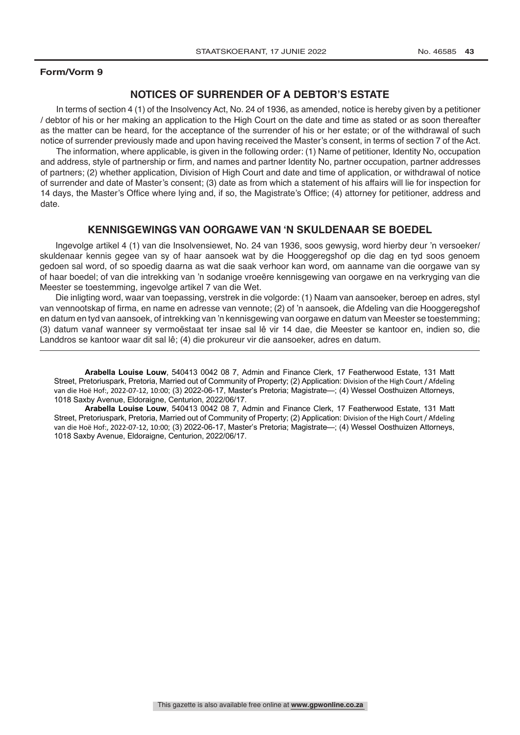**Form/Vorm 9**

## NOTICES OF SURRENDER OF A DEBTOR'S ESTATE

In terms of section 4 (1) of the Insolvency Act, No. 24 of 1936, as amended, notice is hereby given by a petitioner / debtor of his or her making an application to the High Court on the date and time as stated or as soon thereafter as the matter can be heard, for the acceptance of the surrender of his or her estate; or of the withdrawal of such notice of surrender previously made and upon having received the Master's consent, in terms of section 7 of the Act.

The information, where applicable, is given in the following order: (1) Name of petitioner, Identity No, occupation and address, style of partnership or firm, and names and partner Identity No, partner occupation, partner addresses of partners; (2) whether application, Division of High Court and date and time of application, or withdrawal of notice of surrender and date of Master's consent; (3) date as from which a statement of his affairs will lie for inspection for 14 days, the Master's Office where lying and, if so, the Magistrate's Office; (4) attorney for petitioner, address and date.

## KENNISGEWINGS VAN OORGAWE VAN 'N SKULDENAAR SE BOEDEL

Ingevolge artikel 4 (1) van die Insolvensiewet, No. 24 van 1936, soos gewysig, word hierby deur 'n versoeker/ skuldenaar kennis gegee van sy of haar aansoek wat by die Hooggeregshof op die dag en tyd soos genoem gedoen sal word, of so spoedig daarna as wat die saak verhoor kan word, om aanname van die oorgawe van sy of haar boedel; of van die intrekking van 'n sodanige vroeëre kennisgewing van oorgawe en na verkryging van die Meester se toestemming, ingevolge artikel 7 van die Wet.

Die inligting word, waar van toepassing, verstrek in die volgorde: (1) Naam van aansoeker, beroep en adres, styl van vennootskap of firma, en name en adresse van vennote; (2) of 'n aansoek, die Afdeling van die Hooggeregshof en datum en tyd van aansoek, of intrekking van 'n kennisgewing van oorgawe en datum van Meester se toestemming; (3) datum vanaf wanneer sy vermoëstaat ter insae sal lê vir 14 dae, die Meester se kantoor en, indien so, die Landdros se kantoor waar dit sal lê; (4) die prokureur vir die aansoeker, adres en datum.

---

**Arabella Louise Louw**, 540413 0042 08 7, Admin and Finance Clerk, 17 Featherwood Estate, 131 Matt Street, Pretoriuspark, Pretoria, Married out of Community of Property; (2) Application: Division of the High Court / Afdeling van die Hoë Hof:, 2022-07-12, 10:00; (3) 2022-06-17, Master's Pretoria; Magistrate—; (4) Wessel Oosthuizen Attorneys, 1018 Saxby Avenue, Eldoraigne, Centurion, 2022/06/17.

**Arabella Louise Louw**, 540413 0042 08 7, Admin and Finance Clerk, 17 Featherwood Estate, 131 Matt Street, Pretoriuspark, Pretoria, Married out of Community of Property; (2) Application: Division of the High Court / Afdeling van die Hoë Hof:, 2022-07-12, 10:00; (3) 2022-06-17, Master's Pretoria; Magistrate—; (4) Wessel Oosthuizen Attorneys, 1018 Saxby Avenue, Eldoraigne, Centurion, 2022/06/17.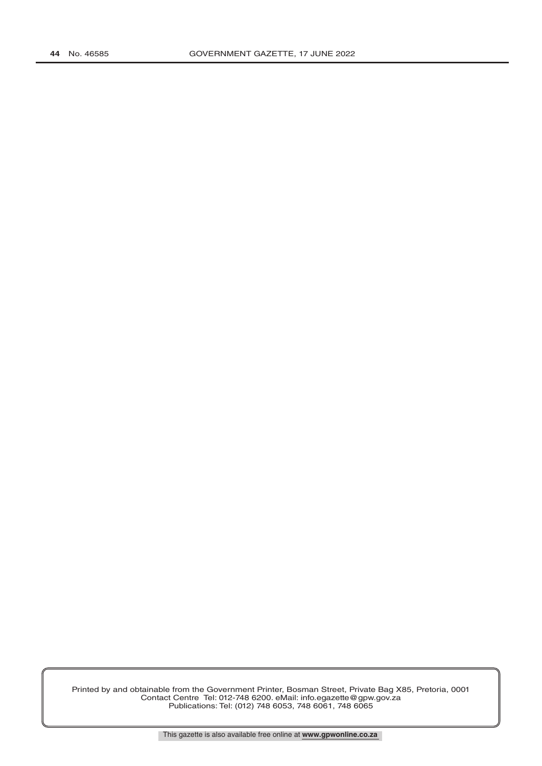Printed by and obtainable from the Government Printer, Bosman Street, Private Bag X85, Pretoria, 0001
Contact Centre Tel: 012-748 6200. eMail: info.egazette@gpw.gov.za
Publications: Tel: (012) 748 6053, 748 6061, 748 6065

This gazette is also available free online at **www.gpwonline.co.za**